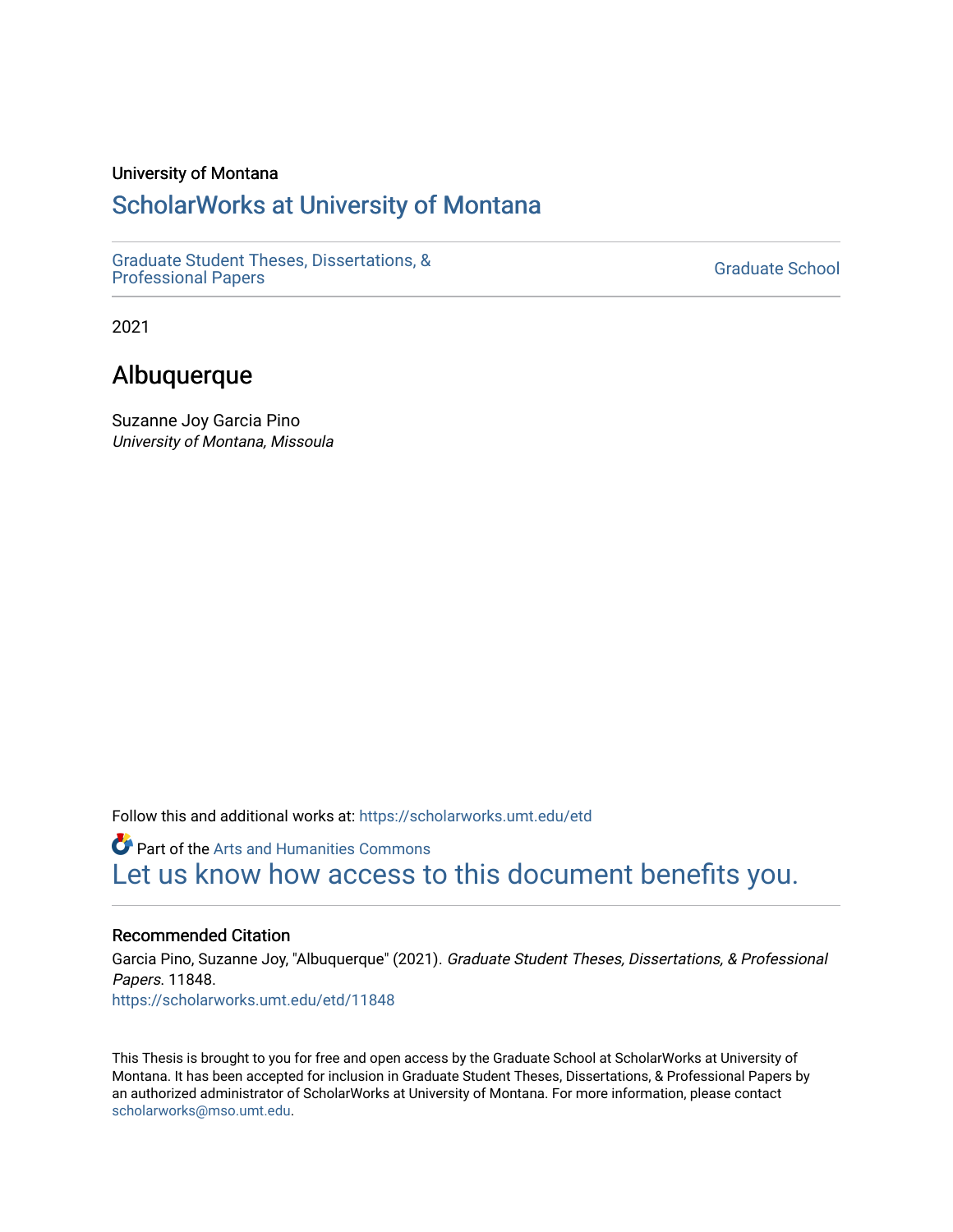University of Montana

# ScholarWorks at University of Montana

Graduate Student Theses, Dissertations, & Professional Papers

Graduate School

2021

## Albuquerque

Suzanne Joy Garcia Pino
*University of Montana, Missoula*

Follow this and additional works at: https://scholarworks.umt.edu/etd

Part of the Arts and Humanities Commons

Let us know how access to this document benefits you.

### Recommended Citation

Garcia Pino, Suzanne Joy, "Albuquerque" (2021). *Graduate Student Theses, Dissertations, & Professional Papers*. 11848.
https://scholarworks.umt.edu/etd/11848

This Thesis is brought to you for free and open access by the Graduate School at ScholarWorks at University of Montana. It has been accepted for inclusion in Graduate Student Theses, Dissertations, & Professional Papers by an authorized administrator of ScholarWorks at University of Montana. For more information, please contact scholarworks@mso.umt.edu.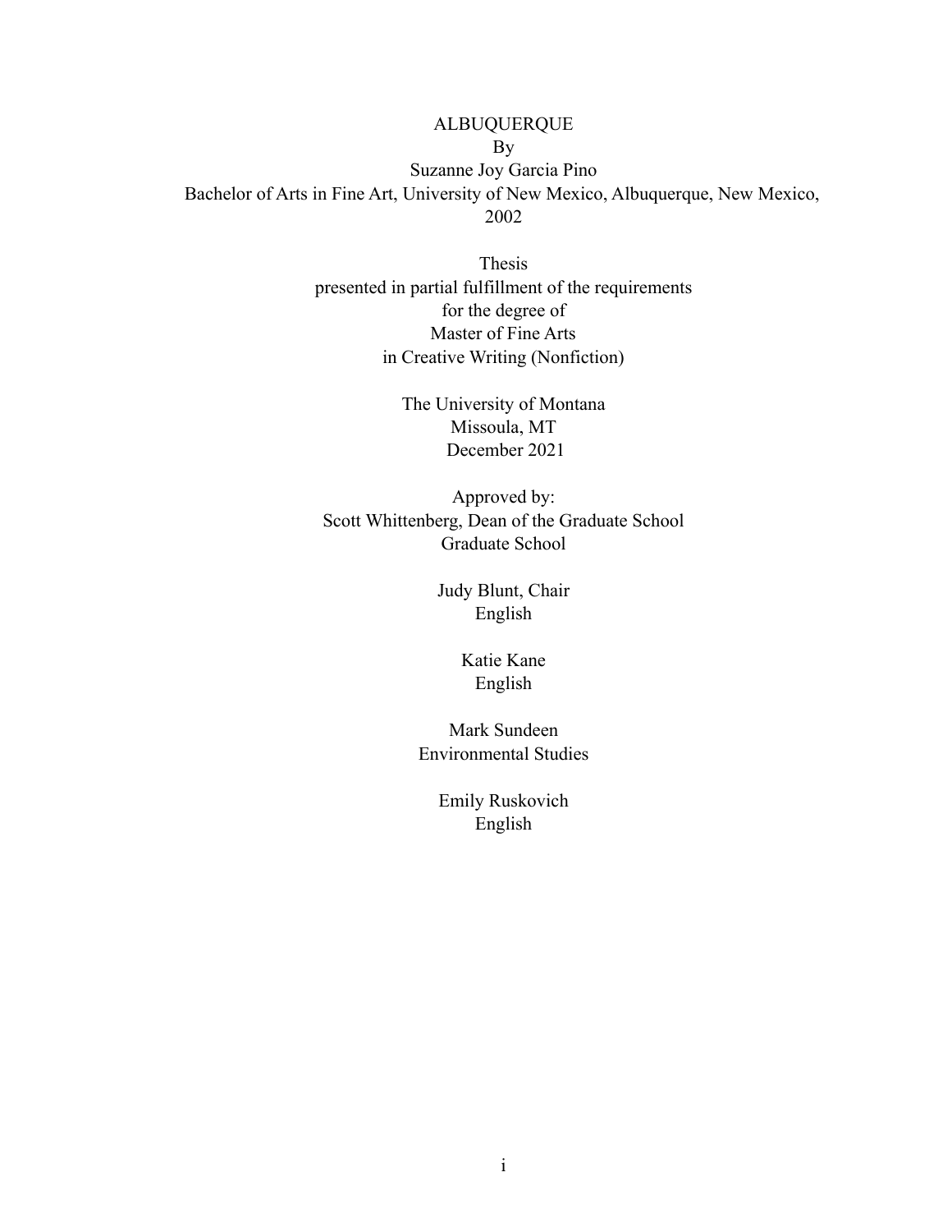ALBUQUERQUE

By

Suzanne Joy Garcia Pino

Bachelor of Arts in Fine Art, University of New Mexico, Albuquerque, New Mexico, 2002

Thesis
presented in partial fulfillment of the requirements
for the degree of
Master of Fine Arts
in Creative Writing (Nonfiction)

The University of Montana
Missoula, MT
December 2021

Approved by:
Scott Whittenberg, Dean of the Graduate School
Graduate School

Judy Blunt, Chair
English

Katie Kane
English

Mark Sundeen
Environmental Studies

Emily Ruskovich
English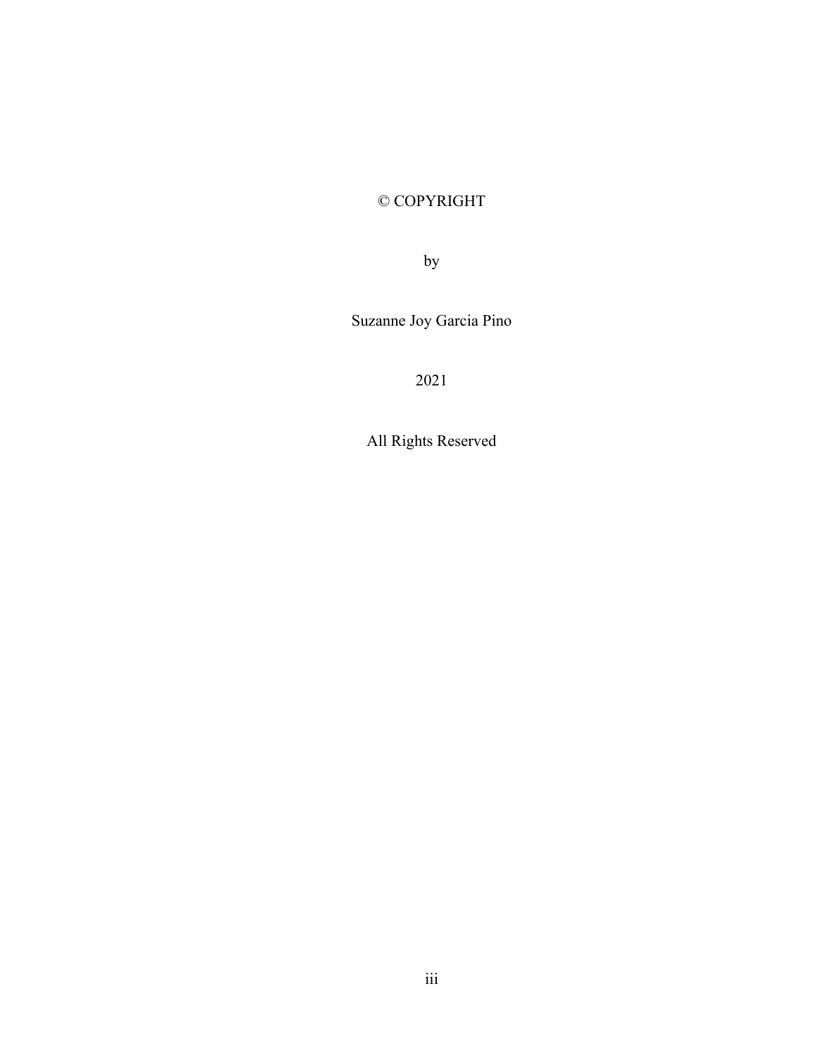© COPYRIGHT

by

Suzanne Joy Garcia Pino

2021

All Rights Reserved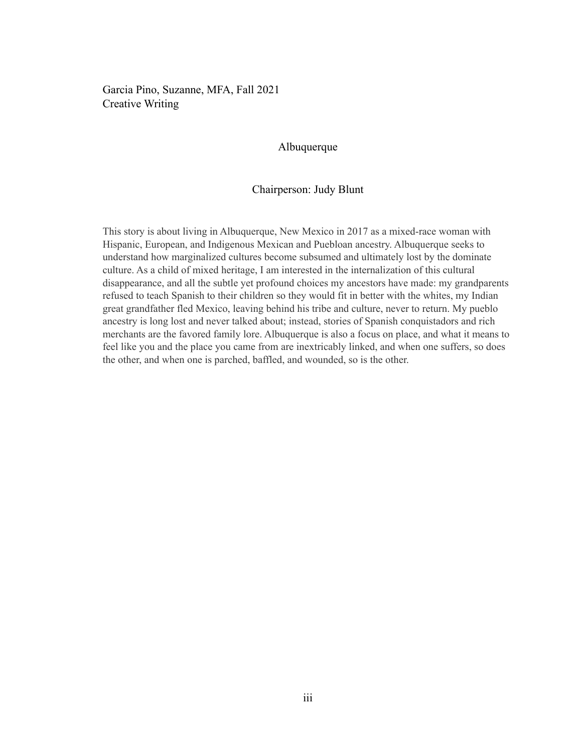Garcia Pino, Suzanne, MFA, Fall 2021
Creative Writing

Albuquerque

Chairperson: Judy Blunt

This story is about living in Albuquerque, New Mexico in 2017 as a mixed-race woman with Hispanic, European, and Indigenous Mexican and Puebloan ancestry. Albuquerque seeks to understand how marginalized cultures become subsumed and ultimately lost by the dominate culture. As a child of mixed heritage, I am interested in the internalization of this cultural disappearance, and all the subtle yet profound choices my ancestors have made: my grandparents refused to teach Spanish to their children so they would fit in better with the whites, my Indian great grandfather fled Mexico, leaving behind his tribe and culture, never to return. My pueblo ancestry is long lost and never talked about; instead, stories of Spanish conquistadors and rich merchants are the favored family lore. Albuquerque is also a focus on place, and what it means to feel like you and the place you came from are inextricably linked, and when one suffers, so does the other, and when one is parched, baffled, and wounded, so is the other.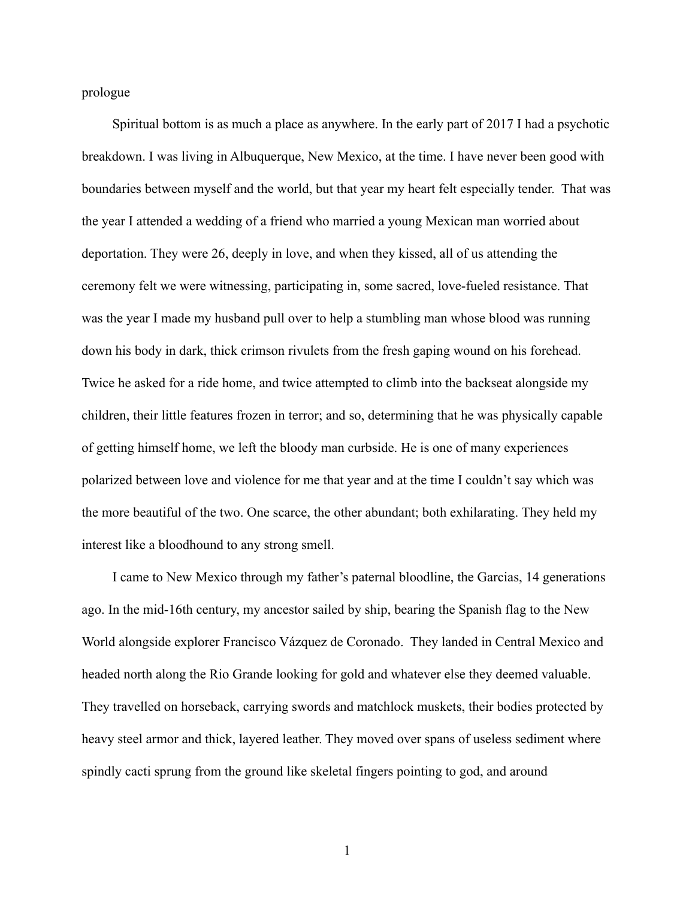# prologue

Spiritual bottom is as much a place as anywhere. In the early part of 2017 I had a psychotic breakdown. I was living in Albuquerque, New Mexico, at the time. I have never been good with boundaries between myself and the world, but that year my heart felt especially tender. That was the year I attended a wedding of a friend who married a young Mexican man worried about deportation. They were 26, deeply in love, and when they kissed, all of us attending the ceremony felt we were witnessing, participating in, some sacred, love-fueled resistance. That was the year I made my husband pull over to help a stumbling man whose blood was running down his body in dark, thick crimson rivulets from the fresh gaping wound on his forehead. Twice he asked for a ride home, and twice attempted to climb into the backseat alongside my children, their little features frozen in terror; and so, determining that he was physically capable of getting himself home, we left the bloody man curbside. He is one of many experiences polarized between love and violence for me that year and at the time I couldn't say which was the more beautiful of the two. One scarce, the other abundant; both exhilarating. They held my interest like a bloodhound to any strong smell.

I came to New Mexico through my father's paternal bloodline, the Garcias, 14 generations ago. In the mid-16th century, my ancestor sailed by ship, bearing the Spanish flag to the New World alongside explorer Francisco Vázquez de Coronado. They landed in Central Mexico and headed north along the Rio Grande looking for gold and whatever else they deemed valuable. They travelled on horseback, carrying swords and matchlock muskets, their bodies protected by heavy steel armor and thick, layered leather. They moved over spans of useless sediment where spindly cacti sprung from the ground like skeletal fingers pointing to god, and around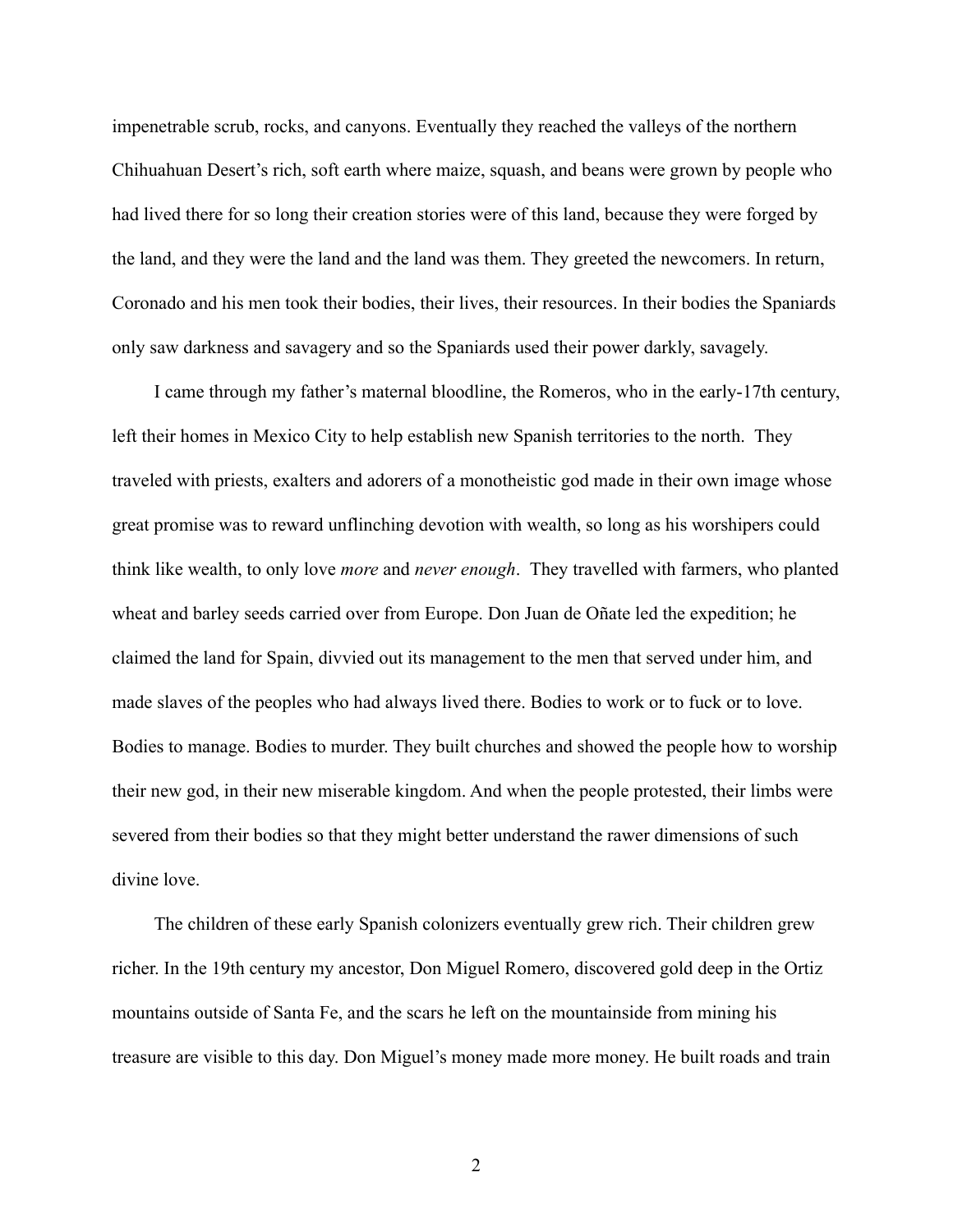impenetrable scrub, rocks, and canyons. Eventually they reached the valleys of the northern Chihuahuan Desert's rich, soft earth where maize, squash, and beans were grown by people who had lived there for so long their creation stories were of this land, because they were forged by the land, and they were the land and the land was them. They greeted the newcomers. In return, Coronado and his men took their bodies, their lives, their resources. In their bodies the Spaniards only saw darkness and savagery and so the Spaniards used their power darkly, savagely.

I came through my father's maternal bloodline, the Romeros, who in the early-17th century, left their homes in Mexico City to help establish new Spanish territories to the north. They traveled with priests, exalters and adorers of a monotheistic god made in their own image whose great promise was to reward unflinching devotion with wealth, so long as his worshipers could think like wealth, to only love *more* and *never enough*. They travelled with farmers, who planted wheat and barley seeds carried over from Europe. Don Juan de Oñate led the expedition; he claimed the land for Spain, divvied out its management to the men that served under him, and made slaves of the peoples who had always lived there. Bodies to work or to fuck or to love. Bodies to manage. Bodies to murder. They built churches and showed the people how to worship their new god, in their new miserable kingdom. And when the people protested, their limbs were severed from their bodies so that they might better understand the rawer dimensions of such divine love.

The children of these early Spanish colonizers eventually grew rich. Their children grew richer. In the 19th century my ancestor, Don Miguel Romero, discovered gold deep in the Ortiz mountains outside of Santa Fe, and the scars he left on the mountainside from mining his treasure are visible to this day. Don Miguel's money made more money. He built roads and train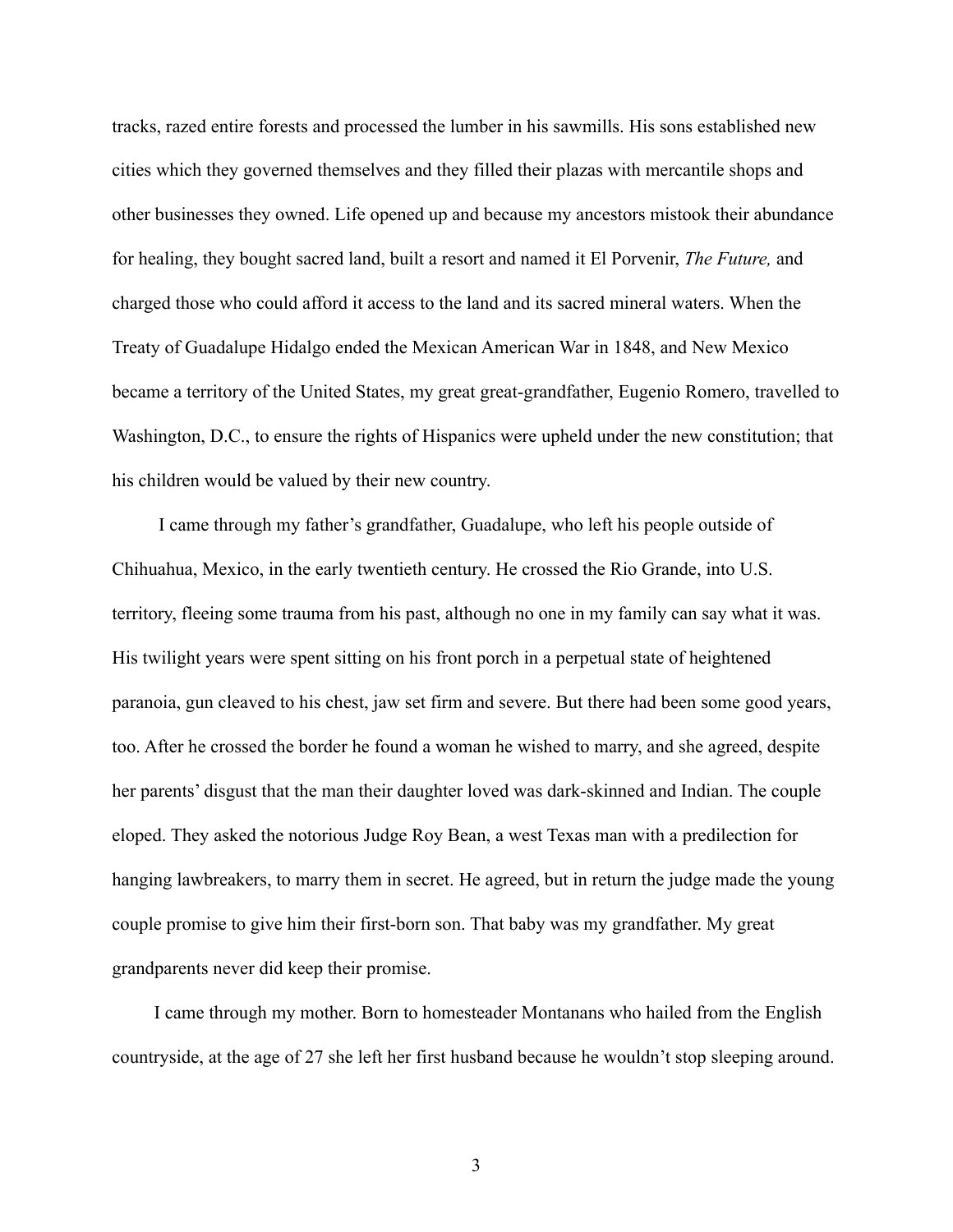tracks, razed entire forests and processed the lumber in his sawmills. His sons established new cities which they governed themselves and they filled their plazas with mercantile shops and other businesses they owned. Life opened up and because my ancestors mistook their abundance for healing, they bought sacred land, built a resort and named it El Porvenir, *The Future,* and charged those who could afford it access to the land and its sacred mineral waters. When the Treaty of Guadalupe Hidalgo ended the Mexican American War in 1848, and New Mexico became a territory of the United States, my great great-grandfather, Eugenio Romero, travelled to Washington, D.C., to ensure the rights of Hispanics were upheld under the new constitution; that his children would be valued by their new country.

I came through my father's grandfather, Guadalupe, who left his people outside of Chihuahua, Mexico, in the early twentieth century. He crossed the Rio Grande, into U.S. territory, fleeing some trauma from his past, although no one in my family can say what it was. His twilight years were spent sitting on his front porch in a perpetual state of heightened paranoia, gun cleaved to his chest, jaw set firm and severe. But there had been some good years, too. After he crossed the border he found a woman he wished to marry, and she agreed, despite her parents' disgust that the man their daughter loved was dark-skinned and Indian. The couple eloped. They asked the notorious Judge Roy Bean, a west Texas man with a predilection for hanging lawbreakers, to marry them in secret. He agreed, but in return the judge made the young couple promise to give him their first-born son. That baby was my grandfather. My great grandparents never did keep their promise.

I came through my mother. Born to homesteader Montanans who hailed from the English countryside, at the age of 27 she left her first husband because he wouldn't stop sleeping around.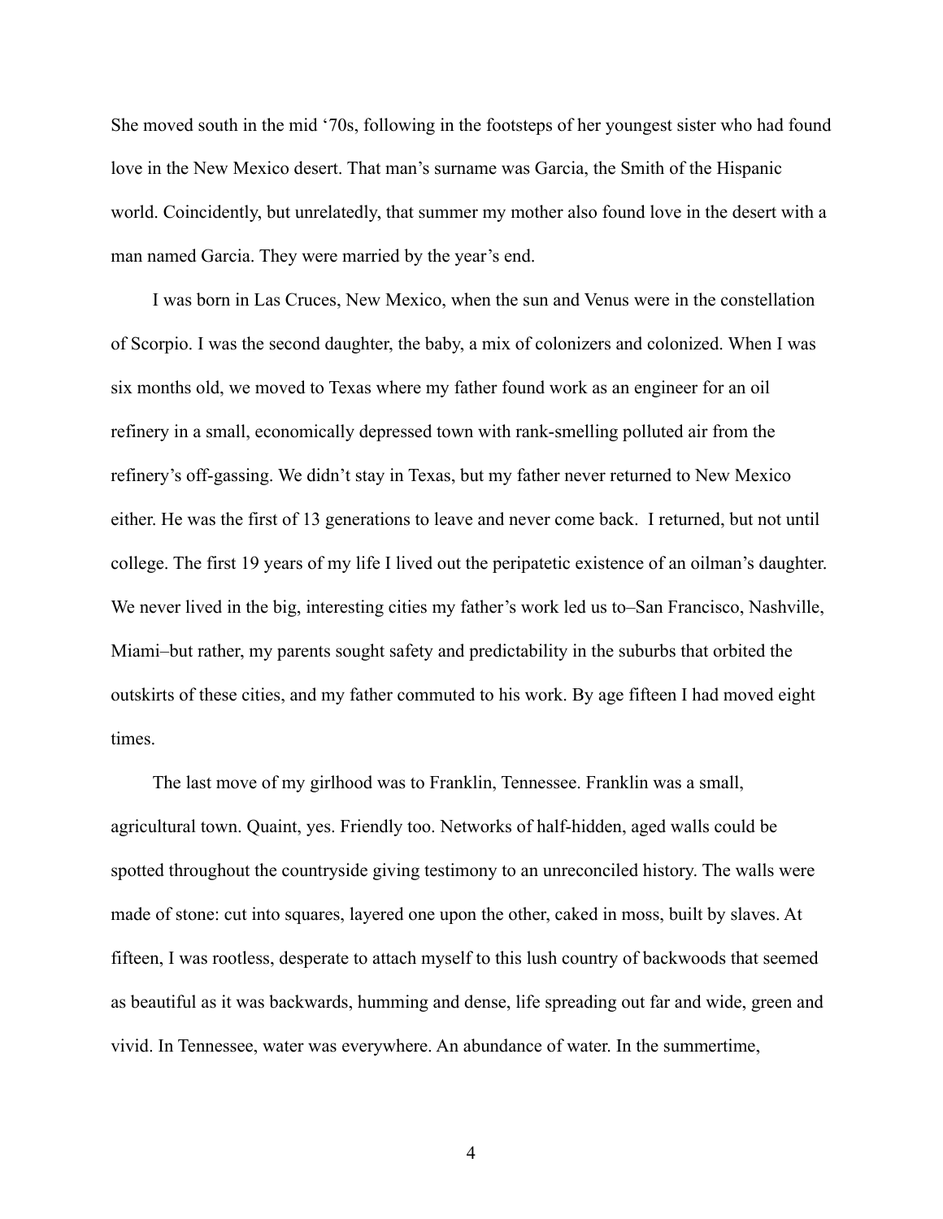She moved south in the mid '70s, following in the footsteps of her youngest sister who had found love in the New Mexico desert. That man's surname was Garcia, the Smith of the Hispanic world. Coincidently, but unrelatedly, that summer my mother also found love in the desert with a man named Garcia. They were married by the year's end.

I was born in Las Cruces, New Mexico, when the sun and Venus were in the constellation of Scorpio. I was the second daughter, the baby, a mix of colonizers and colonized. When I was six months old, we moved to Texas where my father found work as an engineer for an oil refinery in a small, economically depressed town with rank-smelling polluted air from the refinery's off-gassing. We didn't stay in Texas, but my father never returned to New Mexico either. He was the first of 13 generations to leave and never come back. I returned, but not until college. The first 19 years of my life I lived out the peripatetic existence of an oilman's daughter. We never lived in the big, interesting cities my father's work led us to–San Francisco, Nashville, Miami–but rather, my parents sought safety and predictability in the suburbs that orbited the outskirts of these cities, and my father commuted to his work. By age fifteen I had moved eight times.

The last move of my girlhood was to Franklin, Tennessee. Franklin was a small, agricultural town. Quaint, yes. Friendly too. Networks of half-hidden, aged walls could be spotted throughout the countryside giving testimony to an unreconciled history. The walls were made of stone: cut into squares, layered one upon the other, caked in moss, built by slaves. At fifteen, I was rootless, desperate to attach myself to this lush country of backwoods that seemed as beautiful as it was backwards, humming and dense, life spreading out far and wide, green and vivid. In Tennessee, water was everywhere. An abundance of water. In the summertime,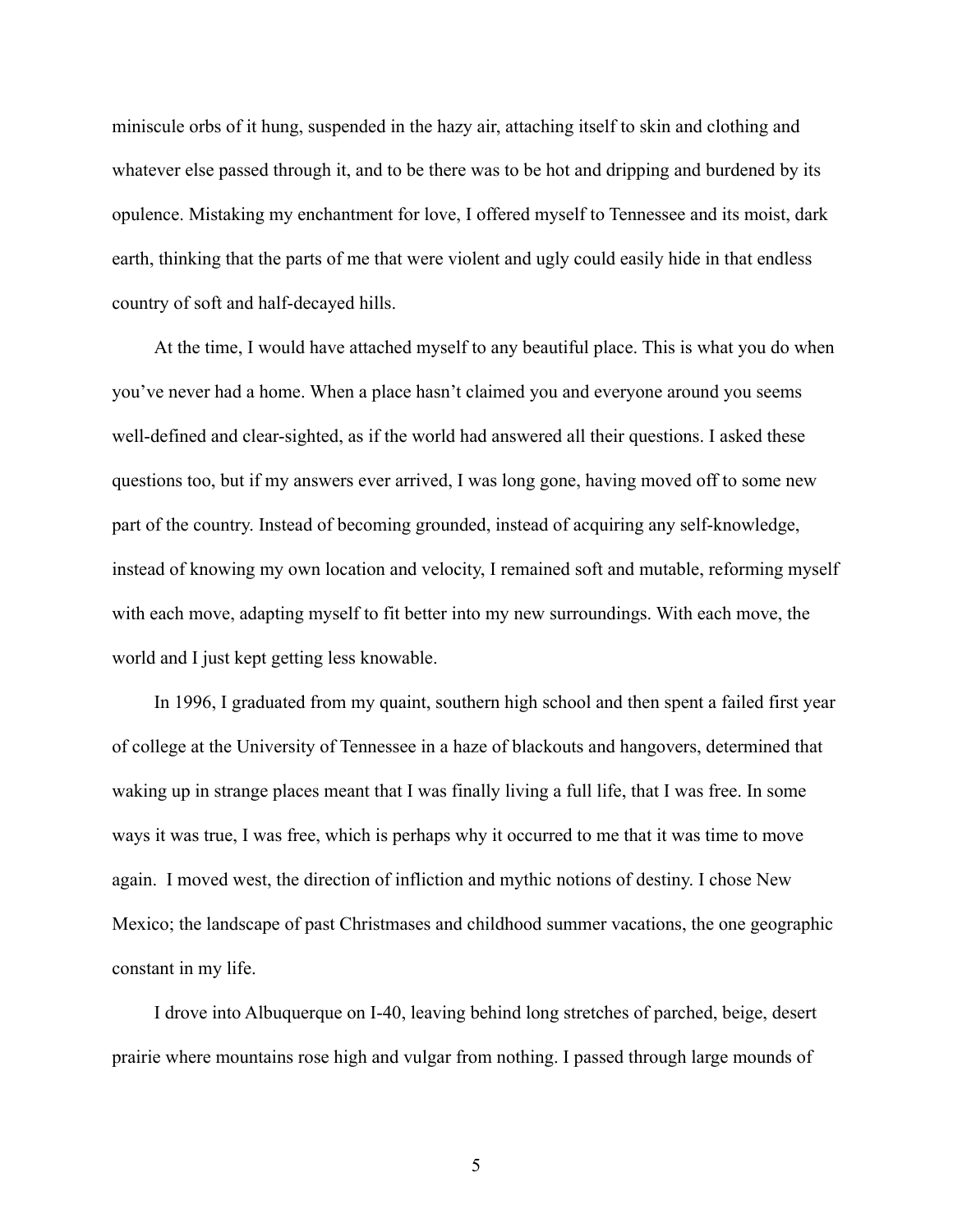miniscule orbs of it hung, suspended in the hazy air, attaching itself to skin and clothing and whatever else passed through it, and to be there was to be hot and dripping and burdened by its opulence. Mistaking my enchantment for love, I offered myself to Tennessee and its moist, dark earth, thinking that the parts of me that were violent and ugly could easily hide in that endless country of soft and half-decayed hills.

At the time, I would have attached myself to any beautiful place. This is what you do when you've never had a home. When a place hasn't claimed you and everyone around you seems well-defined and clear-sighted, as if the world had answered all their questions. I asked these questions too, but if my answers ever arrived, I was long gone, having moved off to some new part of the country. Instead of becoming grounded, instead of acquiring any self-knowledge, instead of knowing my own location and velocity, I remained soft and mutable, reforming myself with each move, adapting myself to fit better into my new surroundings. With each move, the world and I just kept getting less knowable.

In 1996, I graduated from my quaint, southern high school and then spent a failed first year of college at the University of Tennessee in a haze of blackouts and hangovers, determined that waking up in strange places meant that I was finally living a full life, that I was free. In some ways it was true, I was free, which is perhaps why it occurred to me that it was time to move again. I moved west, the direction of infliction and mythic notions of destiny. I chose New Mexico; the landscape of past Christmases and childhood summer vacations, the one geographic constant in my life.

I drove into Albuquerque on I-40, leaving behind long stretches of parched, beige, desert prairie where mountains rose high and vulgar from nothing. I passed through large mounds of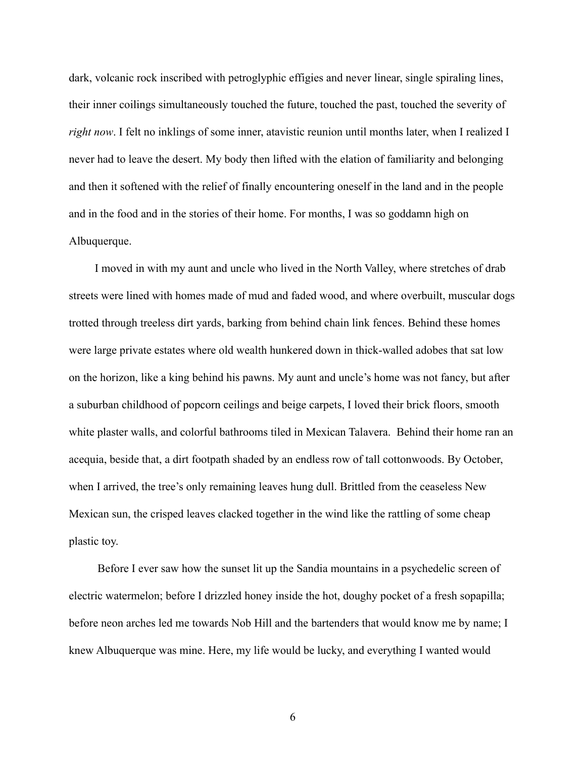dark, volcanic rock inscribed with petroglyphic effigies and never linear, single spiraling lines, their inner coilings simultaneously touched the future, touched the past, touched the severity of *right now*. I felt no inklings of some inner, atavistic reunion until months later, when I realized I never had to leave the desert. My body then lifted with the elation of familiarity and belonging and then it softened with the relief of finally encountering oneself in the land and in the people and in the food and in the stories of their home. For months, I was so goddamn high on Albuquerque.

I moved in with my aunt and uncle who lived in the North Valley, where stretches of drab streets were lined with homes made of mud and faded wood, and where overbuilt, muscular dogs trotted through treeless dirt yards, barking from behind chain link fences. Behind these homes were large private estates where old wealth hunkered down in thick-walled adobes that sat low on the horizon, like a king behind his pawns. My aunt and uncle's home was not fancy, but after a suburban childhood of popcorn ceilings and beige carpets, I loved their brick floors, smooth white plaster walls, and colorful bathrooms tiled in Mexican Talavera. Behind their home ran an acequia, beside that, a dirt footpath shaded by an endless row of tall cottonwoods. By October, when I arrived, the tree's only remaining leaves hung dull. Brittled from the ceaseless New Mexican sun, the crisped leaves clacked together in the wind like the rattling of some cheap plastic toy.

Before I ever saw how the sunset lit up the Sandia mountains in a psychedelic screen of electric watermelon; before I drizzled honey inside the hot, doughy pocket of a fresh sopapilla; before neon arches led me towards Nob Hill and the bartenders that would know me by name; I knew Albuquerque was mine. Here, my life would be lucky, and everything I wanted would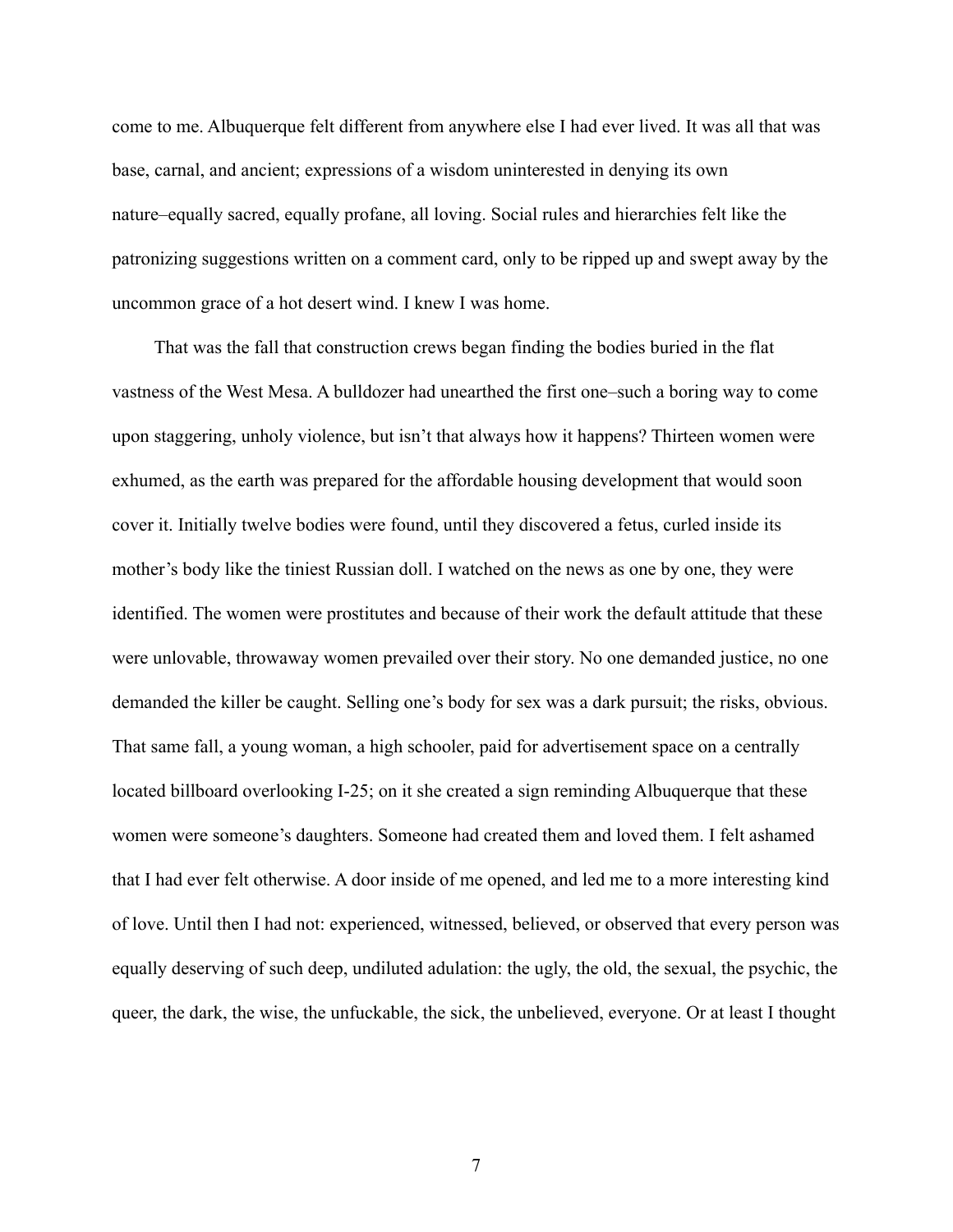come to me. Albuquerque felt different from anywhere else I had ever lived. It was all that was base, carnal, and ancient; expressions of a wisdom uninterested in denying its own nature–equally sacred, equally profane, all loving. Social rules and hierarchies felt like the patronizing suggestions written on a comment card, only to be ripped up and swept away by the uncommon grace of a hot desert wind. I knew I was home.

That was the fall that construction crews began finding the bodies buried in the flat vastness of the West Mesa. A bulldozer had unearthed the first one–such a boring way to come upon staggering, unholy violence, but isn't that always how it happens? Thirteen women were exhumed, as the earth was prepared for the affordable housing development that would soon cover it. Initially twelve bodies were found, until they discovered a fetus, curled inside its mother's body like the tiniest Russian doll. I watched on the news as one by one, they were identified. The women were prostitutes and because of their work the default attitude that these were unlovable, throwaway women prevailed over their story. No one demanded justice, no one demanded the killer be caught. Selling one's body for sex was a dark pursuit; the risks, obvious. That same fall, a young woman, a high schooler, paid for advertisement space on a centrally located billboard overlooking I-25; on it she created a sign reminding Albuquerque that these women were someone's daughters. Someone had created them and loved them. I felt ashamed that I had ever felt otherwise. A door inside of me opened, and led me to a more interesting kind of love. Until then I had not: experienced, witnessed, believed, or observed that every person was equally deserving of such deep, undiluted adulation: the ugly, the old, the sexual, the psychic, the queer, the dark, the wise, the unfuckable, the sick, the unbelieved, everyone. Or at least I thought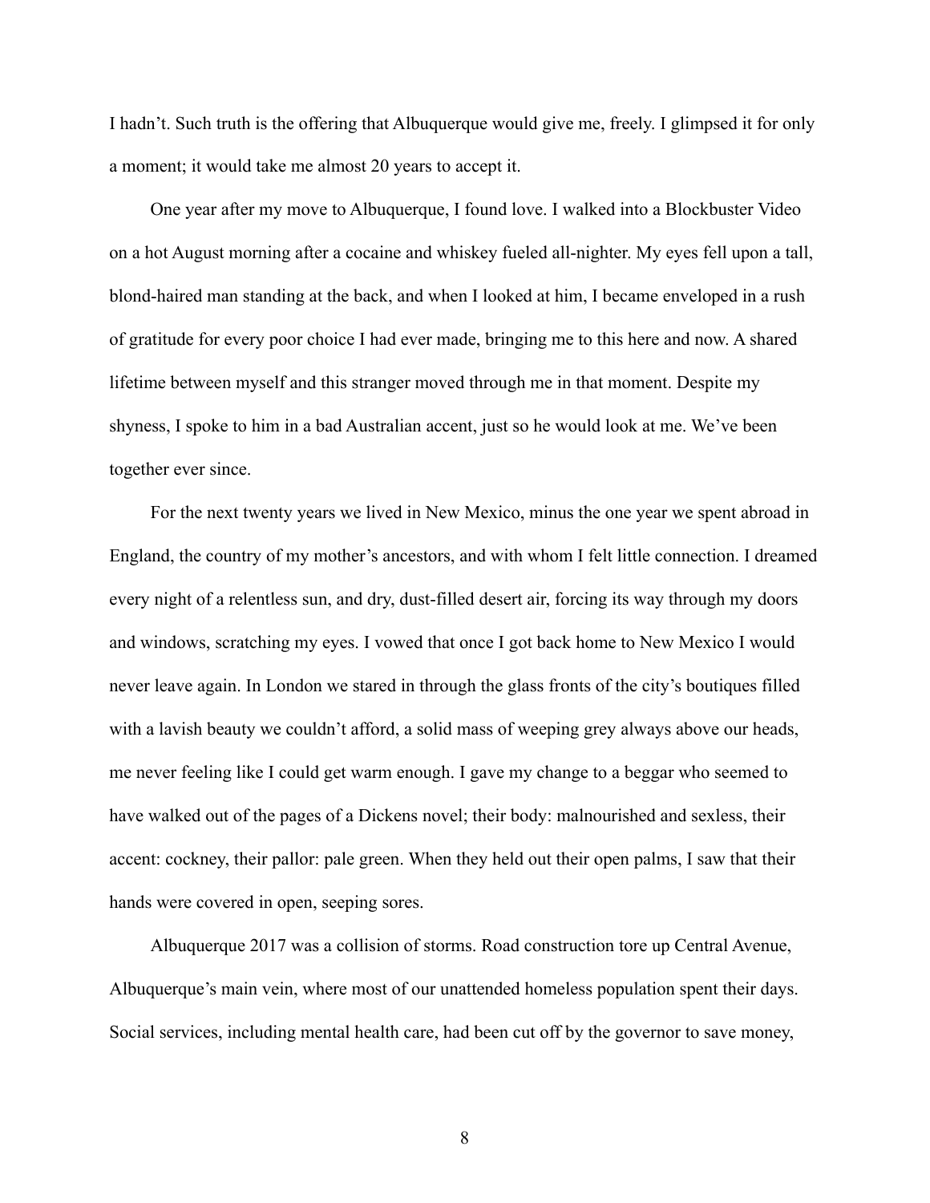I hadn't. Such truth is the offering that Albuquerque would give me, freely. I glimpsed it for only a moment; it would take me almost 20 years to accept it.

One year after my move to Albuquerque, I found love. I walked into a Blockbuster Video on a hot August morning after a cocaine and whiskey fueled all-nighter. My eyes fell upon a tall, blond-haired man standing at the back, and when I looked at him, I became enveloped in a rush of gratitude for every poor choice I had ever made, bringing me to this here and now. A shared lifetime between myself and this stranger moved through me in that moment. Despite my shyness, I spoke to him in a bad Australian accent, just so he would look at me. We've been together ever since.

For the next twenty years we lived in New Mexico, minus the one year we spent abroad in England, the country of my mother's ancestors, and with whom I felt little connection. I dreamed every night of a relentless sun, and dry, dust-filled desert air, forcing its way through my doors and windows, scratching my eyes. I vowed that once I got back home to New Mexico I would never leave again. In London we stared in through the glass fronts of the city's boutiques filled with a lavish beauty we couldn't afford, a solid mass of weeping grey always above our heads, me never feeling like I could get warm enough. I gave my change to a beggar who seemed to have walked out of the pages of a Dickens novel; their body: malnourished and sexless, their accent: cockney, their pallor: pale green. When they held out their open palms, I saw that their hands were covered in open, seeping sores.

Albuquerque 2017 was a collision of storms. Road construction tore up Central Avenue, Albuquerque's main vein, where most of our unattended homeless population spent their days. Social services, including mental health care, had been cut off by the governor to save money,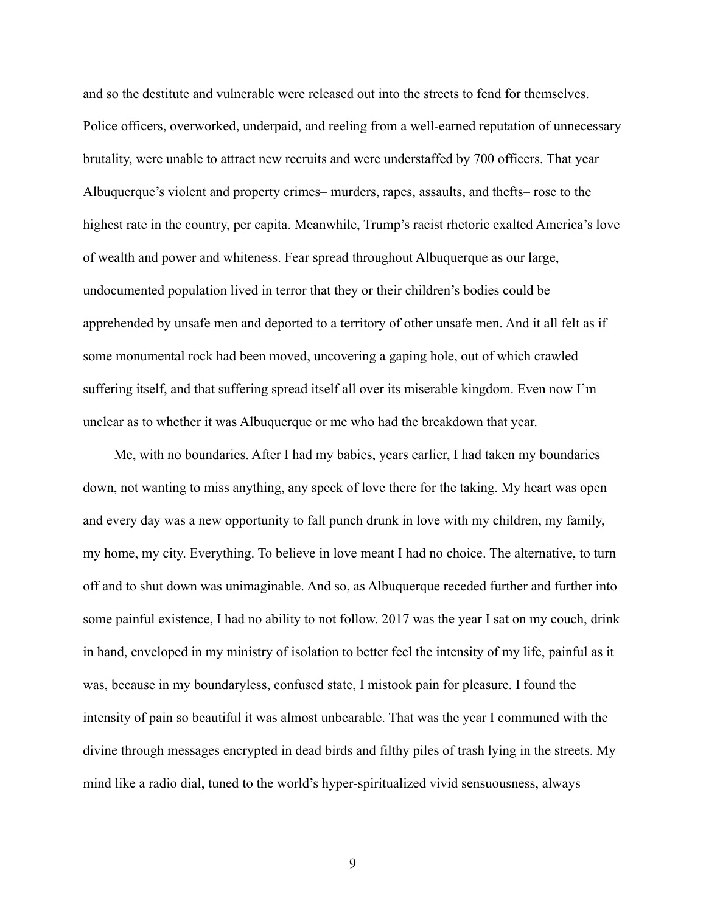and so the destitute and vulnerable were released out into the streets to fend for themselves. Police officers, overworked, underpaid, and reeling from a well-earned reputation of unnecessary brutality, were unable to attract new recruits and were understaffed by 700 officers. That year Albuquerque's violent and property crimes– murders, rapes, assaults, and thefts– rose to the highest rate in the country, per capita. Meanwhile, Trump's racist rhetoric exalted America's love of wealth and power and whiteness. Fear spread throughout Albuquerque as our large, undocumented population lived in terror that they or their children's bodies could be apprehended by unsafe men and deported to a territory of other unsafe men. And it all felt as if some monumental rock had been moved, uncovering a gaping hole, out of which crawled suffering itself, and that suffering spread itself all over its miserable kingdom. Even now I'm unclear as to whether it was Albuquerque or me who had the breakdown that year.

Me, with no boundaries. After I had my babies, years earlier, I had taken my boundaries down, not wanting to miss anything, any speck of love there for the taking. My heart was open and every day was a new opportunity to fall punch drunk in love with my children, my family, my home, my city. Everything. To believe in love meant I had no choice. The alternative, to turn off and to shut down was unimaginable. And so, as Albuquerque receded further and further into some painful existence, I had no ability to not follow. 2017 was the year I sat on my couch, drink in hand, enveloped in my ministry of isolation to better feel the intensity of my life, painful as it was, because in my boundaryless, confused state, I mistook pain for pleasure. I found the intensity of pain so beautiful it was almost unbearable. That was the year I communed with the divine through messages encrypted in dead birds and filthy piles of trash lying in the streets. My mind like a radio dial, tuned to the world's hyper-spiritualized vivid sensuousness, always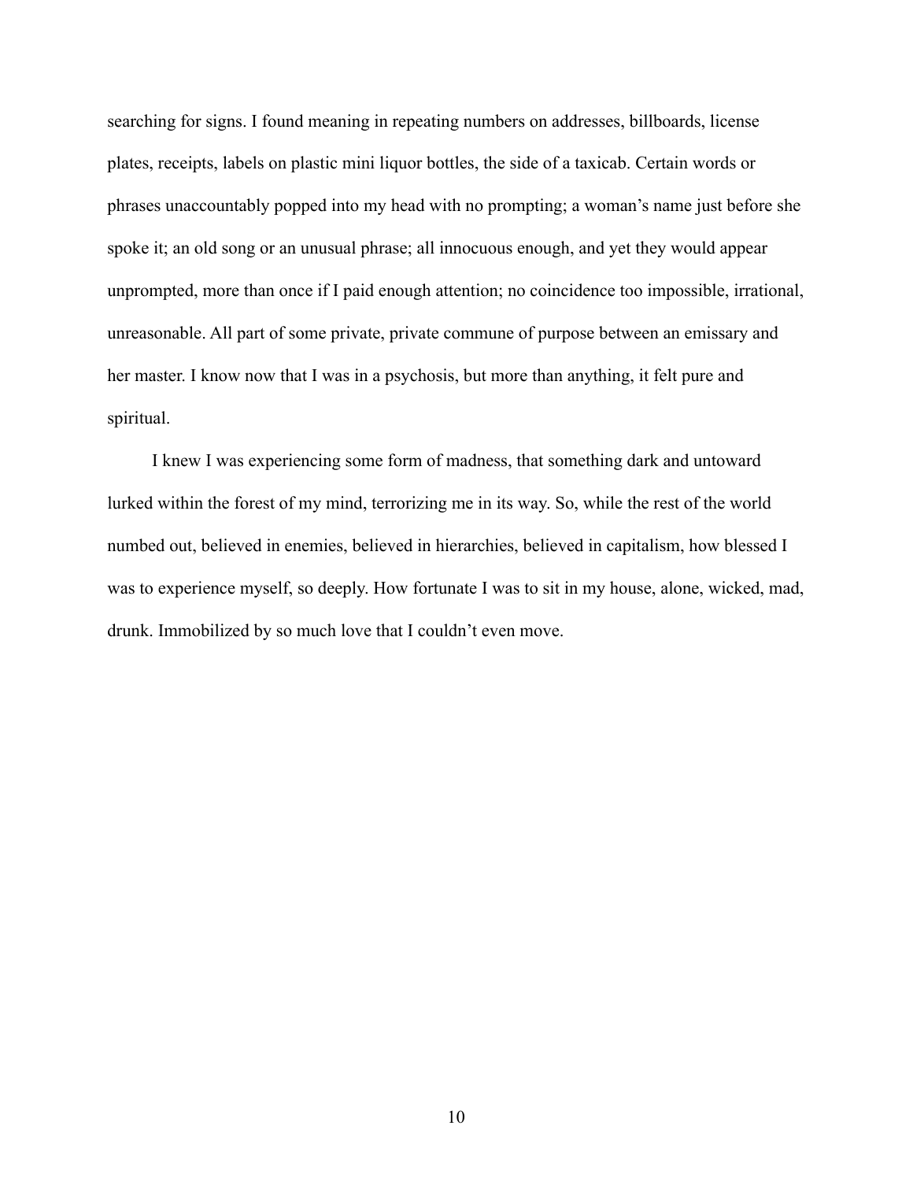searching for signs. I found meaning in repeating numbers on addresses, billboards, license plates, receipts, labels on plastic mini liquor bottles, the side of a taxicab. Certain words or phrases unaccountably popped into my head with no prompting; a woman's name just before she spoke it; an old song or an unusual phrase; all innocuous enough, and yet they would appear unprompted, more than once if I paid enough attention; no coincidence too impossible, irrational, unreasonable. All part of some private, private commune of purpose between an emissary and her master. I know now that I was in a psychosis, but more than anything, it felt pure and spiritual.

I knew I was experiencing some form of madness, that something dark and untoward lurked within the forest of my mind, terrorizing me in its way. So, while the rest of the world numbed out, believed in enemies, believed in hierarchies, believed in capitalism, how blessed I was to experience myself, so deeply. How fortunate I was to sit in my house, alone, wicked, mad, drunk. Immobilized by so much love that I couldn't even move.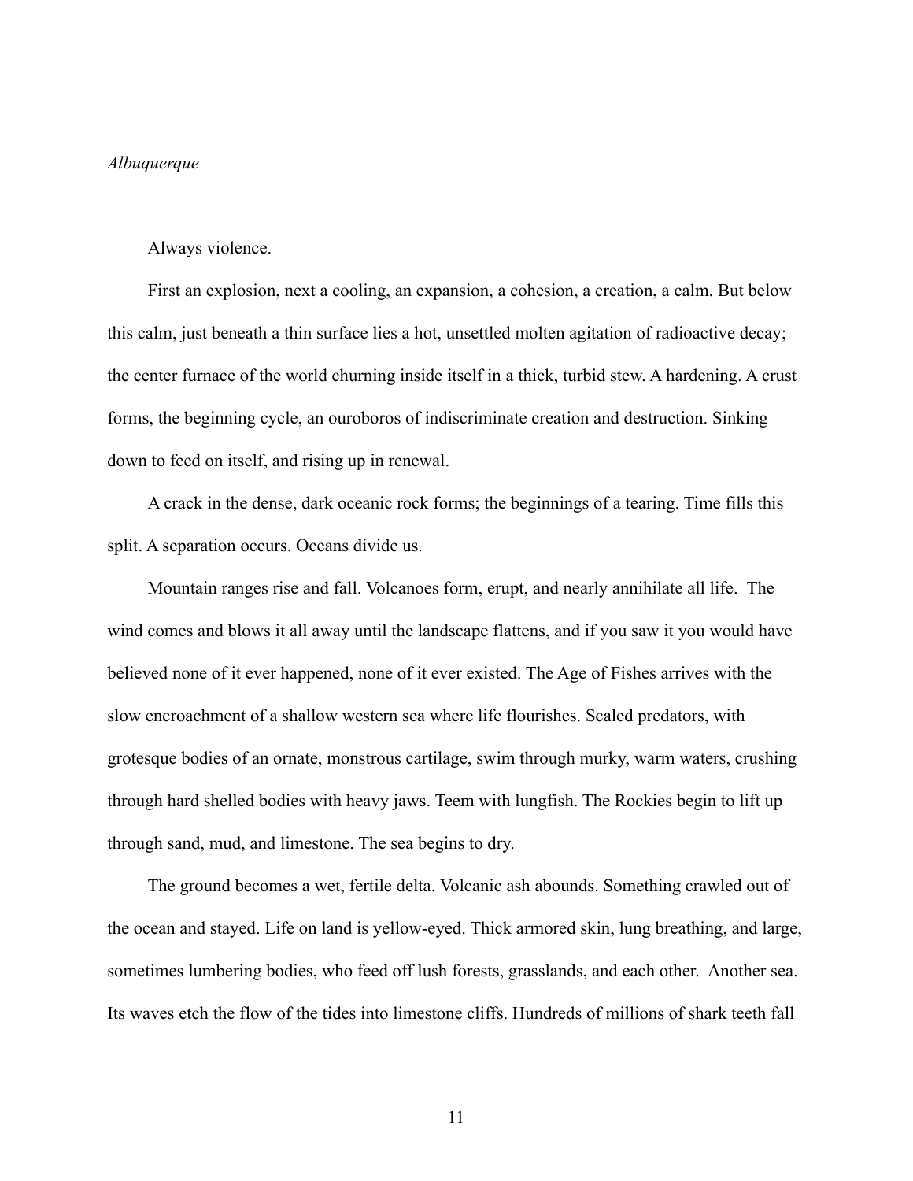*Albuquerque*

Always violence.

First an explosion, next a cooling, an expansion, a cohesion, a creation, a calm. But below this calm, just beneath a thin surface lies a hot, unsettled molten agitation of radioactive decay; the center furnace of the world churning inside itself in a thick, turbid stew. A hardening. A crust forms, the beginning cycle, an ouroboros of indiscriminate creation and destruction. Sinking down to feed on itself, and rising up in renewal.

A crack in the dense, dark oceanic rock forms; the beginnings of a tearing. Time fills this split. A separation occurs. Oceans divide us.

Mountain ranges rise and fall. Volcanoes form, erupt, and nearly annihilate all life. The wind comes and blows it all away until the landscape flattens, and if you saw it you would have believed none of it ever happened, none of it ever existed. The Age of Fishes arrives with the slow encroachment of a shallow western sea where life flourishes. Scaled predators, with grotesque bodies of an ornate, monstrous cartilage, swim through murky, warm waters, crushing through hard shelled bodies with heavy jaws. Teem with lungfish. The Rockies begin to lift up through sand, mud, and limestone. The sea begins to dry.

The ground becomes a wet, fertile delta. Volcanic ash abounds. Something crawled out of the ocean and stayed. Life on land is yellow-eyed. Thick armored skin, lung breathing, and large, sometimes lumbering bodies, who feed off lush forests, grasslands, and each other. Another sea. Its waves etch the flow of the tides into limestone cliffs. Hundreds of millions of shark teeth fall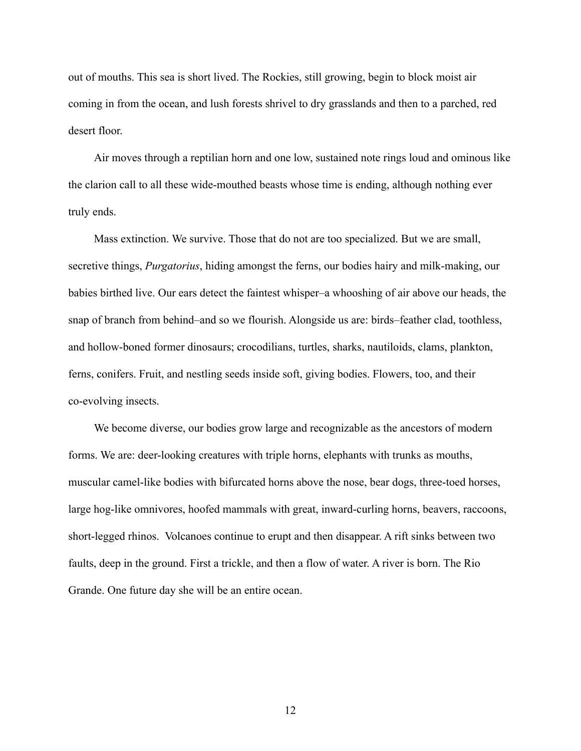out of mouths. This sea is short lived. The Rockies, still growing, begin to block moist air coming in from the ocean, and lush forests shrivel to dry grasslands and then to a parched, red desert floor.

Air moves through a reptilian horn and one low, sustained note rings loud and ominous like the clarion call to all these wide-mouthed beasts whose time is ending, although nothing ever truly ends.

Mass extinction. We survive. Those that do not are too specialized. But we are small, secretive things, *Purgatorius*, hiding amongst the ferns, our bodies hairy and milk-making, our babies birthed live. Our ears detect the faintest whisper–a whooshing of air above our heads, the snap of branch from behind–and so we flourish. Alongside us are: birds–feather clad, toothless, and hollow-boned former dinosaurs; crocodilians, turtles, sharks, nautiloids, clams, plankton, ferns, conifers. Fruit, and nestling seeds inside soft, giving bodies. Flowers, too, and their co-evolving insects.

We become diverse, our bodies grow large and recognizable as the ancestors of modern forms. We are: deer-looking creatures with triple horns, elephants with trunks as mouths, muscular camel-like bodies with bifurcated horns above the nose, bear dogs, three-toed horses, large hog-like omnivores, hoofed mammals with great, inward-curling horns, beavers, raccoons, short-legged rhinos. Volcanoes continue to erupt and then disappear. A rift sinks between two faults, deep in the ground. First a trickle, and then a flow of water. A river is born. The Rio Grande. One future day she will be an entire ocean.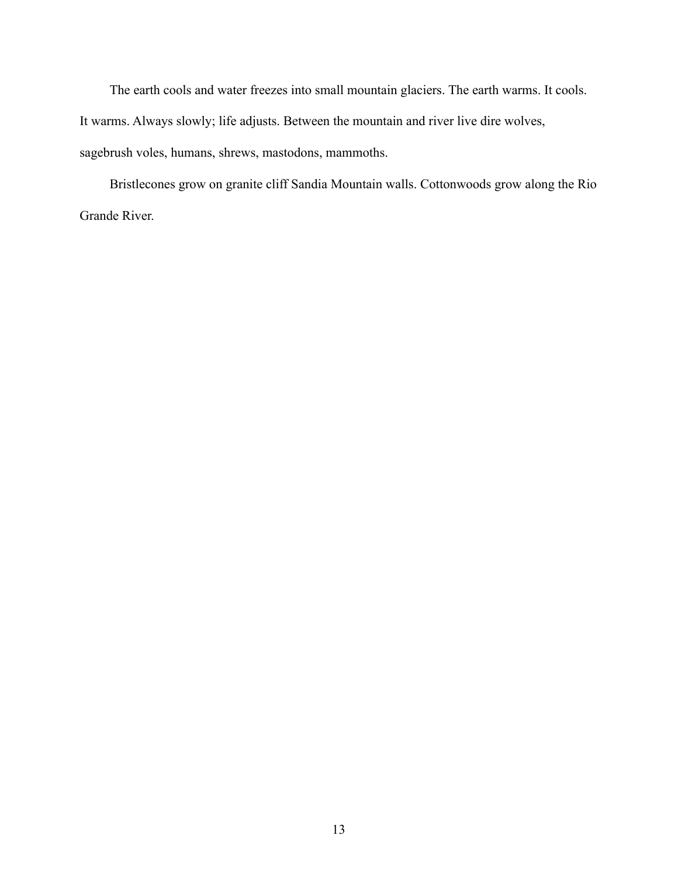The earth cools and water freezes into small mountain glaciers. The earth warms. It cools. It warms. Always slowly; life adjusts. Between the mountain and river live dire wolves, sagebrush voles, humans, shrews, mastodons, mammoths.

Bristlecones grow on granite cliff Sandia Mountain walls. Cottonwoods grow along the Rio Grande River.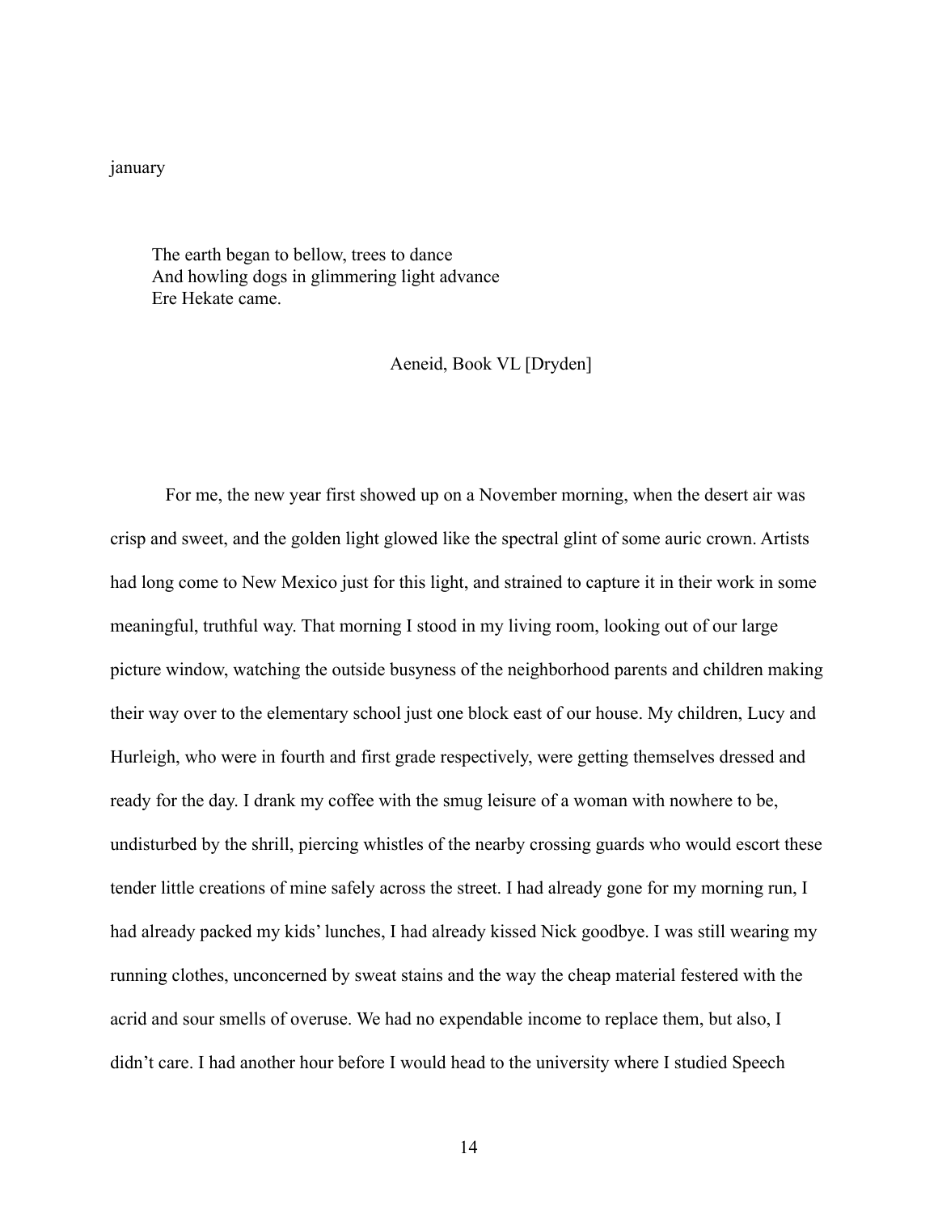january

> The earth began to bellow, trees to dance
> And howling dogs in glimmering light advance
> Ere Hekate came.
>
> Aeneid, Book VL [Dryden]

For me, the new year first showed up on a November morning, when the desert air was crisp and sweet, and the golden light glowed like the spectral glint of some auric crown. Artists had long come to New Mexico just for this light, and strained to capture it in their work in some meaningful, truthful way. That morning I stood in my living room, looking out of our large picture window, watching the outside busyness of the neighborhood parents and children making their way over to the elementary school just one block east of our house. My children, Lucy and Hurleigh, who were in fourth and first grade respectively, were getting themselves dressed and ready for the day. I drank my coffee with the smug leisure of a woman with nowhere to be, undisturbed by the shrill, piercing whistles of the nearby crossing guards who would escort these tender little creations of mine safely across the street. I had already gone for my morning run, I had already packed my kids' lunches, I had already kissed Nick goodbye. I was still wearing my running clothes, unconcerned by sweat stains and the way the cheap material festered with the acrid and sour smells of overuse. We had no expendable income to replace them, but also, I didn't care. I had another hour before I would head to the university where I studied Speech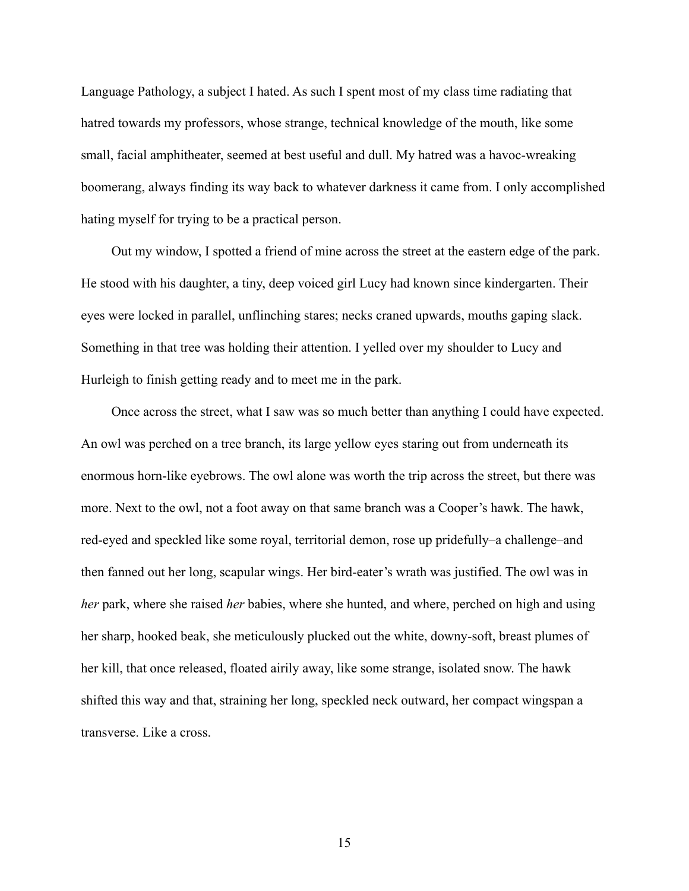Language Pathology, a subject I hated. As such I spent most of my class time radiating that hatred towards my professors, whose strange, technical knowledge of the mouth, like some small, facial amphitheater, seemed at best useful and dull. My hatred was a havoc-wreaking boomerang, always finding its way back to whatever darkness it came from. I only accomplished hating myself for trying to be a practical person.

Out my window, I spotted a friend of mine across the street at the eastern edge of the park. He stood with his daughter, a tiny, deep voiced girl Lucy had known since kindergarten. Their eyes were locked in parallel, unflinching stares; necks craned upwards, mouths gaping slack. Something in that tree was holding their attention. I yelled over my shoulder to Lucy and Hurleigh to finish getting ready and to meet me in the park.

Once across the street, what I saw was so much better than anything I could have expected. An owl was perched on a tree branch, its large yellow eyes staring out from underneath its enormous horn-like eyebrows. The owl alone was worth the trip across the street, but there was more. Next to the owl, not a foot away on that same branch was a Cooper's hawk. The hawk, red-eyed and speckled like some royal, territorial demon, rose up pridefully–a challenge–and then fanned out her long, scapular wings. Her bird-eater's wrath was justified. The owl was in *her* park, where she raised *her* babies, where she hunted, and where, perched on high and using her sharp, hooked beak, she meticulously plucked out the white, downy-soft, breast plumes of her kill, that once released, floated airily away, like some strange, isolated snow. The hawk shifted this way and that, straining her long, speckled neck outward, her compact wingspan a transverse. Like a cross.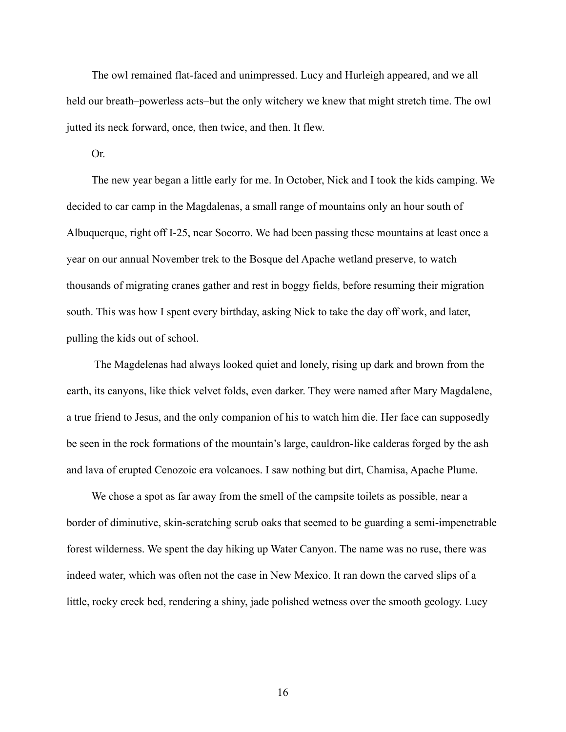The owl remained flat-faced and unimpressed. Lucy and Hurleigh appeared, and we all held our breath–powerless acts–but the only witchery we knew that might stretch time. The owl jutted its neck forward, once, then twice, and then. It flew.

Or.

The new year began a little early for me. In October, Nick and I took the kids camping. We decided to car camp in the Magdalenas, a small range of mountains only an hour south of Albuquerque, right off I-25, near Socorro. We had been passing these mountains at least once a year on our annual November trek to the Bosque del Apache wetland preserve, to watch thousands of migrating cranes gather and rest in boggy fields, before resuming their migration south. This was how I spent every birthday, asking Nick to take the day off work, and later, pulling the kids out of school.

The Magdelenas had always looked quiet and lonely, rising up dark and brown from the earth, its canyons, like thick velvet folds, even darker. They were named after Mary Magdalene, a true friend to Jesus, and the only companion of his to watch him die. Her face can supposedly be seen in the rock formations of the mountain's large, cauldron-like calderas forged by the ash and lava of erupted Cenozoic era volcanoes. I saw nothing but dirt, Chamisa, Apache Plume.

We chose a spot as far away from the smell of the campsite toilets as possible, near a border of diminutive, skin-scratching scrub oaks that seemed to be guarding a semi-impenetrable forest wilderness. We spent the day hiking up Water Canyon. The name was no ruse, there was indeed water, which was often not the case in New Mexico. It ran down the carved slips of a little, rocky creek bed, rendering a shiny, jade polished wetness over the smooth geology. Lucy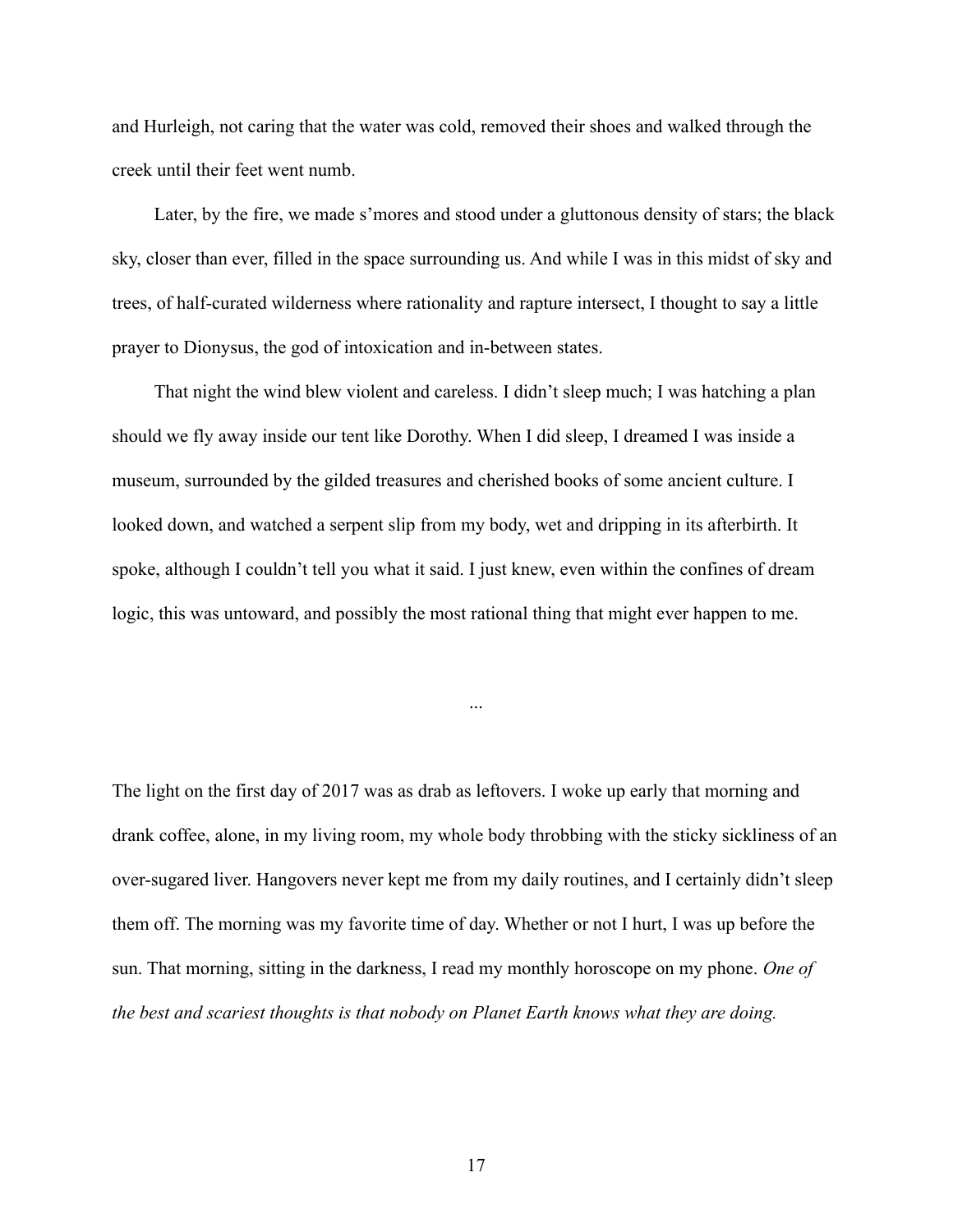and Hurleigh, not caring that the water was cold, removed their shoes and walked through the creek until their feet went numb.

Later, by the fire, we made s'mores and stood under a gluttonous density of stars; the black sky, closer than ever, filled in the space surrounding us. And while I was in this midst of sky and trees, of half-curated wilderness where rationality and rapture intersect, I thought to say a little prayer to Dionysus, the god of intoxication and in-between states.

That night the wind blew violent and careless. I didn't sleep much; I was hatching a plan should we fly away inside our tent like Dorothy. When I did sleep, I dreamed I was inside a museum, surrounded by the gilded treasures and cherished books of some ancient culture. I looked down, and watched a serpent slip from my body, wet and dripping in its afterbirth. It spoke, although I couldn't tell you what it said. I just knew, even within the confines of dream logic, this was untoward, and possibly the most rational thing that might ever happen to me.

...

The light on the first day of 2017 was as drab as leftovers. I woke up early that morning and drank coffee, alone, in my living room, my whole body throbbing with the sticky sickliness of an over-sugared liver. Hangovers never kept me from my daily routines, and I certainly didn't sleep them off. The morning was my favorite time of day. Whether or not I hurt, I was up before the sun. That morning, sitting in the darkness, I read my monthly horoscope on my phone. *One of the best and scariest thoughts is that nobody on Planet Earth knows what they are doing.*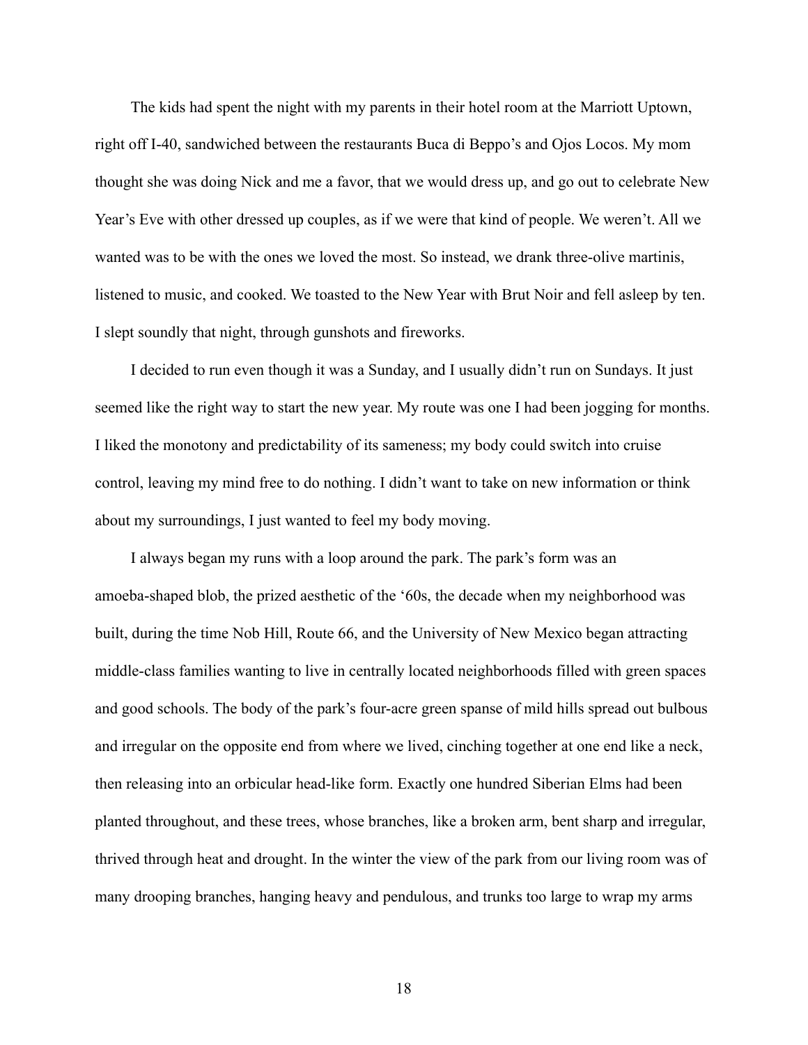The kids had spent the night with my parents in their hotel room at the Marriott Uptown, right off I-40, sandwiched between the restaurants Buca di Beppo's and Ojos Locos. My mom thought she was doing Nick and me a favor, that we would dress up, and go out to celebrate New Year's Eve with other dressed up couples, as if we were that kind of people. We weren't. All we wanted was to be with the ones we loved the most. So instead, we drank three-olive martinis, listened to music, and cooked. We toasted to the New Year with Brut Noir and fell asleep by ten. I slept soundly that night, through gunshots and fireworks.

I decided to run even though it was a Sunday, and I usually didn't run on Sundays. It just seemed like the right way to start the new year. My route was one I had been jogging for months. I liked the monotony and predictability of its sameness; my body could switch into cruise control, leaving my mind free to do nothing. I didn't want to take on new information or think about my surroundings, I just wanted to feel my body moving.

I always began my runs with a loop around the park. The park's form was an amoeba-shaped blob, the prized aesthetic of the '60s, the decade when my neighborhood was built, during the time Nob Hill, Route 66, and the University of New Mexico began attracting middle-class families wanting to live in centrally located neighborhoods filled with green spaces and good schools. The body of the park's four-acre green spanse of mild hills spread out bulbous and irregular on the opposite end from where we lived, cinching together at one end like a neck, then releasing into an orbicular head-like form. Exactly one hundred Siberian Elms had been planted throughout, and these trees, whose branches, like a broken arm, bent sharp and irregular, thrived through heat and drought. In the winter the view of the park from our living room was of many drooping branches, hanging heavy and pendulous, and trunks too large to wrap my arms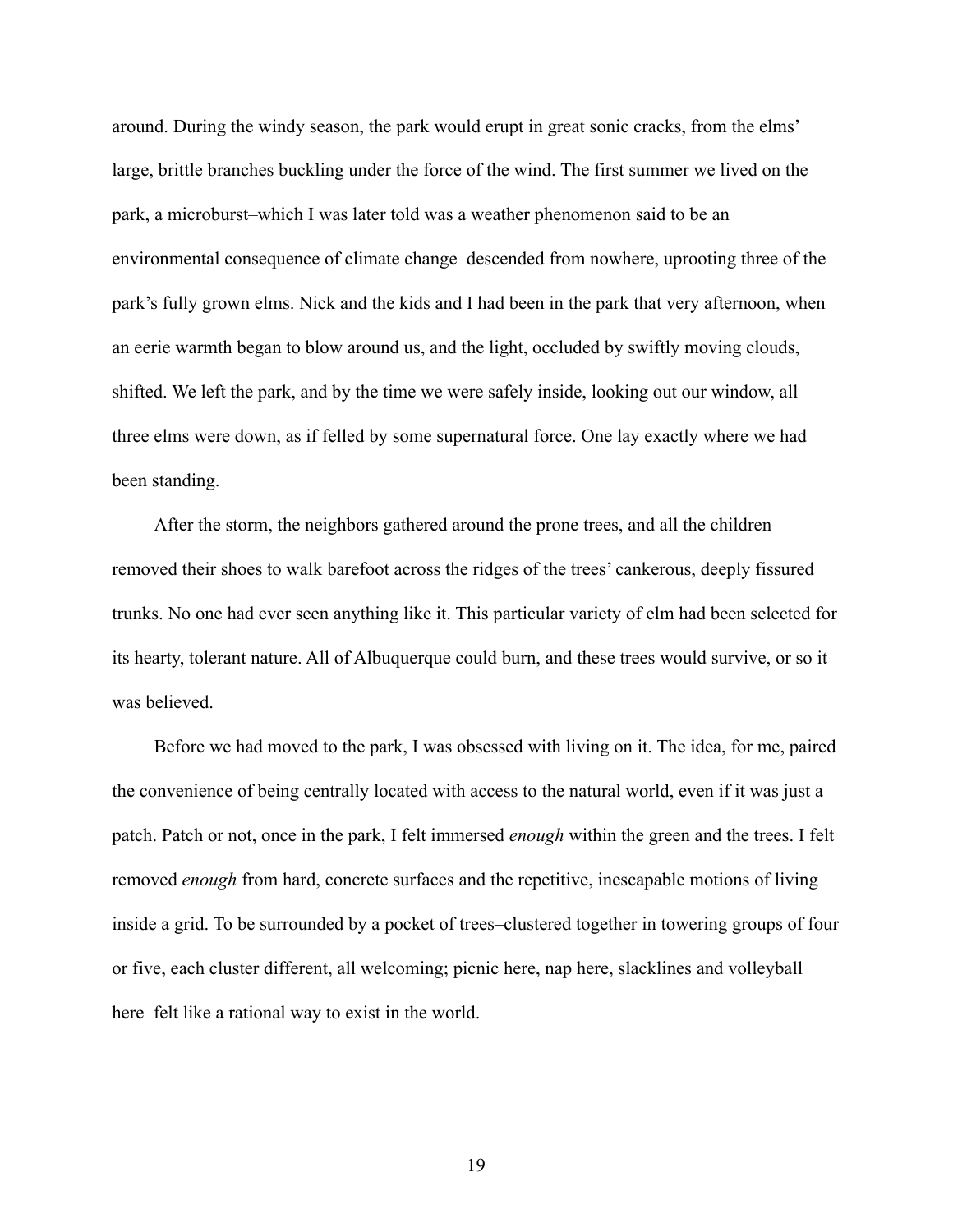around. During the windy season, the park would erupt in great sonic cracks, from the elms' large, brittle branches buckling under the force of the wind. The first summer we lived on the park, a microburst–which I was later told was a weather phenomenon said to be an environmental consequence of climate change–descended from nowhere, uprooting three of the park's fully grown elms. Nick and the kids and I had been in the park that very afternoon, when an eerie warmth began to blow around us, and the light, occluded by swiftly moving clouds, shifted. We left the park, and by the time we were safely inside, looking out our window, all three elms were down, as if felled by some supernatural force. One lay exactly where we had been standing.

After the storm, the neighbors gathered around the prone trees, and all the children removed their shoes to walk barefoot across the ridges of the trees' cankerous, deeply fissured trunks. No one had ever seen anything like it. This particular variety of elm had been selected for its hearty, tolerant nature. All of Albuquerque could burn, and these trees would survive, or so it was believed.

Before we had moved to the park, I was obsessed with living on it. The idea, for me, paired the convenience of being centrally located with access to the natural world, even if it was just a patch. Patch or not, once in the park, I felt immersed *enough* within the green and the trees. I felt removed *enough* from hard, concrete surfaces and the repetitive, inescapable motions of living inside a grid. To be surrounded by a pocket of trees–clustered together in towering groups of four or five, each cluster different, all welcoming; picnic here, nap here, slacklines and volleyball here–felt like a rational way to exist in the world.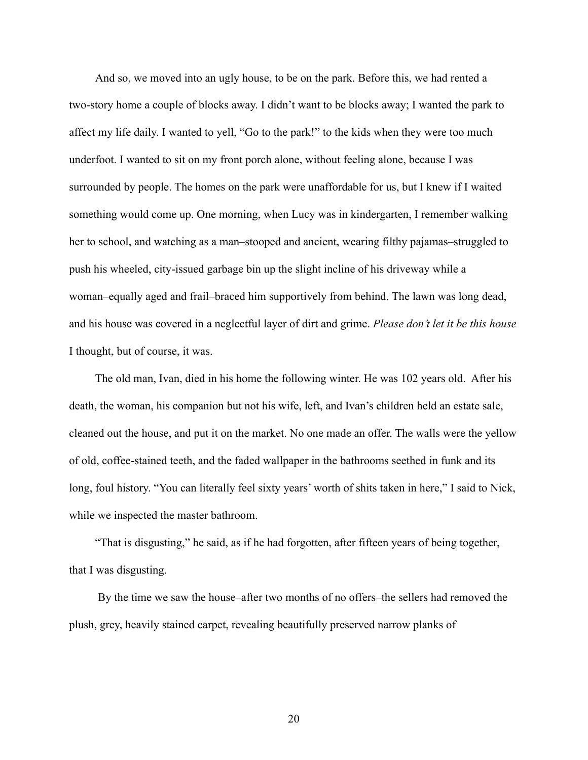And so, we moved into an ugly house, to be on the park. Before this, we had rented a two-story home a couple of blocks away. I didn't want to be blocks away; I wanted the park to affect my life daily. I wanted to yell, "Go to the park!" to the kids when they were too much underfoot. I wanted to sit on my front porch alone, without feeling alone, because I was surrounded by people. The homes on the park were unaffordable for us, but I knew if I waited something would come up. One morning, when Lucy was in kindergarten, I remember walking her to school, and watching as a man–stooped and ancient, wearing filthy pajamas–struggled to push his wheeled, city-issued garbage bin up the slight incline of his driveway while a woman–equally aged and frail–braced him supportively from behind. The lawn was long dead, and his house was covered in a neglectful layer of dirt and grime. *Please don't let it be this house* I thought, but of course, it was.

The old man, Ivan, died in his home the following winter. He was 102 years old. After his death, the woman, his companion but not his wife, left, and Ivan's children held an estate sale, cleaned out the house, and put it on the market. No one made an offer. The walls were the yellow of old, coffee-stained teeth, and the faded wallpaper in the bathrooms seethed in funk and its long, foul history. "You can literally feel sixty years' worth of shits taken in here," I said to Nick, while we inspected the master bathroom.

"That is disgusting," he said, as if he had forgotten, after fifteen years of being together, that I was disgusting.

By the time we saw the house–after two months of no offers–the sellers had removed the plush, grey, heavily stained carpet, revealing beautifully preserved narrow planks of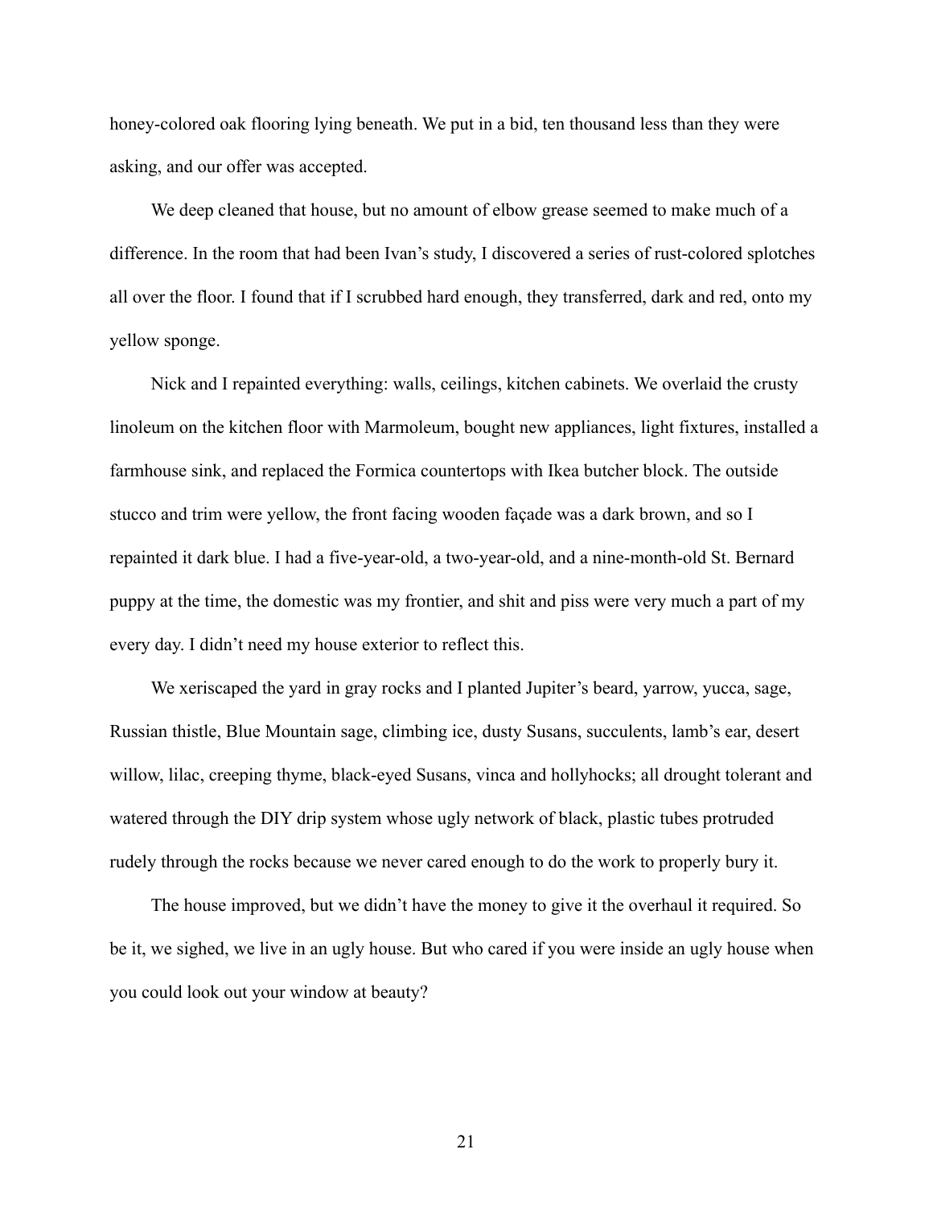honey-colored oak flooring lying beneath. We put in a bid, ten thousand less than they were asking, and our offer was accepted.

We deep cleaned that house, but no amount of elbow grease seemed to make much of a difference. In the room that had been Ivan's study, I discovered a series of rust-colored splotches all over the floor. I found that if I scrubbed hard enough, they transferred, dark and red, onto my yellow sponge.

Nick and I repainted everything: walls, ceilings, kitchen cabinets. We overlaid the crusty linoleum on the kitchen floor with Marmoleum, bought new appliances, light fixtures, installed a farmhouse sink, and replaced the Formica countertops with Ikea butcher block. The outside stucco and trim were yellow, the front facing wooden façade was a dark brown, and so I repainted it dark blue. I had a five-year-old, a two-year-old, and a nine-month-old St. Bernard puppy at the time, the domestic was my frontier, and shit and piss were very much a part of my every day. I didn't need my house exterior to reflect this.

We xeriscaped the yard in gray rocks and I planted Jupiter's beard, yarrow, yucca, sage, Russian thistle, Blue Mountain sage, climbing ice, dusty Susans, succulents, lamb's ear, desert willow, lilac, creeping thyme, black-eyed Susans, vinca and hollyhocks; all drought tolerant and watered through the DIY drip system whose ugly network of black, plastic tubes protruded rudely through the rocks because we never cared enough to do the work to properly bury it.

The house improved, but we didn't have the money to give it the overhaul it required. So be it, we sighed, we live in an ugly house. But who cared if you were inside an ugly house when you could look out your window at beauty?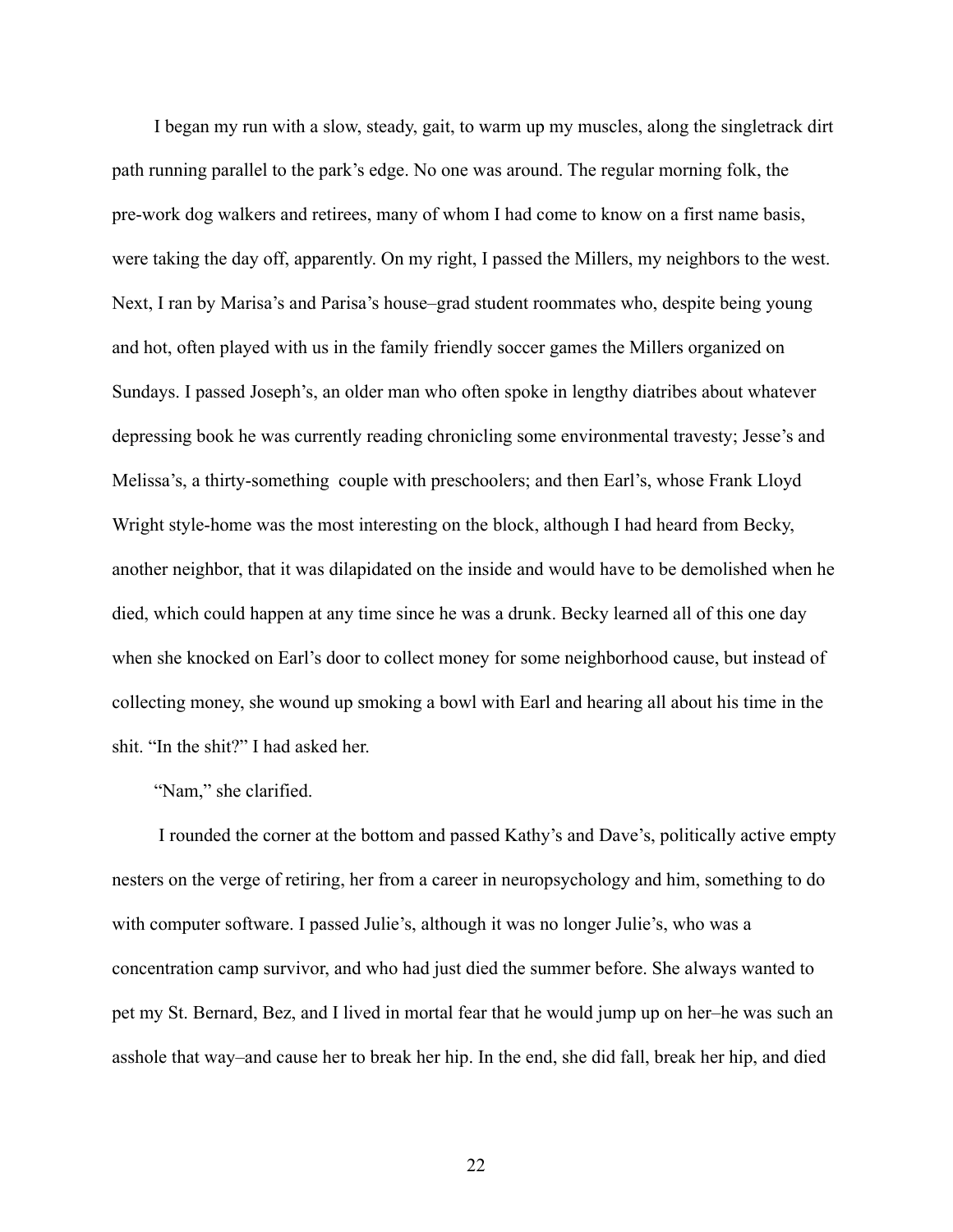I began my run with a slow, steady, gait, to warm up my muscles, along the singletrack dirt path running parallel to the park's edge. No one was around. The regular morning folk, the pre-work dog walkers and retirees, many of whom I had come to know on a first name basis, were taking the day off, apparently. On my right, I passed the Millers, my neighbors to the west. Next, I ran by Marisa's and Parisa's house–grad student roommates who, despite being young and hot, often played with us in the family friendly soccer games the Millers organized on Sundays. I passed Joseph's, an older man who often spoke in lengthy diatribes about whatever depressing book he was currently reading chronicling some environmental travesty; Jesse's and Melissa's, a thirty-something couple with preschoolers; and then Earl's, whose Frank Lloyd Wright style-home was the most interesting on the block, although I had heard from Becky, another neighbor, that it was dilapidated on the inside and would have to be demolished when he died, which could happen at any time since he was a drunk. Becky learned all of this one day when she knocked on Earl's door to collect money for some neighborhood cause, but instead of collecting money, she wound up smoking a bowl with Earl and hearing all about his time in the shit. "In the shit?" I had asked her.

"Nam," she clarified.

I rounded the corner at the bottom and passed Kathy's and Dave's, politically active empty nesters on the verge of retiring, her from a career in neuropsychology and him, something to do with computer software. I passed Julie's, although it was no longer Julie's, who was a concentration camp survivor, and who had just died the summer before. She always wanted to pet my St. Bernard, Bez, and I lived in mortal fear that he would jump up on her–he was such an asshole that way–and cause her to break her hip. In the end, she did fall, break her hip, and died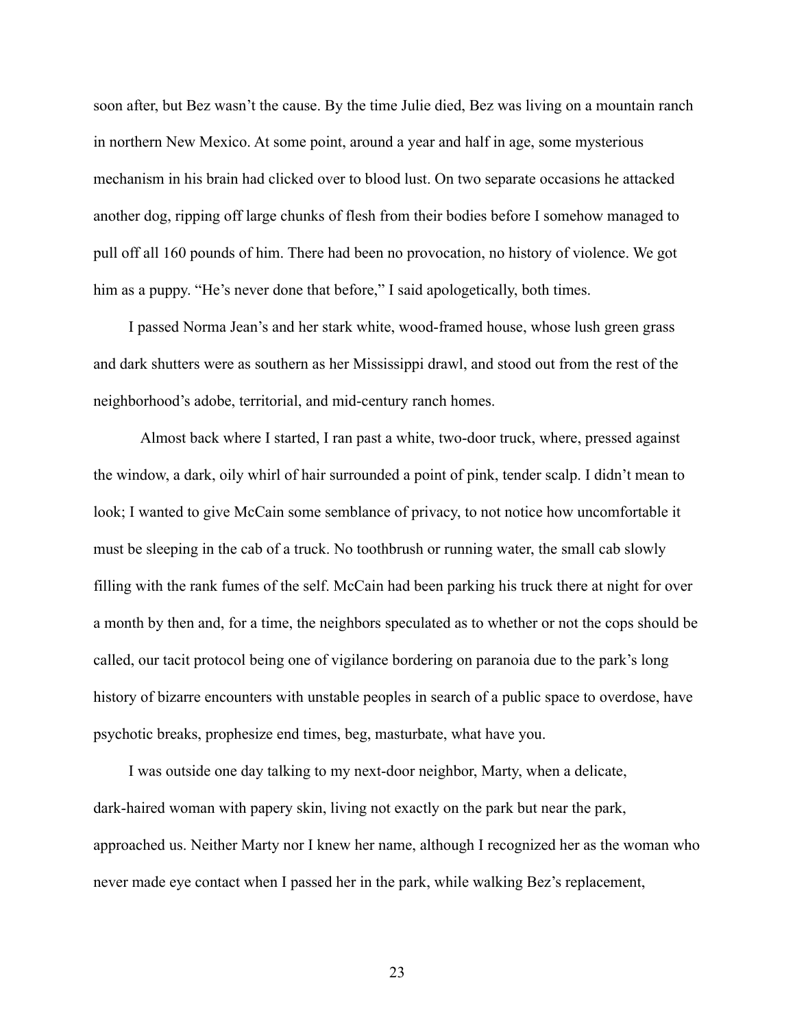soon after, but Bez wasn't the cause. By the time Julie died, Bez was living on a mountain ranch in northern New Mexico. At some point, around a year and half in age, some mysterious mechanism in his brain had clicked over to blood lust. On two separate occasions he attacked another dog, ripping off large chunks of flesh from their bodies before I somehow managed to pull off all 160 pounds of him. There had been no provocation, no history of violence. We got him as a puppy. "He's never done that before," I said apologetically, both times.

I passed Norma Jean's and her stark white, wood-framed house, whose lush green grass and dark shutters were as southern as her Mississippi drawl, and stood out from the rest of the neighborhood's adobe, territorial, and mid-century ranch homes.

Almost back where I started, I ran past a white, two-door truck, where, pressed against the window, a dark, oily whirl of hair surrounded a point of pink, tender scalp. I didn't mean to look; I wanted to give McCain some semblance of privacy, to not notice how uncomfortable it must be sleeping in the cab of a truck. No toothbrush or running water, the small cab slowly filling with the rank fumes of the self. McCain had been parking his truck there at night for over a month by then and, for a time, the neighbors speculated as to whether or not the cops should be called, our tacit protocol being one of vigilance bordering on paranoia due to the park's long history of bizarre encounters with unstable peoples in search of a public space to overdose, have psychotic breaks, prophesize end times, beg, masturbate, what have you.

I was outside one day talking to my next-door neighbor, Marty, when a delicate, dark-haired woman with papery skin, living not exactly on the park but near the park, approached us. Neither Marty nor I knew her name, although I recognized her as the woman who never made eye contact when I passed her in the park, while walking Bez's replacement,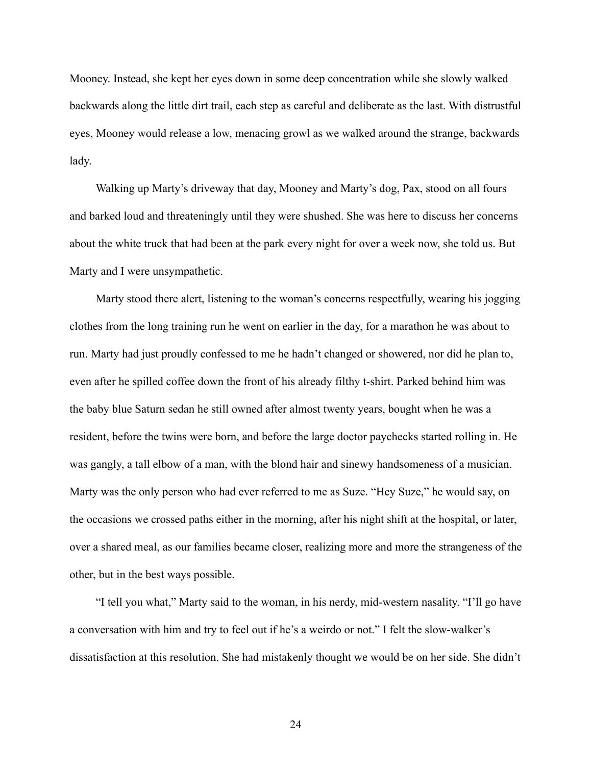Mooney. Instead, she kept her eyes down in some deep concentration while she slowly walked backwards along the little dirt trail, each step as careful and deliberate as the last. With distrustful eyes, Mooney would release a low, menacing growl as we walked around the strange, backwards lady.

Walking up Marty's driveway that day, Mooney and Marty's dog, Pax, stood on all fours and barked loud and threateningly until they were shushed. She was here to discuss her concerns about the white truck that had been at the park every night for over a week now, she told us. But Marty and I were unsympathetic.

Marty stood there alert, listening to the woman's concerns respectfully, wearing his jogging clothes from the long training run he went on earlier in the day, for a marathon he was about to run. Marty had just proudly confessed to me he hadn't changed or showered, nor did he plan to, even after he spilled coffee down the front of his already filthy t-shirt. Parked behind him was the baby blue Saturn sedan he still owned after almost twenty years, bought when he was a resident, before the twins were born, and before the large doctor paychecks started rolling in. He was gangly, a tall elbow of a man, with the blond hair and sinewy handsomeness of a musician. Marty was the only person who had ever referred to me as Suze. "Hey Suze," he would say, on the occasions we crossed paths either in the morning, after his night shift at the hospital, or later, over a shared meal, as our families became closer, realizing more and more the strangeness of the other, but in the best ways possible.

"I tell you what," Marty said to the woman, in his nerdy, mid-western nasality. "I'll go have a conversation with him and try to feel out if he's a weirdo or not." I felt the slow-walker's dissatisfaction at this resolution. She had mistakenly thought we would be on her side. She didn't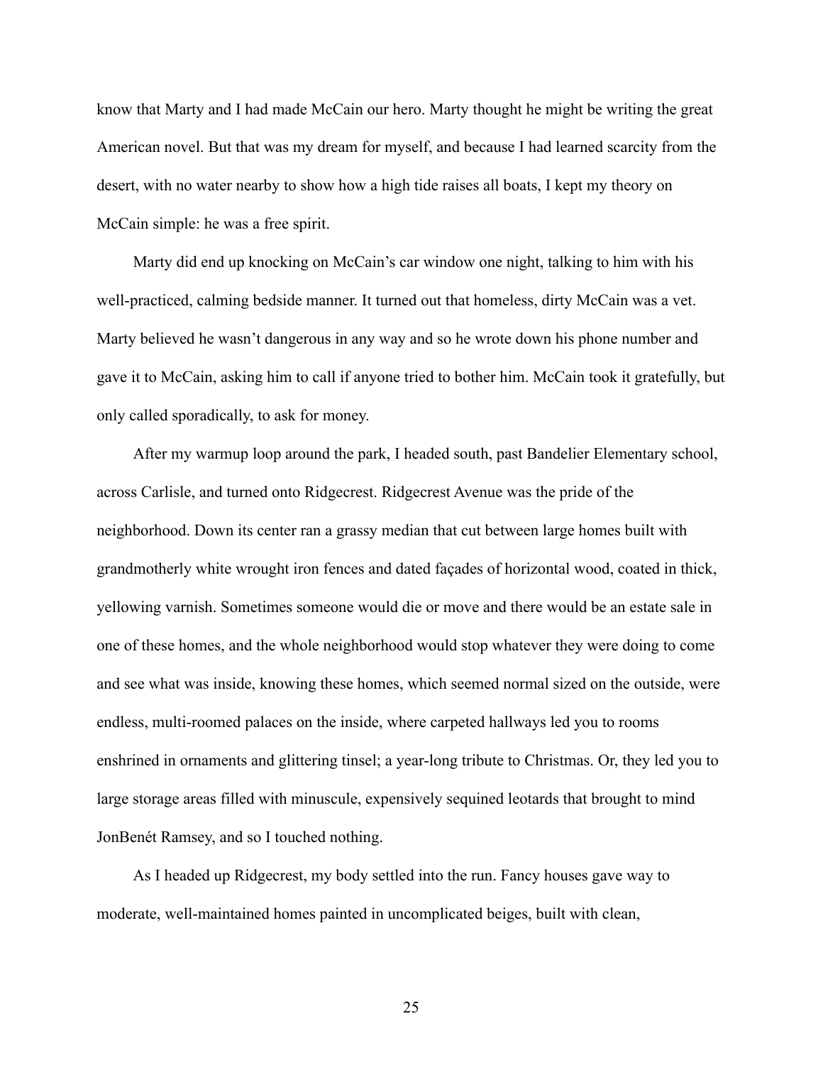know that Marty and I had made McCain our hero. Marty thought he might be writing the great American novel. But that was my dream for myself, and because I had learned scarcity from the desert, with no water nearby to show how a high tide raises all boats, I kept my theory on McCain simple: he was a free spirit.

Marty did end up knocking on McCain's car window one night, talking to him with his well-practiced, calming bedside manner. It turned out that homeless, dirty McCain was a vet. Marty believed he wasn't dangerous in any way and so he wrote down his phone number and gave it to McCain, asking him to call if anyone tried to bother him. McCain took it gratefully, but only called sporadically, to ask for money.

After my warmup loop around the park, I headed south, past Bandelier Elementary school, across Carlisle, and turned onto Ridgecrest. Ridgecrest Avenue was the pride of the neighborhood. Down its center ran a grassy median that cut between large homes built with grandmotherly white wrought iron fences and dated façades of horizontal wood, coated in thick, yellowing varnish. Sometimes someone would die or move and there would be an estate sale in one of these homes, and the whole neighborhood would stop whatever they were doing to come and see what was inside, knowing these homes, which seemed normal sized on the outside, were endless, multi-roomed palaces on the inside, where carpeted hallways led you to rooms enshrined in ornaments and glittering tinsel; a year-long tribute to Christmas. Or, they led you to large storage areas filled with minuscule, expensively sequined leotards that brought to mind JonBenét Ramsey, and so I touched nothing.

As I headed up Ridgecrest, my body settled into the run. Fancy houses gave way to moderate, well-maintained homes painted in uncomplicated beiges, built with clean,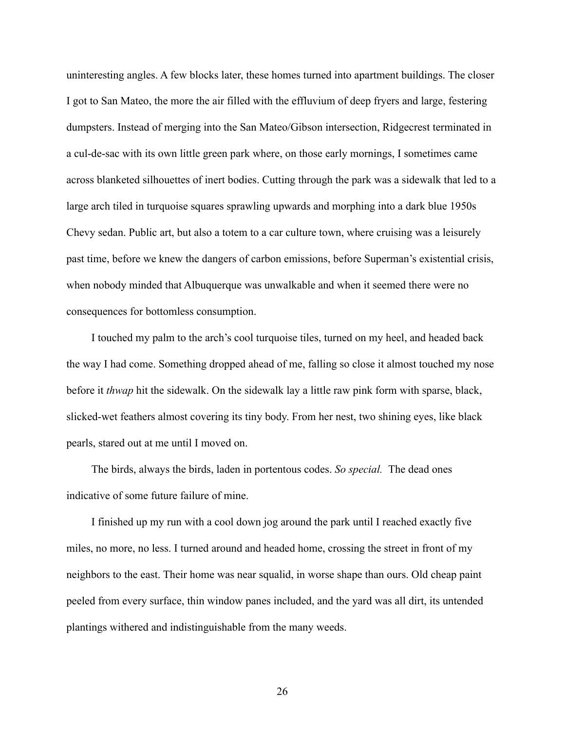uninteresting angles. A few blocks later, these homes turned into apartment buildings. The closer I got to San Mateo, the more the air filled with the effluvium of deep fryers and large, festering dumpsters. Instead of merging into the San Mateo/Gibson intersection, Ridgecrest terminated in a cul-de-sac with its own little green park where, on those early mornings, I sometimes came across blanketed silhouettes of inert bodies. Cutting through the park was a sidewalk that led to a large arch tiled in turquoise squares sprawling upwards and morphing into a dark blue 1950s Chevy sedan. Public art, but also a totem to a car culture town, where cruising was a leisurely past time, before we knew the dangers of carbon emissions, before Superman's existential crisis, when nobody minded that Albuquerque was unwalkable and when it seemed there were no consequences for bottomless consumption.

I touched my palm to the arch's cool turquoise tiles, turned on my heel, and headed back the way I had come. Something dropped ahead of me, falling so close it almost touched my nose before it *thwap* hit the sidewalk. On the sidewalk lay a little raw pink form with sparse, black, slicked-wet feathers almost covering its tiny body. From her nest, two shining eyes, like black pearls, stared out at me until I moved on.

The birds, always the birds, laden in portentous codes. *So special.* The dead ones indicative of some future failure of mine.

I finished up my run with a cool down jog around the park until I reached exactly five miles, no more, no less. I turned around and headed home, crossing the street in front of my neighbors to the east. Their home was near squalid, in worse shape than ours. Old cheap paint peeled from every surface, thin window panes included, and the yard was all dirt, its untended plantings withered and indistinguishable from the many weeds.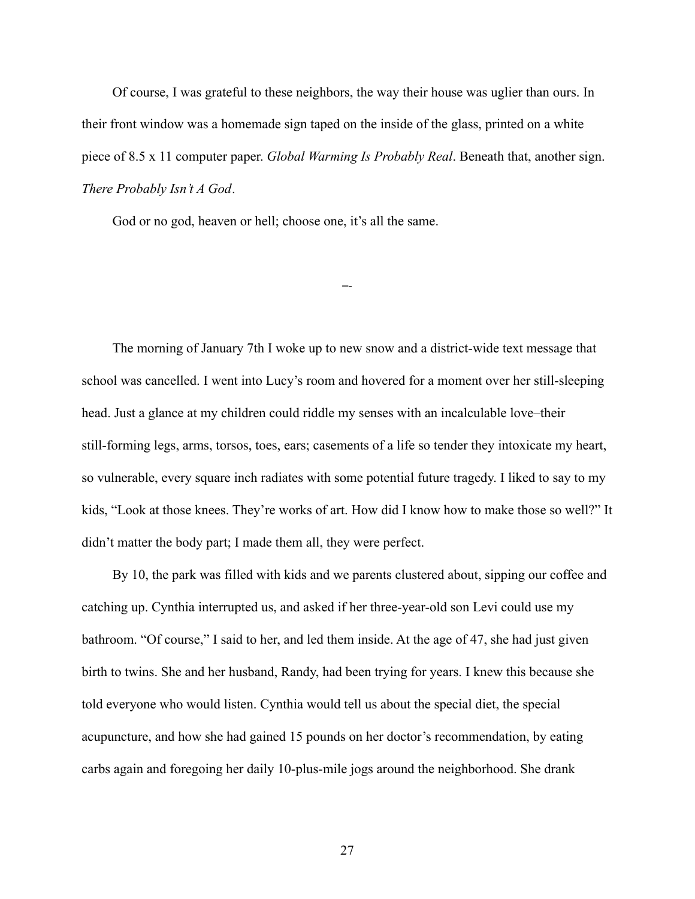Of course, I was grateful to these neighbors, the way their house was uglier than ours. In their front window was a homemade sign taped on the inside of the glass, printed on a white piece of 8.5 x 11 computer paper. *Global Warming Is Probably Real*. Beneath that, another sign. *There Probably Isn't A God*.

God or no god, heaven or hell; choose one, it's all the same.

–-

The morning of January 7th I woke up to new snow and a district-wide text message that school was cancelled. I went into Lucy's room and hovered for a moment over her still-sleeping head. Just a glance at my children could riddle my senses with an incalculable love–their still-forming legs, arms, torsos, toes, ears; casements of a life so tender they intoxicate my heart, so vulnerable, every square inch radiates with some potential future tragedy. I liked to say to my kids, "Look at those knees. They're works of art. How did I know how to make those so well?" It didn't matter the body part; I made them all, they were perfect.

By 10, the park was filled with kids and we parents clustered about, sipping our coffee and catching up. Cynthia interrupted us, and asked if her three-year-old son Levi could use my bathroom. "Of course," I said to her, and led them inside. At the age of 47, she had just given birth to twins. She and her husband, Randy, had been trying for years. I knew this because she told everyone who would listen. Cynthia would tell us about the special diet, the special acupuncture, and how she had gained 15 pounds on her doctor's recommendation, by eating carbs again and foregoing her daily 10-plus-mile jogs around the neighborhood. She drank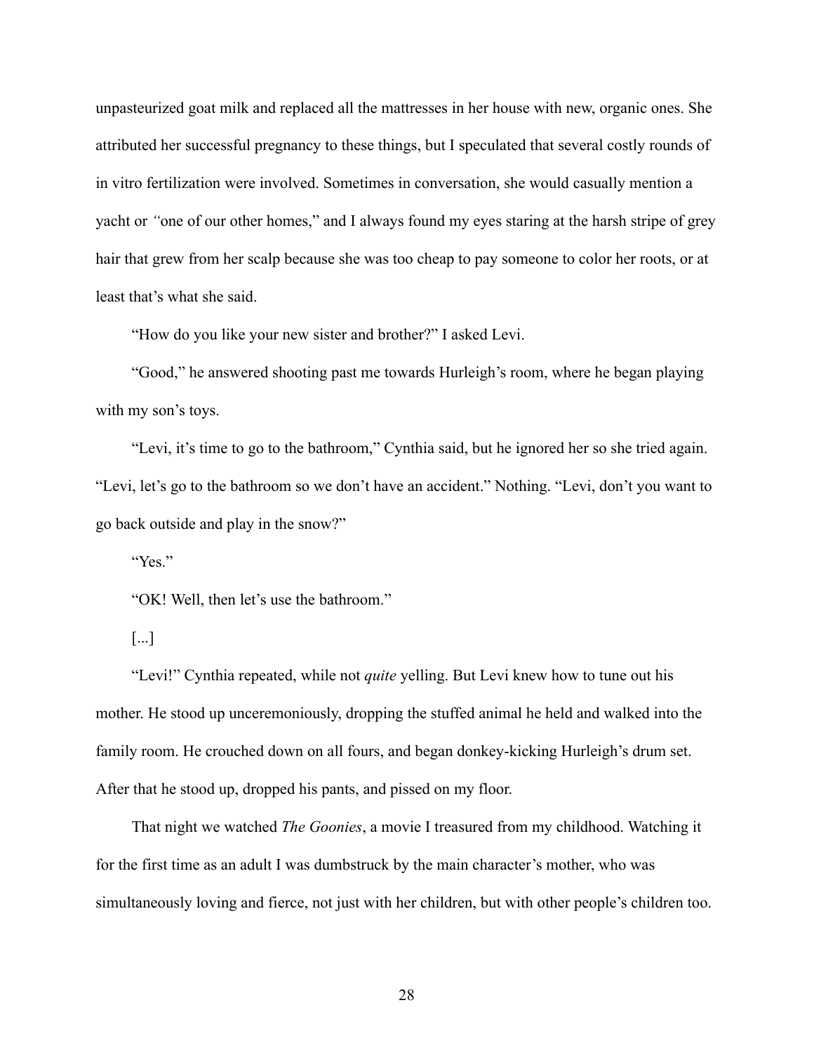unpasteurized goat milk and replaced all the mattresses in her house with new, organic ones. She attributed her successful pregnancy to these things, but I speculated that several costly rounds of in vitro fertilization were involved. Sometimes in conversation, she would casually mention a yacht or *"*one of our other homes," and I always found my eyes staring at the harsh stripe of grey hair that grew from her scalp because she was too cheap to pay someone to color her roots, or at least that's what she said.

"How do you like your new sister and brother?" I asked Levi.

"Good," he answered shooting past me towards Hurleigh's room, where he began playing with my son's toys.

"Levi, it's time to go to the bathroom," Cynthia said, but he ignored her so she tried again. "Levi, let's go to the bathroom so we don't have an accident." Nothing. "Levi, don't you want to go back outside and play in the snow?"

"Yes."

"OK! Well, then let's use the bathroom."

[...]

"Levi!" Cynthia repeated, while not *quite* yelling. But Levi knew how to tune out his mother. He stood up unceremoniously, dropping the stuffed animal he held and walked into the family room. He crouched down on all fours, and began donkey-kicking Hurleigh's drum set. After that he stood up, dropped his pants, and pissed on my floor.

That night we watched *The Goonies*, a movie I treasured from my childhood. Watching it for the first time as an adult I was dumbstruck by the main character's mother, who was simultaneously loving and fierce, not just with her children, but with other people's children too.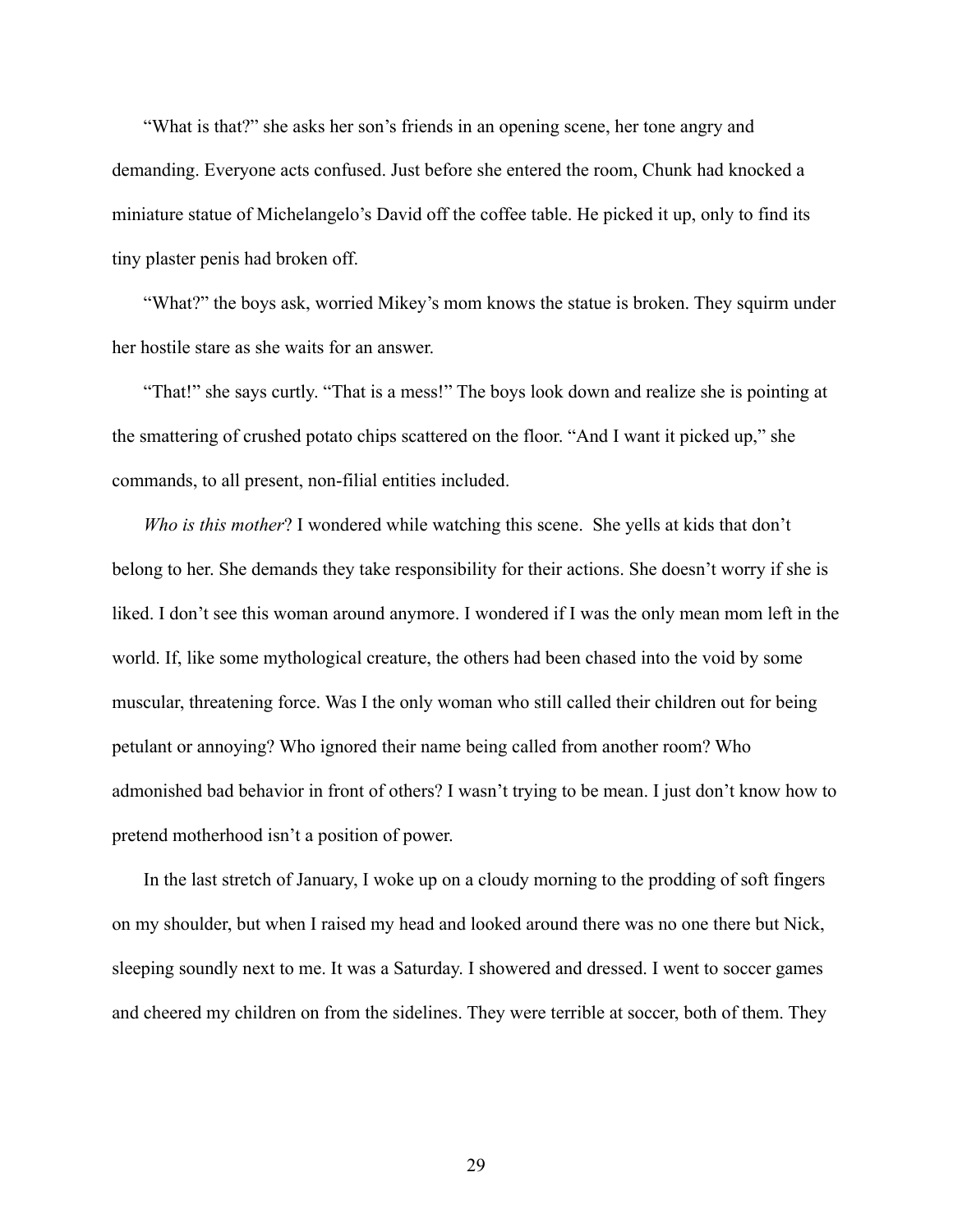"What is that?" she asks her son's friends in an opening scene, her tone angry and demanding. Everyone acts confused. Just before she entered the room, Chunk had knocked a miniature statue of Michelangelo's David off the coffee table. He picked it up, only to find its tiny plaster penis had broken off.

"What?" the boys ask, worried Mikey's mom knows the statue is broken. They squirm under her hostile stare as she waits for an answer.

"That!" she says curtly. "That is a mess!" The boys look down and realize she is pointing at the smattering of crushed potato chips scattered on the floor. "And I want it picked up," she commands, to all present, non-filial entities included.

*Who is this mother*? I wondered while watching this scene. She yells at kids that don't belong to her. She demands they take responsibility for their actions. She doesn't worry if she is liked. I don't see this woman around anymore. I wondered if I was the only mean mom left in the world. If, like some mythological creature, the others had been chased into the void by some muscular, threatening force. Was I the only woman who still called their children out for being petulant or annoying? Who ignored their name being called from another room? Who admonished bad behavior in front of others? I wasn't trying to be mean. I just don't know how to pretend motherhood isn't a position of power.

In the last stretch of January, I woke up on a cloudy morning to the prodding of soft fingers on my shoulder, but when I raised my head and looked around there was no one there but Nick, sleeping soundly next to me. It was a Saturday. I showered and dressed. I went to soccer games and cheered my children on from the sidelines. They were terrible at soccer, both of them. They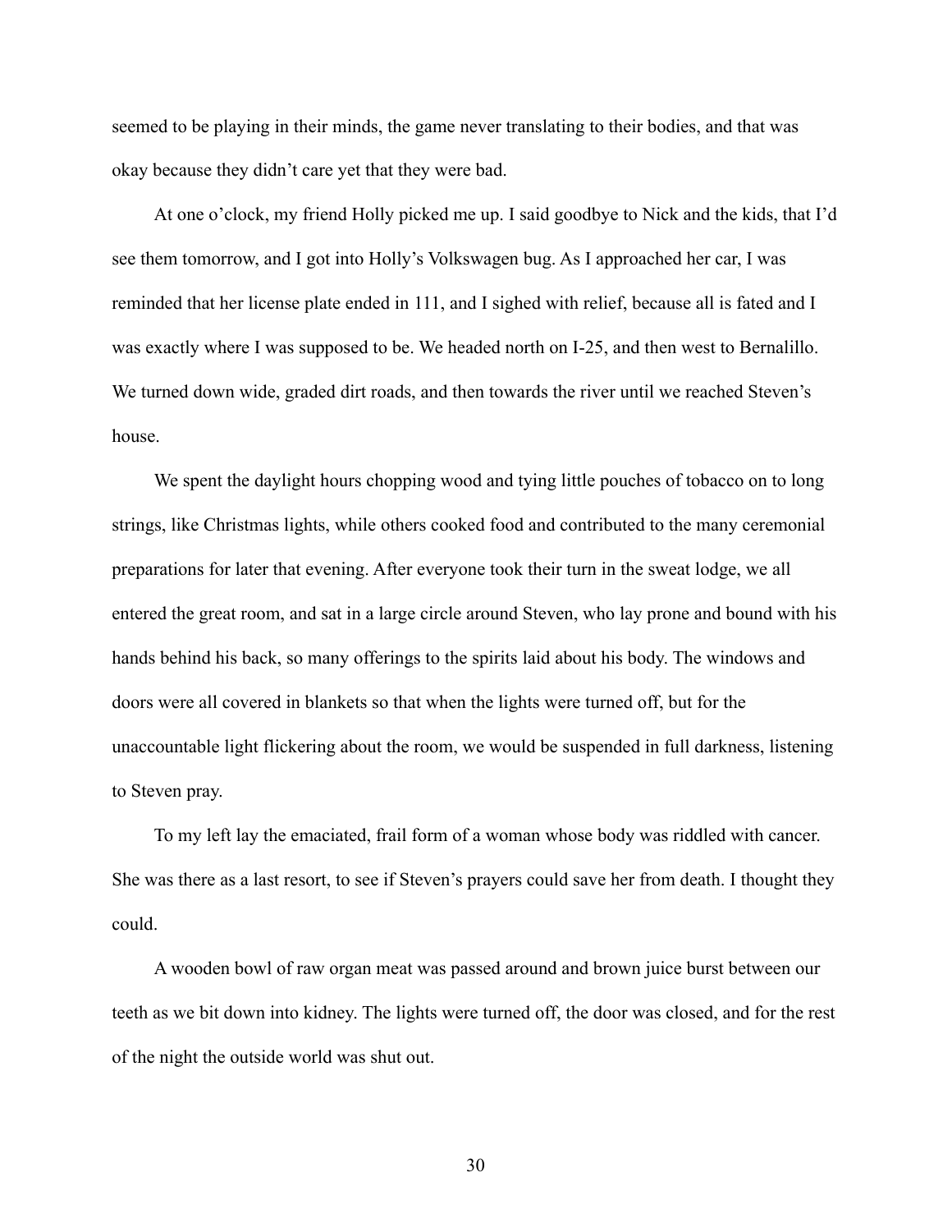seemed to be playing in their minds, the game never translating to their bodies, and that was okay because they didn't care yet that they were bad.

At one o'clock, my friend Holly picked me up. I said goodbye to Nick and the kids, that I'd see them tomorrow, and I got into Holly's Volkswagen bug. As I approached her car, I was reminded that her license plate ended in 111, and I sighed with relief, because all is fated and I was exactly where I was supposed to be. We headed north on I-25, and then west to Bernalillo. We turned down wide, graded dirt roads, and then towards the river until we reached Steven's house.

We spent the daylight hours chopping wood and tying little pouches of tobacco on to long strings, like Christmas lights, while others cooked food and contributed to the many ceremonial preparations for later that evening. After everyone took their turn in the sweat lodge, we all entered the great room, and sat in a large circle around Steven, who lay prone and bound with his hands behind his back, so many offerings to the spirits laid about his body. The windows and doors were all covered in blankets so that when the lights were turned off, but for the unaccountable light flickering about the room, we would be suspended in full darkness, listening to Steven pray.

To my left lay the emaciated, frail form of a woman whose body was riddled with cancer. She was there as a last resort, to see if Steven's prayers could save her from death. I thought they could.

A wooden bowl of raw organ meat was passed around and brown juice burst between our teeth as we bit down into kidney. The lights were turned off, the door was closed, and for the rest of the night the outside world was shut out.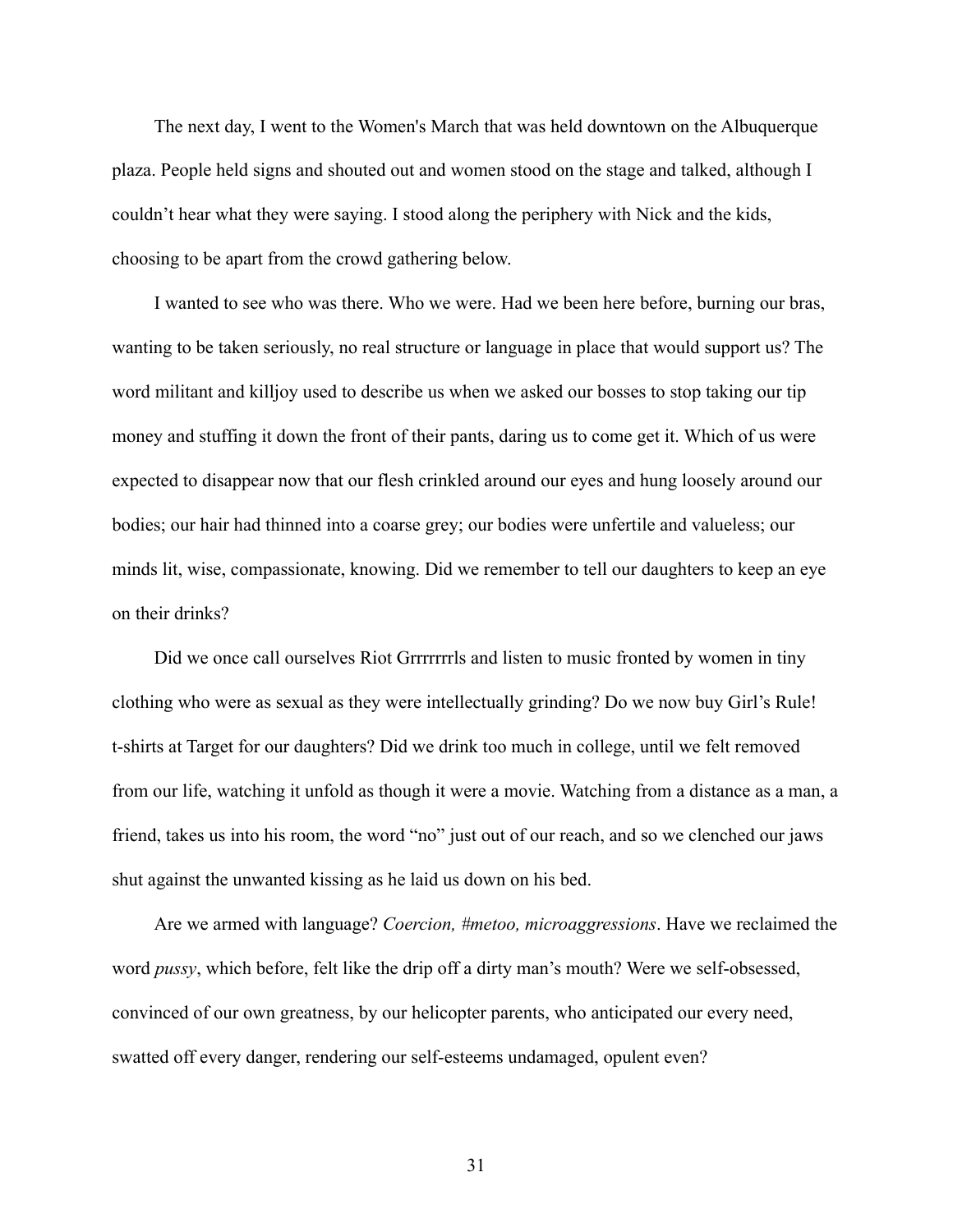The next day, I went to the Women's March that was held downtown on the Albuquerque plaza. People held signs and shouted out and women stood on the stage and talked, although I couldn't hear what they were saying. I stood along the periphery with Nick and the kids, choosing to be apart from the crowd gathering below.

I wanted to see who was there. Who we were. Had we been here before, burning our bras, wanting to be taken seriously, no real structure or language in place that would support us? The word militant and killjoy used to describe us when we asked our bosses to stop taking our tip money and stuffing it down the front of their pants, daring us to come get it. Which of us were expected to disappear now that our flesh crinkled around our eyes and hung loosely around our bodies; our hair had thinned into a coarse grey; our bodies were unfertile and valueless; our minds lit, wise, compassionate, knowing. Did we remember to tell our daughters to keep an eye on their drinks?

Did we once call ourselves Riot Grrrrrrrls and listen to music fronted by women in tiny clothing who were as sexual as they were intellectually grinding? Do we now buy Girl's Rule! t-shirts at Target for our daughters? Did we drink too much in college, until we felt removed from our life, watching it unfold as though it were a movie. Watching from a distance as a man, a friend, takes us into his room, the word "no" just out of our reach, and so we clenched our jaws shut against the unwanted kissing as he laid us down on his bed.

Are we armed with language? *Coercion, #metoo, microaggressions*. Have we reclaimed the word *pussy*, which before, felt like the drip off a dirty man's mouth? Were we self-obsessed, convinced of our own greatness, by our helicopter parents, who anticipated our every need, swatted off every danger, rendering our self-esteems undamaged, opulent even?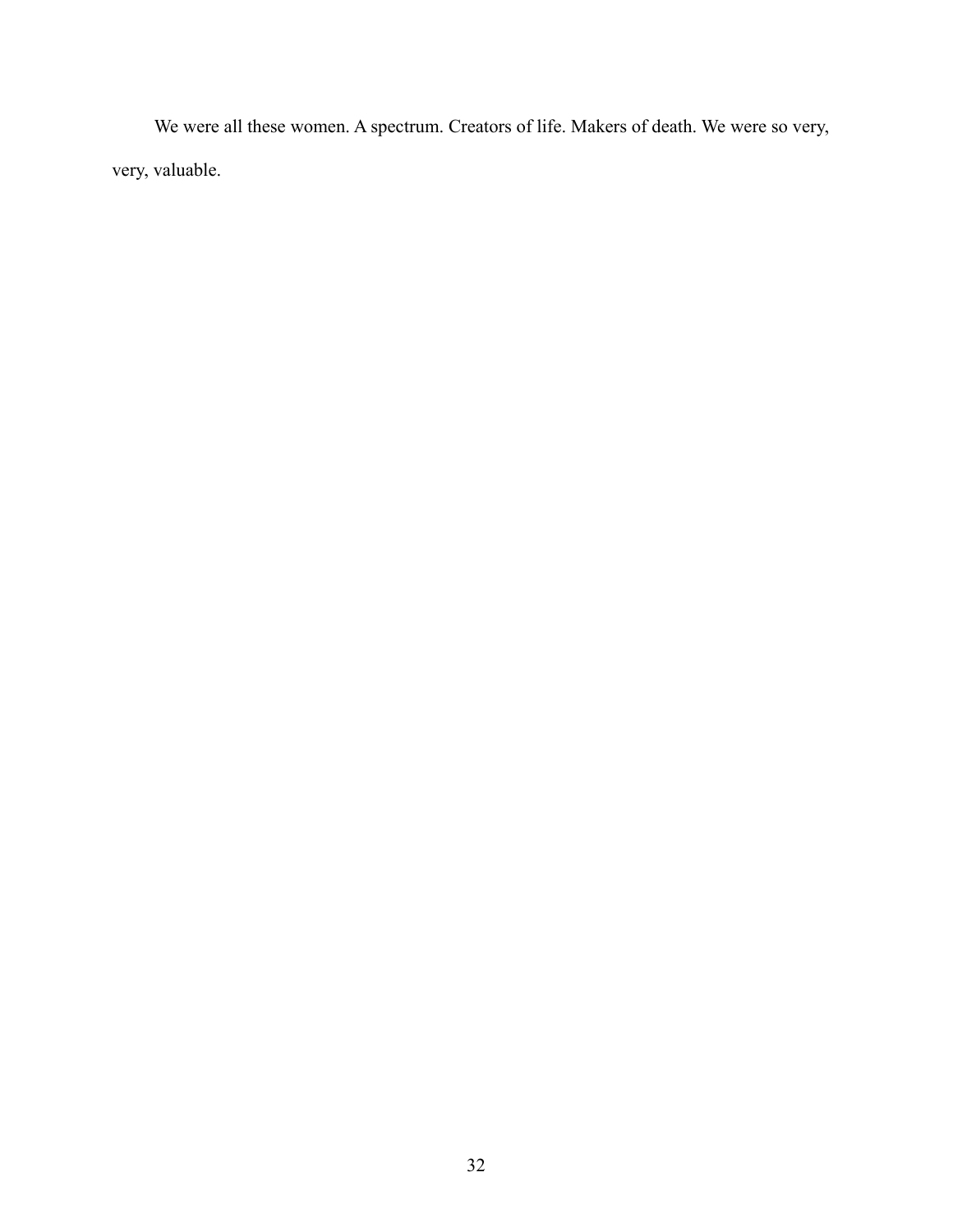We were all these women. A spectrum. Creators of life. Makers of death. We were so very, very, valuable.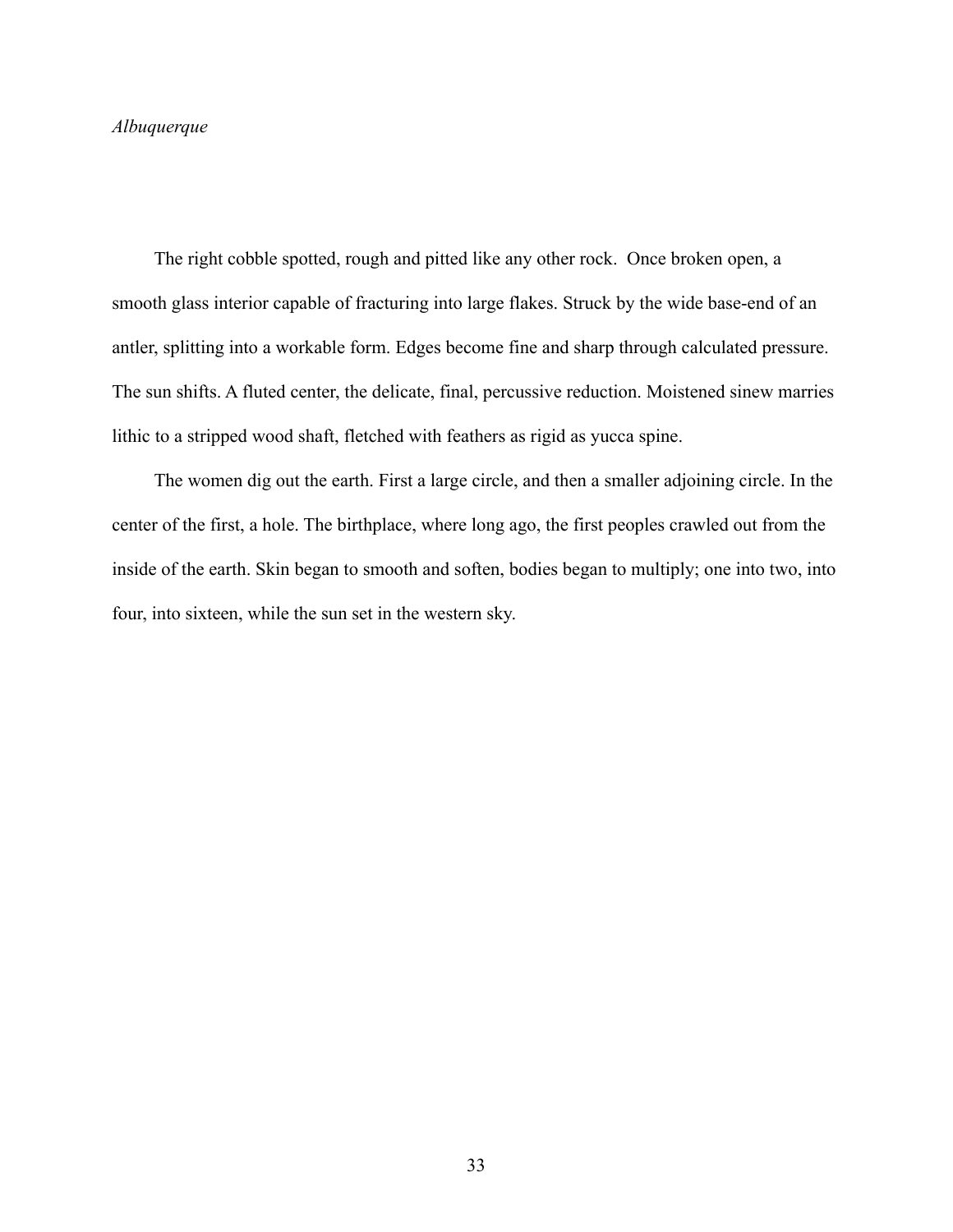*Albuquerque*

The right cobble spotted, rough and pitted like any other rock.  Once broken open, a smooth glass interior capable of fracturing into large flakes. Struck by the wide base-end of an antler, splitting into a workable form. Edges become fine and sharp through calculated pressure. The sun shifts. A fluted center, the delicate, final, percussive reduction. Moistened sinew marries lithic to a stripped wood shaft, fletched with feathers as rigid as yucca spine.

The women dig out the earth. First a large circle, and then a smaller adjoining circle. In the center of the first, a hole. The birthplace, where long ago, the first peoples crawled out from the inside of the earth. Skin began to smooth and soften, bodies began to multiply; one into two, into four, into sixteen, while the sun set in the western sky.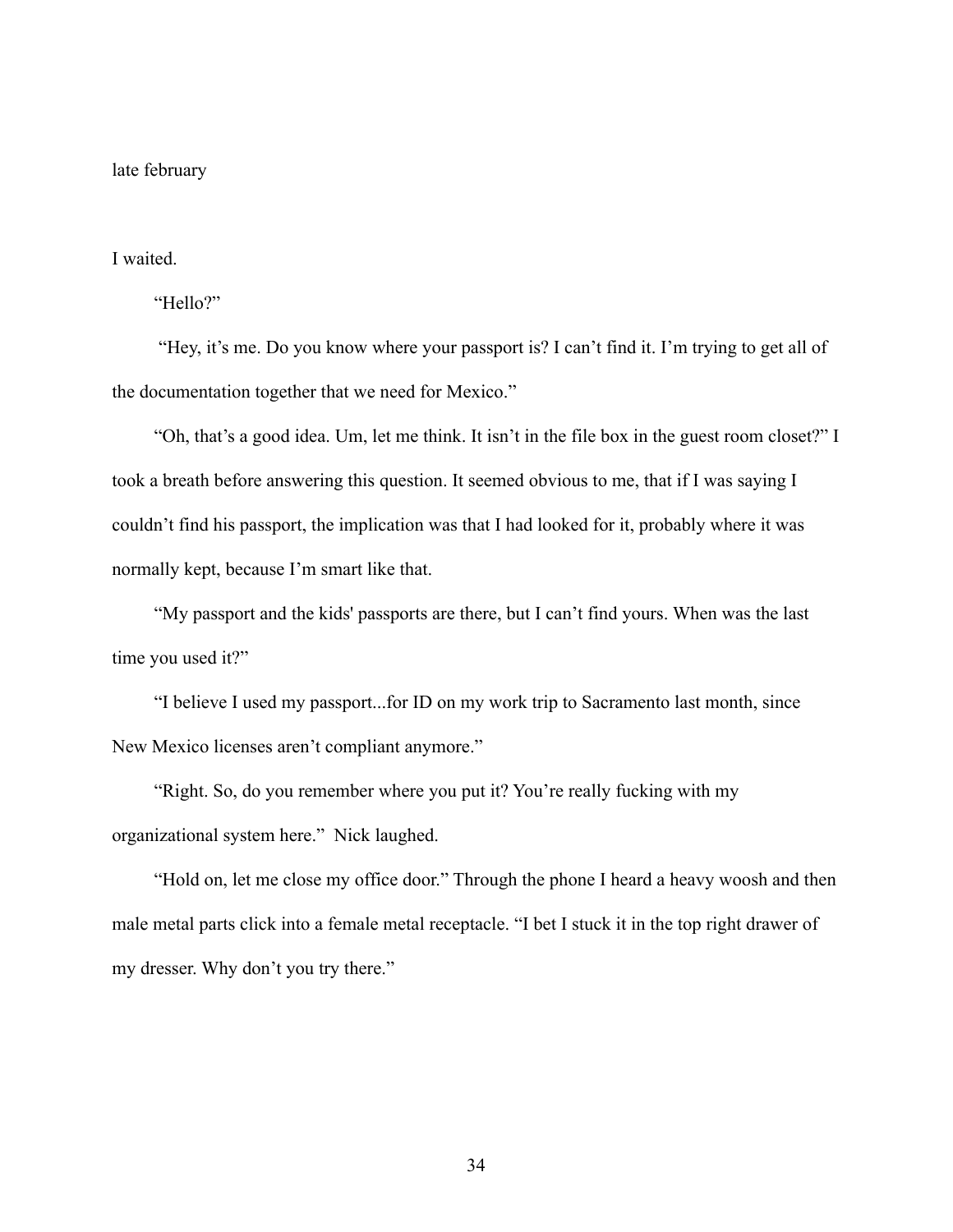late february

I waited.

"Hello?"

"Hey, it's me. Do you know where your passport is? I can't find it. I'm trying to get all of the documentation together that we need for Mexico."

"Oh, that's a good idea. Um, let me think. It isn't in the file box in the guest room closet?" I took a breath before answering this question. It seemed obvious to me, that if I was saying I couldn't find his passport, the implication was that I had looked for it, probably where it was normally kept, because I'm smart like that.

"My passport and the kids' passports are there, but I can't find yours. When was the last time you used it?"

"I believe I used my passport...for ID on my work trip to Sacramento last month, since New Mexico licenses aren't compliant anymore."

"Right. So, do you remember where you put it? You're really fucking with my organizational system here." Nick laughed.

"Hold on, let me close my office door." Through the phone I heard a heavy woosh and then male metal parts click into a female metal receptacle. "I bet I stuck it in the top right drawer of my dresser. Why don't you try there."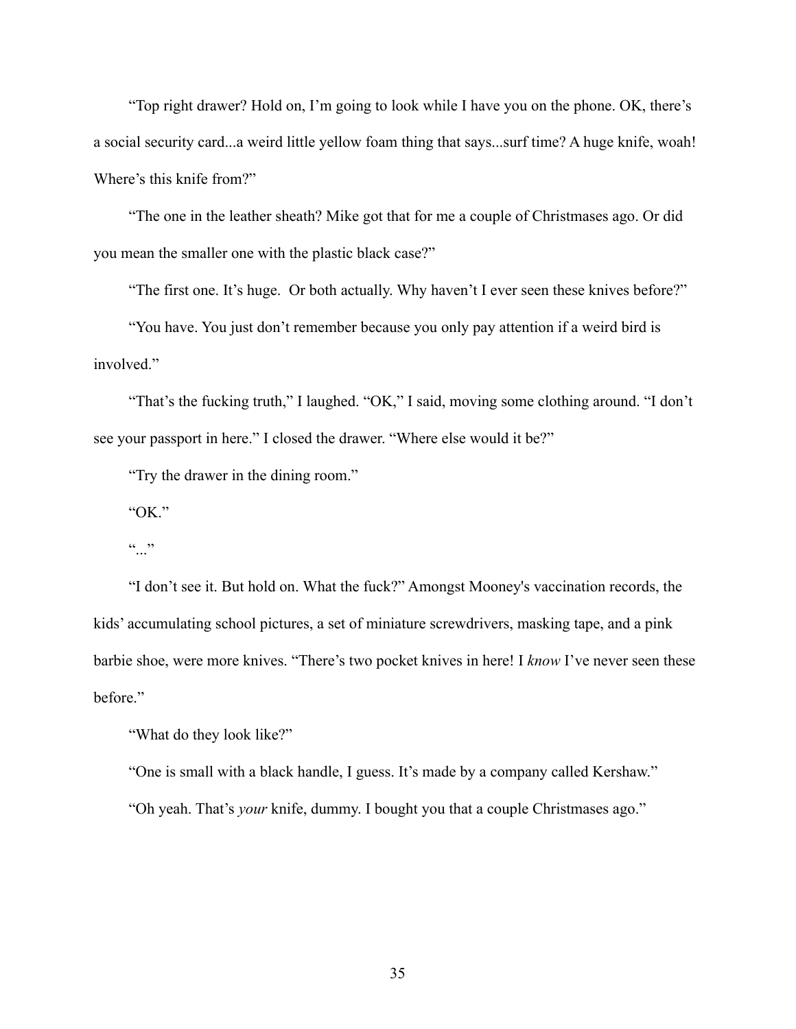"Top right drawer? Hold on, I'm going to look while I have you on the phone. OK, there's a social security card...a weird little yellow foam thing that says...surf time? A huge knife, woah! Where's this knife from?"

"The one in the leather sheath? Mike got that for me a couple of Christmases ago. Or did you mean the smaller one with the plastic black case?"

"The first one. It's huge.  Or both actually. Why haven't I ever seen these knives before?"

"You have. You just don't remember because you only pay attention if a weird bird is involved."

"That's the fucking truth," I laughed. "OK," I said, moving some clothing around. "I don't see your passport in here." I closed the drawer. "Where else would it be?"

"Try the drawer in the dining room."

"OK."

"..."

"I don't see it. But hold on. What the fuck?" Amongst Mooney's vaccination records, the kids' accumulating school pictures, a set of miniature screwdrivers, masking tape, and a pink barbie shoe, were more knives. "There's two pocket knives in here! I *know* I've never seen these before."

"What do they look like?"

"One is small with a black handle, I guess. It's made by a company called Kershaw."

"Oh yeah. That's *your* knife, dummy. I bought you that a couple Christmases ago."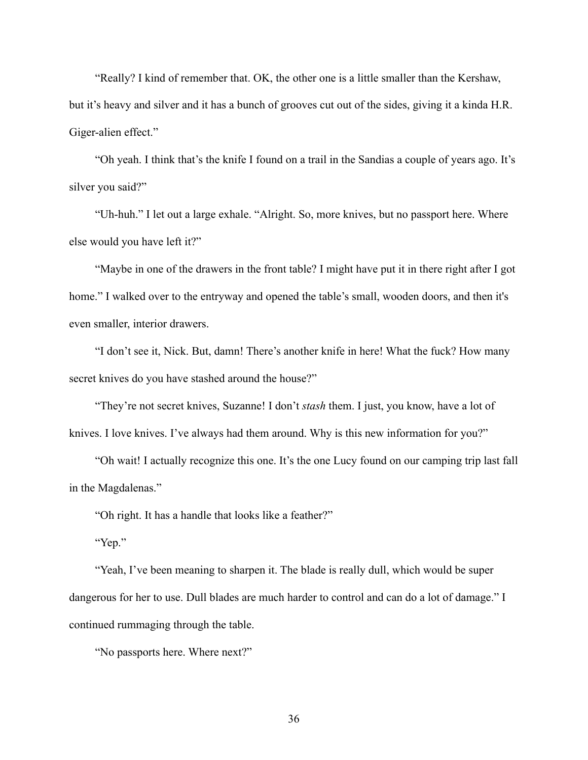"Really? I kind of remember that. OK, the other one is a little smaller than the Kershaw, but it's heavy and silver and it has a bunch of grooves cut out of the sides, giving it a kinda H.R. Giger-alien effect."

"Oh yeah. I think that's the knife I found on a trail in the Sandias a couple of years ago. It's silver you said?"

"Uh-huh." I let out a large exhale. "Alright. So, more knives, but no passport here. Where else would you have left it?"

"Maybe in one of the drawers in the front table? I might have put it in there right after I got home." I walked over to the entryway and opened the table's small, wooden doors, and then it's even smaller, interior drawers.

"I don't see it, Nick. But, damn! There's another knife in here! What the fuck? How many secret knives do you have stashed around the house?"

"They're not secret knives, Suzanne! I don't *stash* them. I just, you know, have a lot of knives. I love knives. I've always had them around. Why is this new information for you?"

"Oh wait! I actually recognize this one. It's the one Lucy found on our camping trip last fall in the Magdalenas."

"Oh right. It has a handle that looks like a feather?"

"Yep."

"Yeah, I've been meaning to sharpen it. The blade is really dull, which would be super dangerous for her to use. Dull blades are much harder to control and can do a lot of damage." I continued rummaging through the table.

"No passports here. Where next?"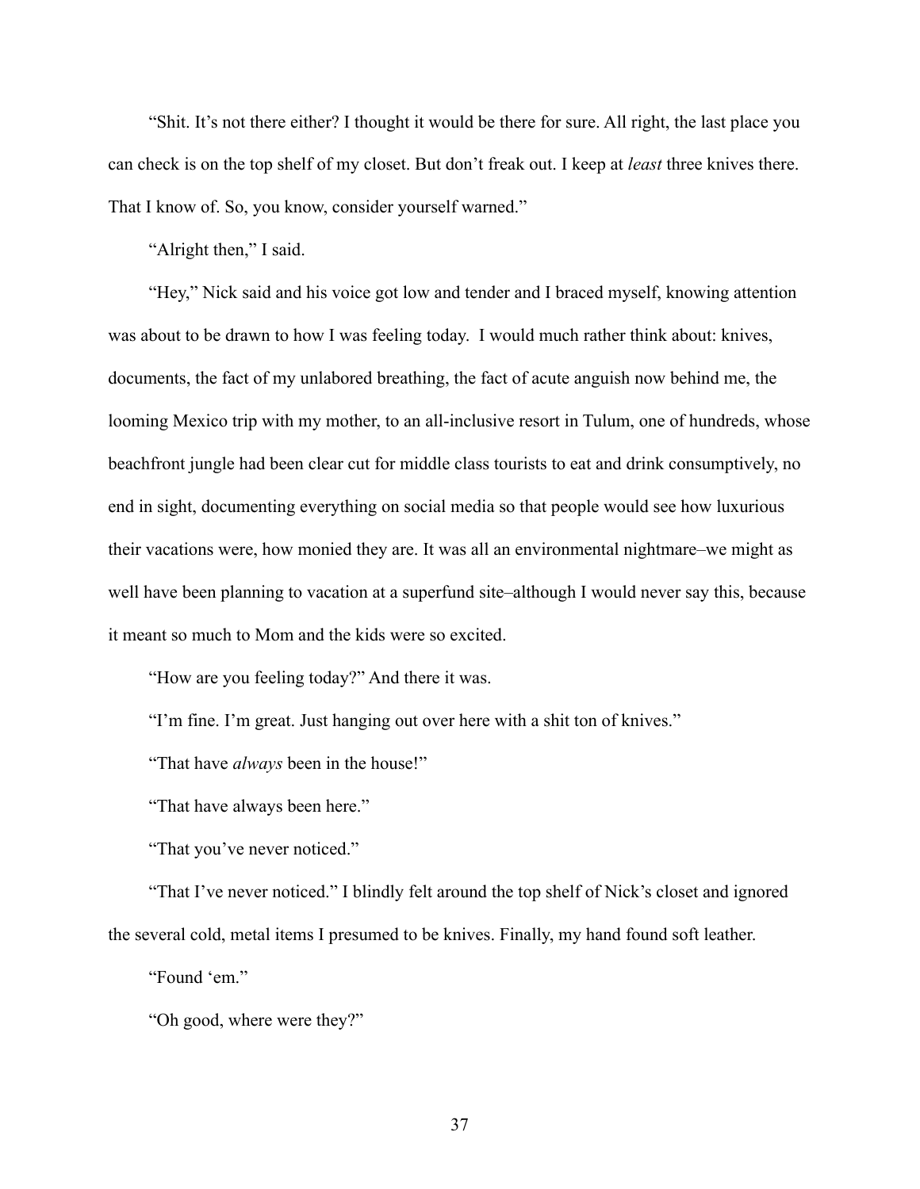"Shit. It's not there either? I thought it would be there for sure. All right, the last place you can check is on the top shelf of my closet. But don't freak out. I keep at *least* three knives there. That I know of. So, you know, consider yourself warned."

"Alright then," I said.

"Hey," Nick said and his voice got low and tender and I braced myself, knowing attention was about to be drawn to how I was feeling today. I would much rather think about: knives, documents, the fact of my unlabored breathing, the fact of acute anguish now behind me, the looming Mexico trip with my mother, to an all-inclusive resort in Tulum, one of hundreds, whose beachfront jungle had been clear cut for middle class tourists to eat and drink consumptively, no end in sight, documenting everything on social media so that people would see how luxurious their vacations were, how monied they are. It was all an environmental nightmare–we might as well have been planning to vacation at a superfund site–although I would never say this, because it meant so much to Mom and the kids were so excited.

"How are you feeling today?" And there it was.

"I'm fine. I'm great. Just hanging out over here with a shit ton of knives."

"That have *always* been in the house!"

"That have always been here."

"That you've never noticed."

"That I've never noticed." I blindly felt around the top shelf of Nick's closet and ignored the several cold, metal items I presumed to be knives. Finally, my hand found soft leather.

"Found 'em."

"Oh good, where were they?"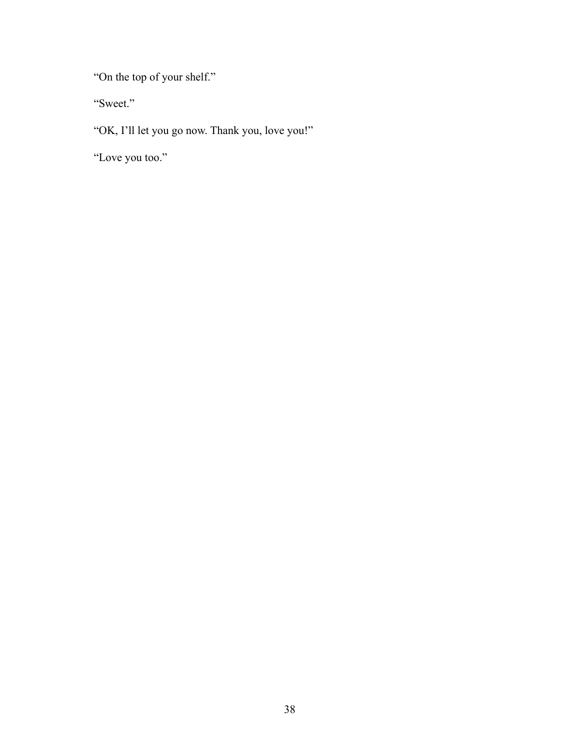“On the top of your shelf.”

“Sweet.”

“OK, I’ll let you go now. Thank you, love you!”

“Love you too.”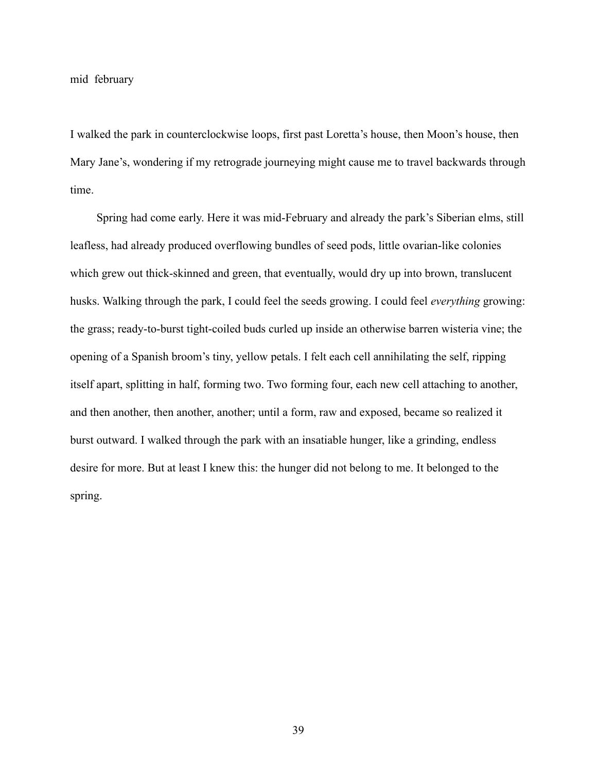mid february

I walked the park in counterclockwise loops, first past Loretta's house, then Moon's house, then Mary Jane's, wondering if my retrograde journeying might cause me to travel backwards through time.

Spring had come early. Here it was mid-February and already the park's Siberian elms, still leafless, had already produced overflowing bundles of seed pods, little ovarian-like colonies which grew out thick-skinned and green, that eventually, would dry up into brown, translucent husks. Walking through the park, I could feel the seeds growing. I could feel *everything* growing: the grass; ready-to-burst tight-coiled buds curled up inside an otherwise barren wisteria vine; the opening of a Spanish broom's tiny, yellow petals. I felt each cell annihilating the self, ripping itself apart, splitting in half, forming two. Two forming four, each new cell attaching to another, and then another, then another, another; until a form, raw and exposed, became so realized it burst outward. I walked through the park with an insatiable hunger, like a grinding, endless desire for more. But at least I knew this: the hunger did not belong to me. It belonged to the spring.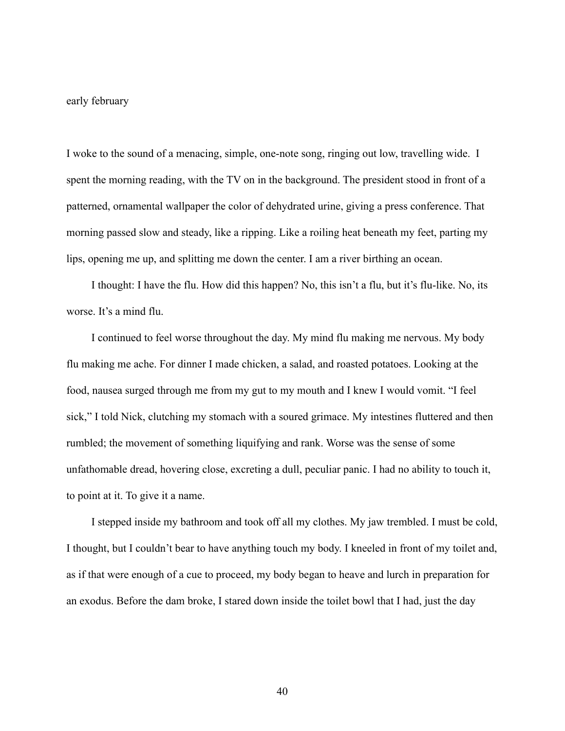early february

I woke to the sound of a menacing, simple, one-note song, ringing out low, travelling wide. I spent the morning reading, with the TV on in the background. The president stood in front of a patterned, ornamental wallpaper the color of dehydrated urine, giving a press conference. That morning passed slow and steady, like a ripping. Like a roiling heat beneath my feet, parting my lips, opening me up, and splitting me down the center. I am a river birthing an ocean.

I thought: I have the flu. How did this happen? No, this isn't a flu, but it's flu-like. No, its worse. It's a mind flu.

I continued to feel worse throughout the day. My mind flu making me nervous. My body flu making me ache. For dinner I made chicken, a salad, and roasted potatoes. Looking at the food, nausea surged through me from my gut to my mouth and I knew I would vomit. "I feel sick," I told Nick, clutching my stomach with a soured grimace. My intestines fluttered and then rumbled; the movement of something liquifying and rank. Worse was the sense of some unfathomable dread, hovering close, excreting a dull, peculiar panic. I had no ability to touch it, to point at it. To give it a name.

I stepped inside my bathroom and took off all my clothes. My jaw trembled. I must be cold, I thought, but I couldn't bear to have anything touch my body. I kneeled in front of my toilet and, as if that were enough of a cue to proceed, my body began to heave and lurch in preparation for an exodus. Before the dam broke, I stared down inside the toilet bowl that I had, just the day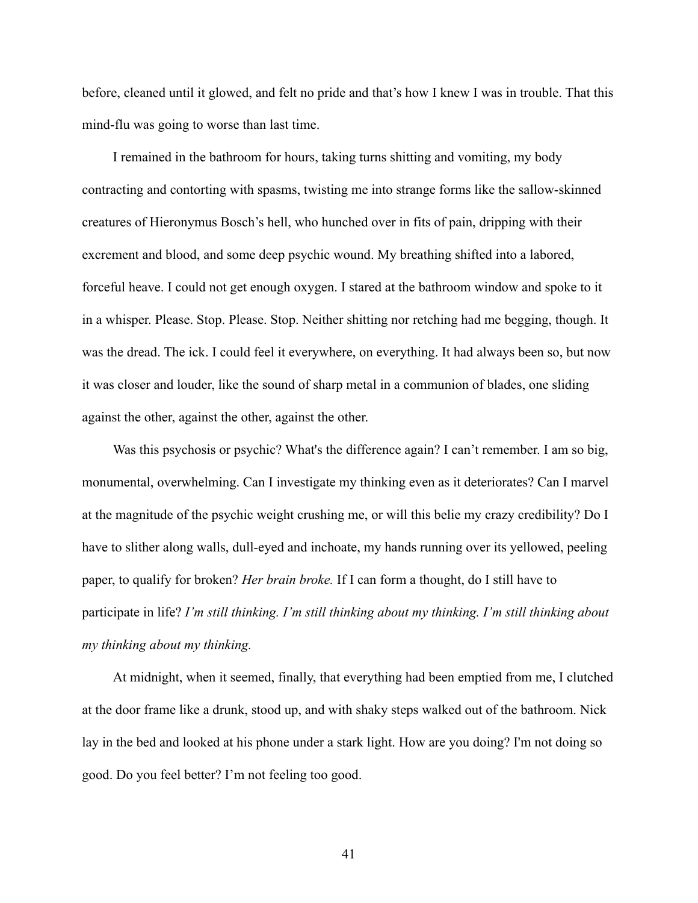before, cleaned until it glowed, and felt no pride and that's how I knew I was in trouble. That this mind-flu was going to worse than last time.

I remained in the bathroom for hours, taking turns shitting and vomiting, my body contracting and contorting with spasms, twisting me into strange forms like the sallow-skinned creatures of Hieronymus Bosch's hell, who hunched over in fits of pain, dripping with their excrement and blood, and some deep psychic wound. My breathing shifted into a labored, forceful heave. I could not get enough oxygen. I stared at the bathroom window and spoke to it in a whisper. Please. Stop. Please. Stop. Neither shitting nor retching had me begging, though. It was the dread. The ick. I could feel it everywhere, on everything. It had always been so, but now it was closer and louder, like the sound of sharp metal in a communion of blades, one sliding against the other, against the other, against the other.

Was this psychosis or psychic? What's the difference again? I can't remember. I am so big, monumental, overwhelming. Can I investigate my thinking even as it deteriorates? Can I marvel at the magnitude of the psychic weight crushing me, or will this belie my crazy credibility? Do I have to slither along walls, dull-eyed and inchoate, my hands running over its yellowed, peeling paper, to qualify for broken? *Her brain broke.* If I can form a thought, do I still have to participate in life? *I'm still thinking. I'm still thinking about my thinking. I'm still thinking about my thinking about my thinking.*

At midnight, when it seemed, finally, that everything had been emptied from me, I clutched at the door frame like a drunk, stood up, and with shaky steps walked out of the bathroom. Nick lay in the bed and looked at his phone under a stark light. How are you doing? I'm not doing so good. Do you feel better? I'm not feeling too good.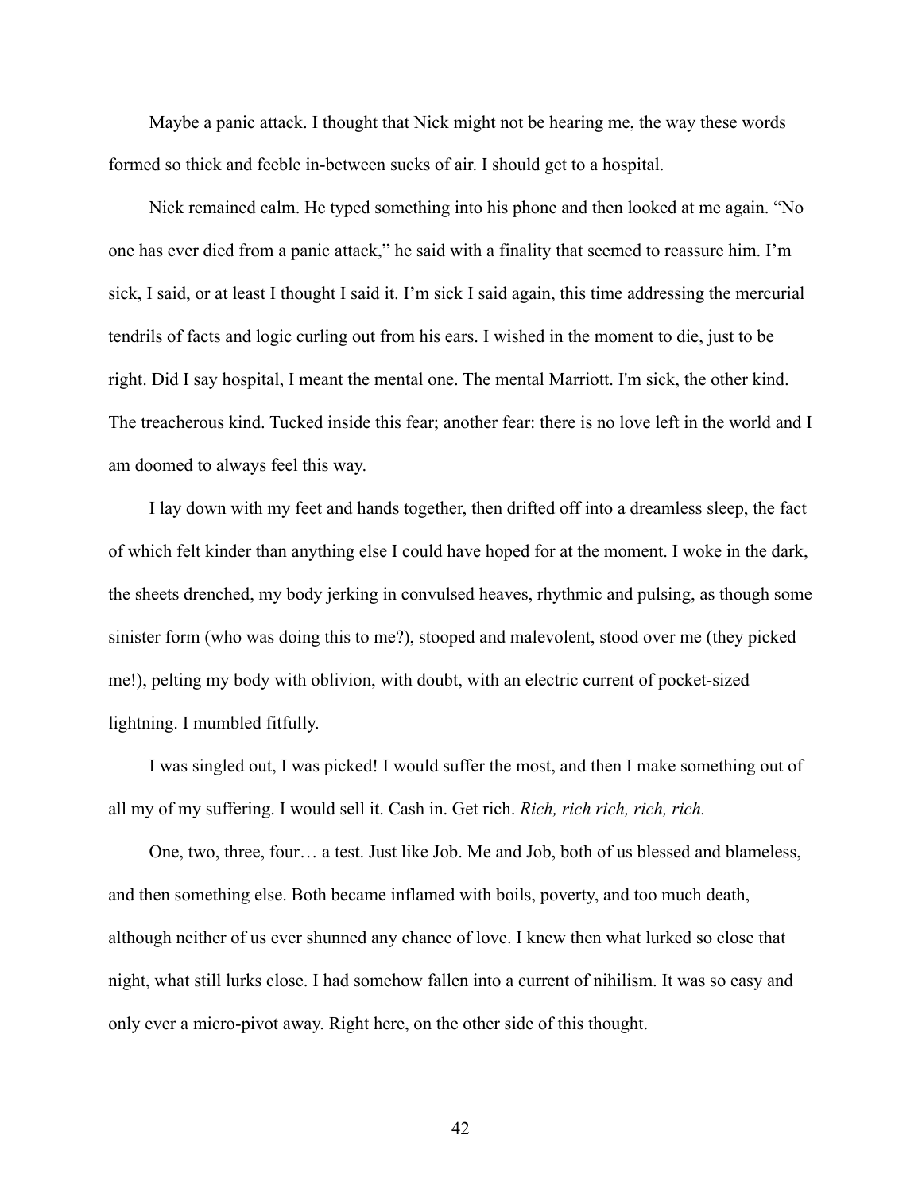Maybe a panic attack. I thought that Nick might not be hearing me, the way these words formed so thick and feeble in-between sucks of air. I should get to a hospital.

Nick remained calm. He typed something into his phone and then looked at me again. "No one has ever died from a panic attack," he said with a finality that seemed to reassure him. I'm sick, I said, or at least I thought I said it. I'm sick I said again, this time addressing the mercurial tendrils of facts and logic curling out from his ears. I wished in the moment to die, just to be right. Did I say hospital, I meant the mental one. The mental Marriott. I'm sick, the other kind. The treacherous kind. Tucked inside this fear; another fear: there is no love left in the world and I am doomed to always feel this way.

I lay down with my feet and hands together, then drifted off into a dreamless sleep, the fact of which felt kinder than anything else I could have hoped for at the moment. I woke in the dark, the sheets drenched, my body jerking in convulsed heaves, rhythmic and pulsing, as though some sinister form (who was doing this to me?), stooped and malevolent, stood over me (they picked me!), pelting my body with oblivion, with doubt, with an electric current of pocket-sized lightning. I mumbled fitfully.

I was singled out, I was picked! I would suffer the most, and then I make something out of all my of my suffering. I would sell it. Cash in. Get rich. *Rich, rich rich, rich, rich.*

One, two, three, four… a test. Just like Job. Me and Job, both of us blessed and blameless, and then something else. Both became inflamed with boils, poverty, and too much death, although neither of us ever shunned any chance of love. I knew then what lurked so close that night, what still lurks close. I had somehow fallen into a current of nihilism. It was so easy and only ever a micro-pivot away. Right here, on the other side of this thought.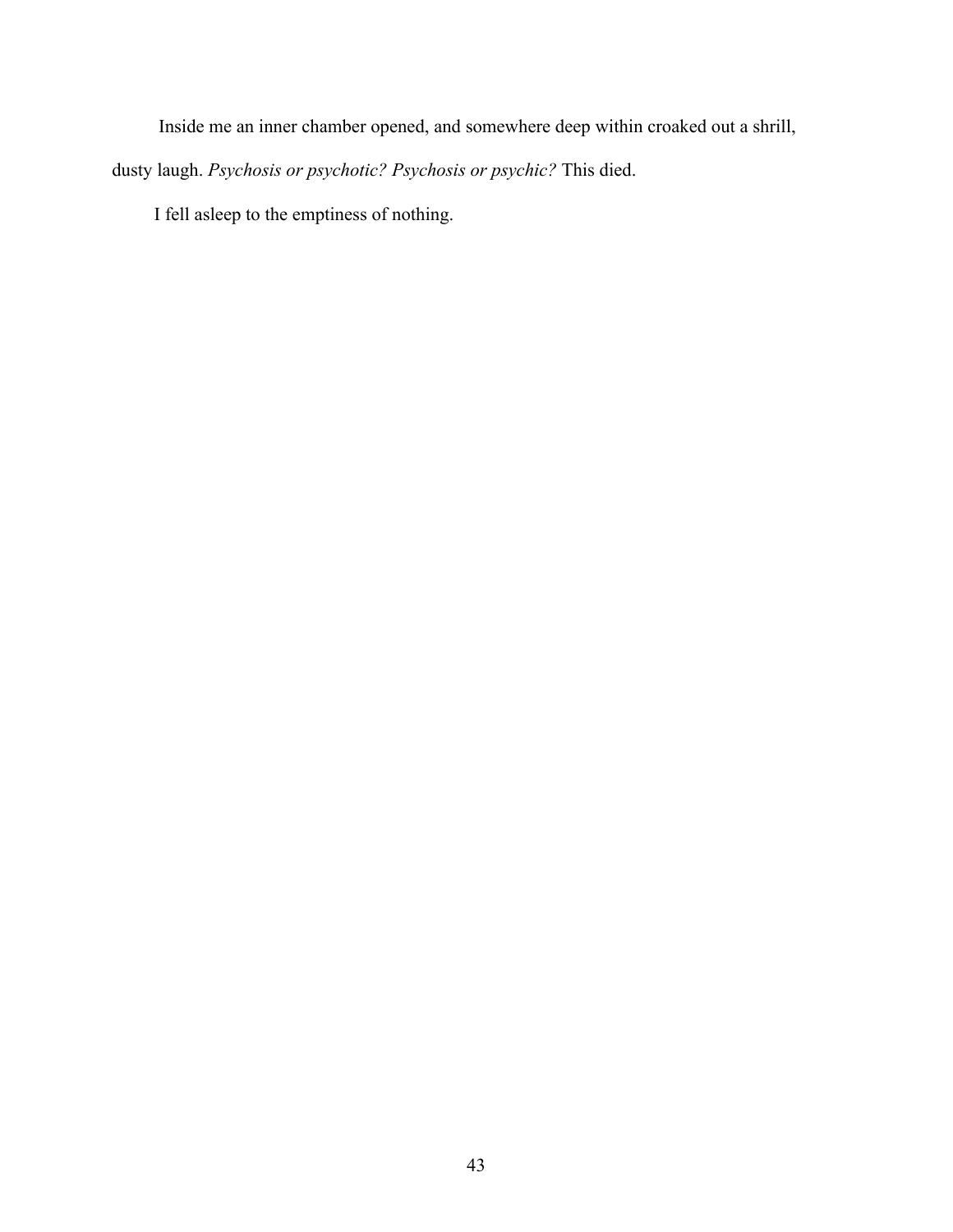Inside me an inner chamber opened, and somewhere deep within croaked out a shrill, dusty laugh. *Psychosis or psychotic? Psychosis or psychic?* This died.

I fell asleep to the emptiness of nothing.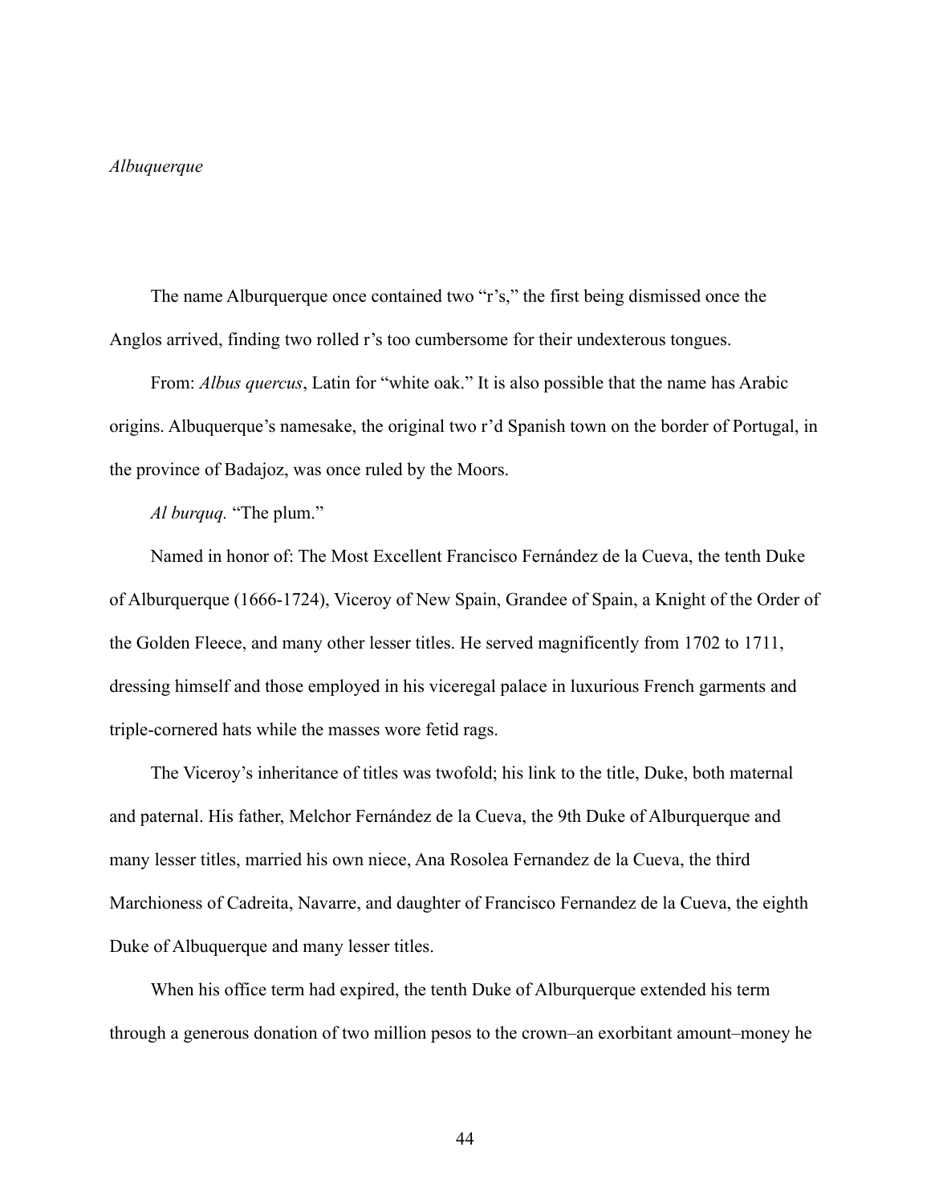*Albuquerque*

The name Alburquerque once contained two "r's," the first being dismissed once the Anglos arrived, finding two rolled r's too cumbersome for their undexterous tongues.

From: *Albus quercus*, Latin for "white oak." It is also possible that the name has Arabic origins. Albuquerque's namesake, the original two r'd Spanish town on the border of Portugal, in the province of Badajoz, was once ruled by the Moors.

*Al burquq.* "The plum."

Named in honor of: The Most Excellent Francisco Fernández de la Cueva, the tenth Duke of Alburquerque (1666-1724), Viceroy of New Spain, Grandee of Spain, a Knight of the Order of the Golden Fleece, and many other lesser titles. He served magnificently from 1702 to 1711, dressing himself and those employed in his viceregal palace in luxurious French garments and triple-cornered hats while the masses wore fetid rags.

The Viceroy's inheritance of titles was twofold; his link to the title, Duke, both maternal and paternal. His father, Melchor Fernández de la Cueva, the 9th Duke of Alburquerque and many lesser titles, married his own niece, Ana Rosolea Fernandez de la Cueva, the third Marchioness of Cadreita, Navarre, and daughter of Francisco Fernandez de la Cueva, the eighth Duke of Albuquerque and many lesser titles.

When his office term had expired, the tenth Duke of Alburquerque extended his term through a generous donation of two million pesos to the crown–an exorbitant amount–money he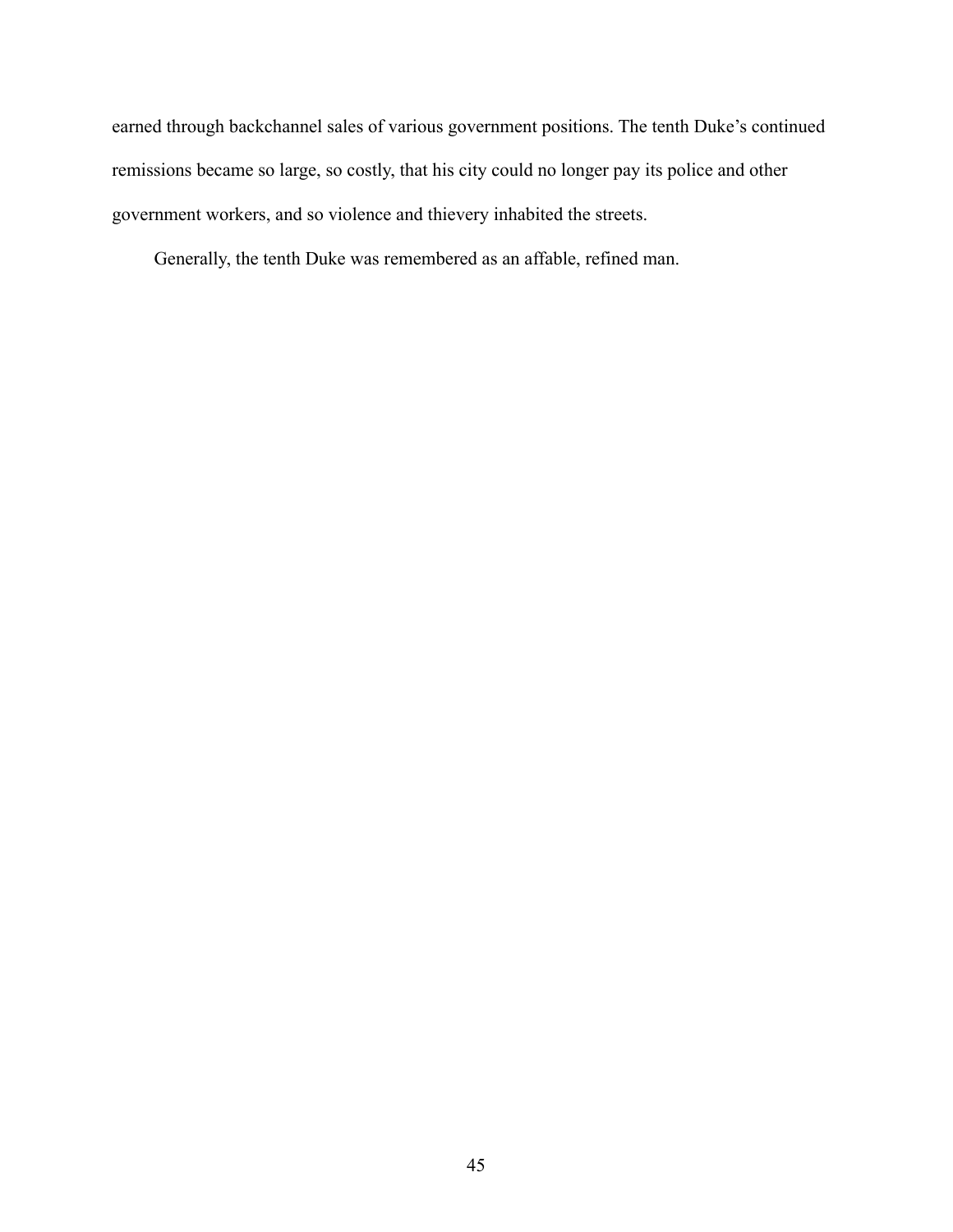earned through backchannel sales of various government positions. The tenth Duke's continued remissions became so large, so costly, that his city could no longer pay its police and other government workers, and so violence and thievery inhabited the streets.

Generally, the tenth Duke was remembered as an affable, refined man.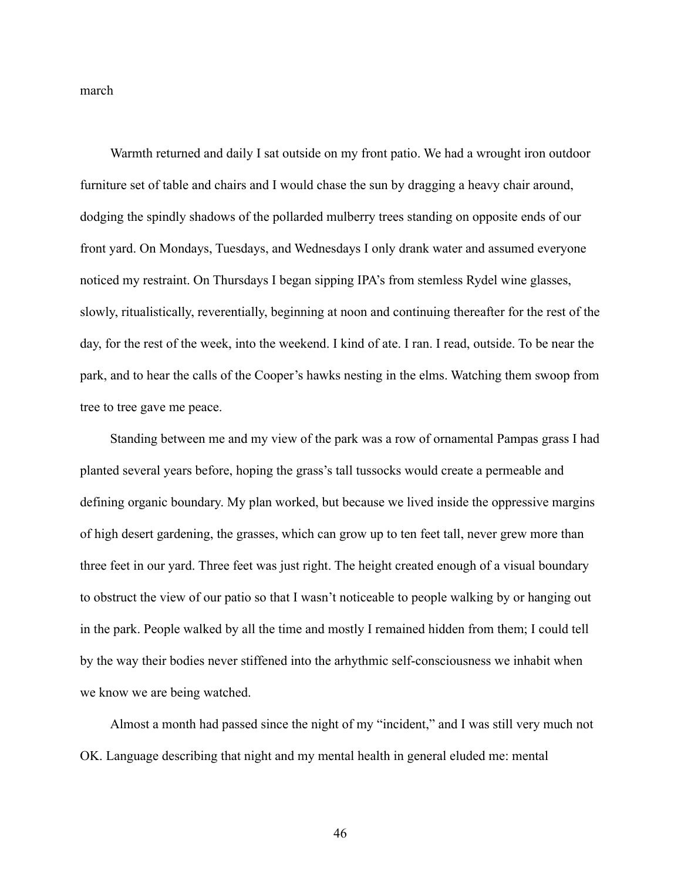march

Warmth returned and daily I sat outside on my front patio. We had a wrought iron outdoor furniture set of table and chairs and I would chase the sun by dragging a heavy chair around, dodging the spindly shadows of the pollarded mulberry trees standing on opposite ends of our front yard. On Mondays, Tuesdays, and Wednesdays I only drank water and assumed everyone noticed my restraint. On Thursdays I began sipping IPA's from stemless Rydel wine glasses, slowly, ritualistically, reverentially, beginning at noon and continuing thereafter for the rest of the day, for the rest of the week, into the weekend. I kind of ate. I ran. I read, outside. To be near the park, and to hear the calls of the Cooper's hawks nesting in the elms. Watching them swoop from tree to tree gave me peace.

Standing between me and my view of the park was a row of ornamental Pampas grass I had planted several years before, hoping the grass's tall tussocks would create a permeable and defining organic boundary. My plan worked, but because we lived inside the oppressive margins of high desert gardening, the grasses, which can grow up to ten feet tall, never grew more than three feet in our yard. Three feet was just right. The height created enough of a visual boundary to obstruct the view of our patio so that I wasn't noticeable to people walking by or hanging out in the park. People walked by all the time and mostly I remained hidden from them; I could tell by the way their bodies never stiffened into the arhythmic self-consciousness we inhabit when we know we are being watched.

Almost a month had passed since the night of my "incident," and I was still very much not OK. Language describing that night and my mental health in general eluded me: mental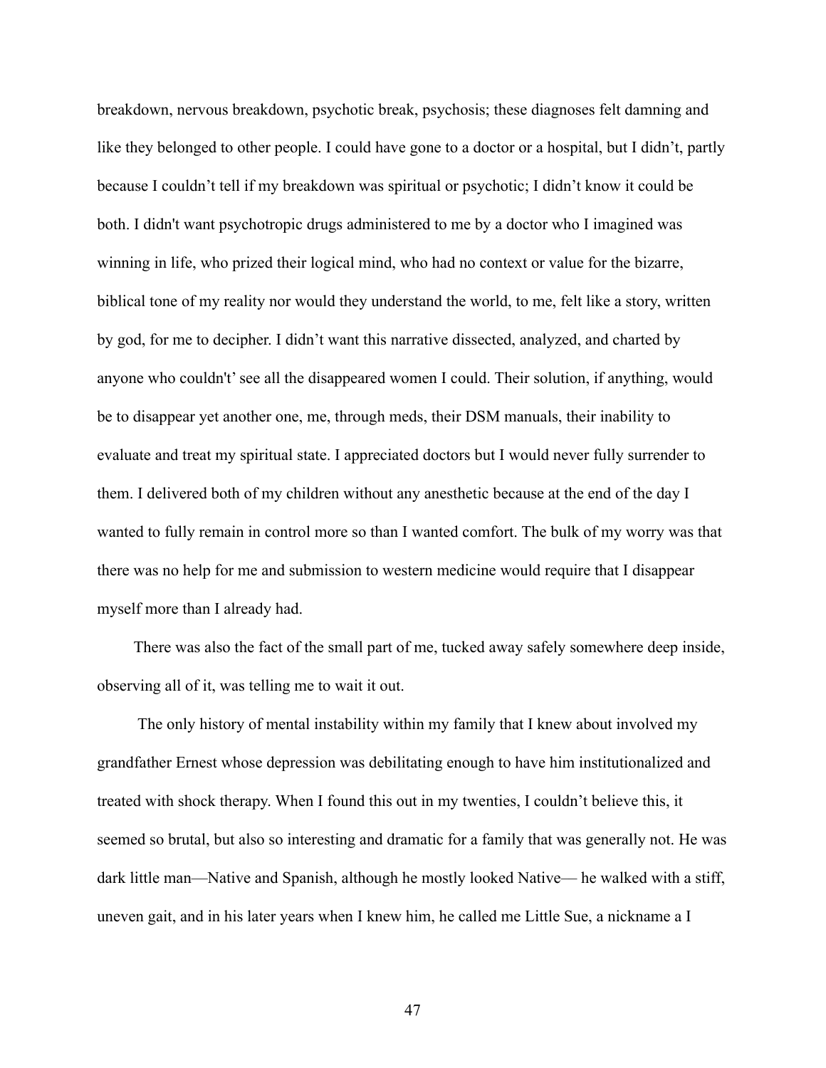breakdown, nervous breakdown, psychotic break, psychosis; these diagnoses felt damning and like they belonged to other people. I could have gone to a doctor or a hospital, but I didn't, partly because I couldn't tell if my breakdown was spiritual or psychotic; I didn't know it could be both. I didn't want psychotropic drugs administered to me by a doctor who I imagined was winning in life, who prized their logical mind, who had no context or value for the bizarre, biblical tone of my reality nor would they understand the world, to me, felt like a story, written by god, for me to decipher. I didn't want this narrative dissected, analyzed, and charted by anyone who couldn't' see all the disappeared women I could. Their solution, if anything, would be to disappear yet another one, me, through meds, their DSM manuals, their inability to evaluate and treat my spiritual state. I appreciated doctors but I would never fully surrender to them. I delivered both of my children without any anesthetic because at the end of the day I wanted to fully remain in control more so than I wanted comfort. The bulk of my worry was that there was no help for me and submission to western medicine would require that I disappear myself more than I already had.

There was also the fact of the small part of me, tucked away safely somewhere deep inside, observing all of it, was telling me to wait it out.

The only history of mental instability within my family that I knew about involved my grandfather Ernest whose depression was debilitating enough to have him institutionalized and treated with shock therapy. When I found this out in my twenties, I couldn't believe this, it seemed so brutal, but also so interesting and dramatic for a family that was generally not. He was dark little man—Native and Spanish, although he mostly looked Native— he walked with a stiff, uneven gait, and in his later years when I knew him, he called me Little Sue, a nickname a I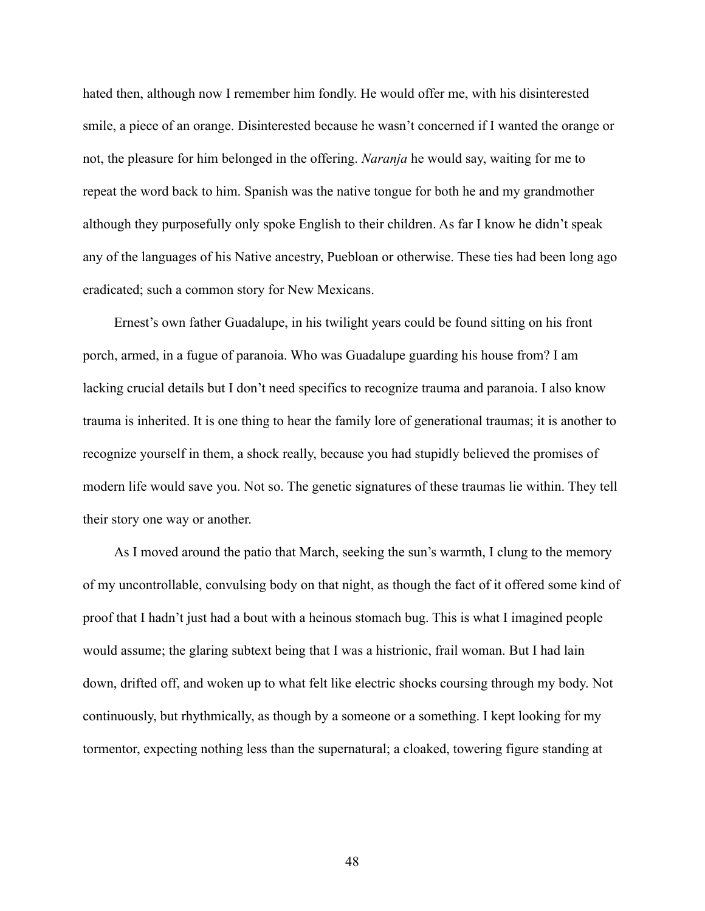hated then, although now I remember him fondly. He would offer me, with his disinterested smile, a piece of an orange. Disinterested because he wasn't concerned if I wanted the orange or not, the pleasure for him belonged in the offering. *Naranja* he would say, waiting for me to repeat the word back to him. Spanish was the native tongue for both he and my grandmother although they purposefully only spoke English to their children. As far I know he didn't speak any of the languages of his Native ancestry, Puebloan or otherwise. These ties had been long ago eradicated; such a common story for New Mexicans.

Ernest's own father Guadalupe, in his twilight years could be found sitting on his front porch, armed, in a fugue of paranoia. Who was Guadalupe guarding his house from? I am lacking crucial details but I don't need specifics to recognize trauma and paranoia. I also know trauma is inherited. It is one thing to hear the family lore of generational traumas; it is another to recognize yourself in them, a shock really, because you had stupidly believed the promises of modern life would save you. Not so. The genetic signatures of these traumas lie within. They tell their story one way or another.

As I moved around the patio that March, seeking the sun's warmth, I clung to the memory of my uncontrollable, convulsing body on that night, as though the fact of it offered some kind of proof that I hadn't just had a bout with a heinous stomach bug. This is what I imagined people would assume; the glaring subtext being that I was a histrionic, frail woman. But I had lain down, drifted off, and woken up to what felt like electric shocks coursing through my body. Not continuously, but rhythmically, as though by a someone or a something. I kept looking for my tormentor, expecting nothing less than the supernatural; a cloaked, towering figure standing at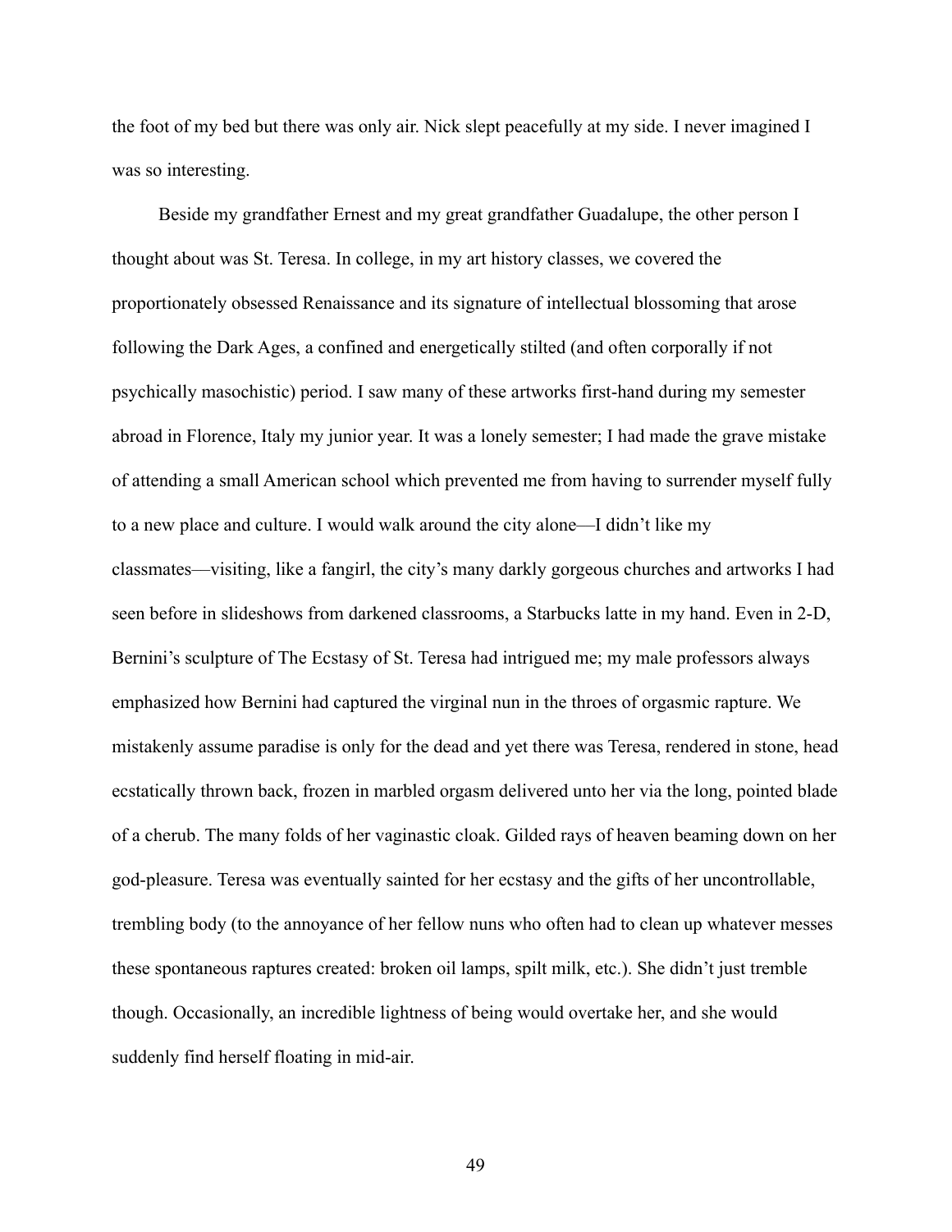the foot of my bed but there was only air. Nick slept peacefully at my side. I never imagined I was so interesting.

Beside my grandfather Ernest and my great grandfather Guadalupe, the other person I thought about was St. Teresa. In college, in my art history classes, we covered the proportionately obsessed Renaissance and its signature of intellectual blossoming that arose following the Dark Ages, a confined and energetically stilted (and often corporally if not psychically masochistic) period. I saw many of these artworks first-hand during my semester abroad in Florence, Italy my junior year. It was a lonely semester; I had made the grave mistake of attending a small American school which prevented me from having to surrender myself fully to a new place and culture. I would walk around the city alone—I didn't like my classmates—visiting, like a fangirl, the city's many darkly gorgeous churches and artworks I had seen before in slideshows from darkened classrooms, a Starbucks latte in my hand. Even in 2-D, Bernini's sculpture of The Ecstasy of St. Teresa had intrigued me; my male professors always emphasized how Bernini had captured the virginal nun in the throes of orgasmic rapture. We mistakenly assume paradise is only for the dead and yet there was Teresa, rendered in stone, head ecstatically thrown back, frozen in marbled orgasm delivered unto her via the long, pointed blade of a cherub. The many folds of her vaginastic cloak. Gilded rays of heaven beaming down on her god-pleasure. Teresa was eventually sainted for her ecstasy and the gifts of her uncontrollable, trembling body (to the annoyance of her fellow nuns who often had to clean up whatever messes these spontaneous raptures created: broken oil lamps, spilt milk, etc.). She didn't just tremble though. Occasionally, an incredible lightness of being would overtake her, and she would suddenly find herself floating in mid-air.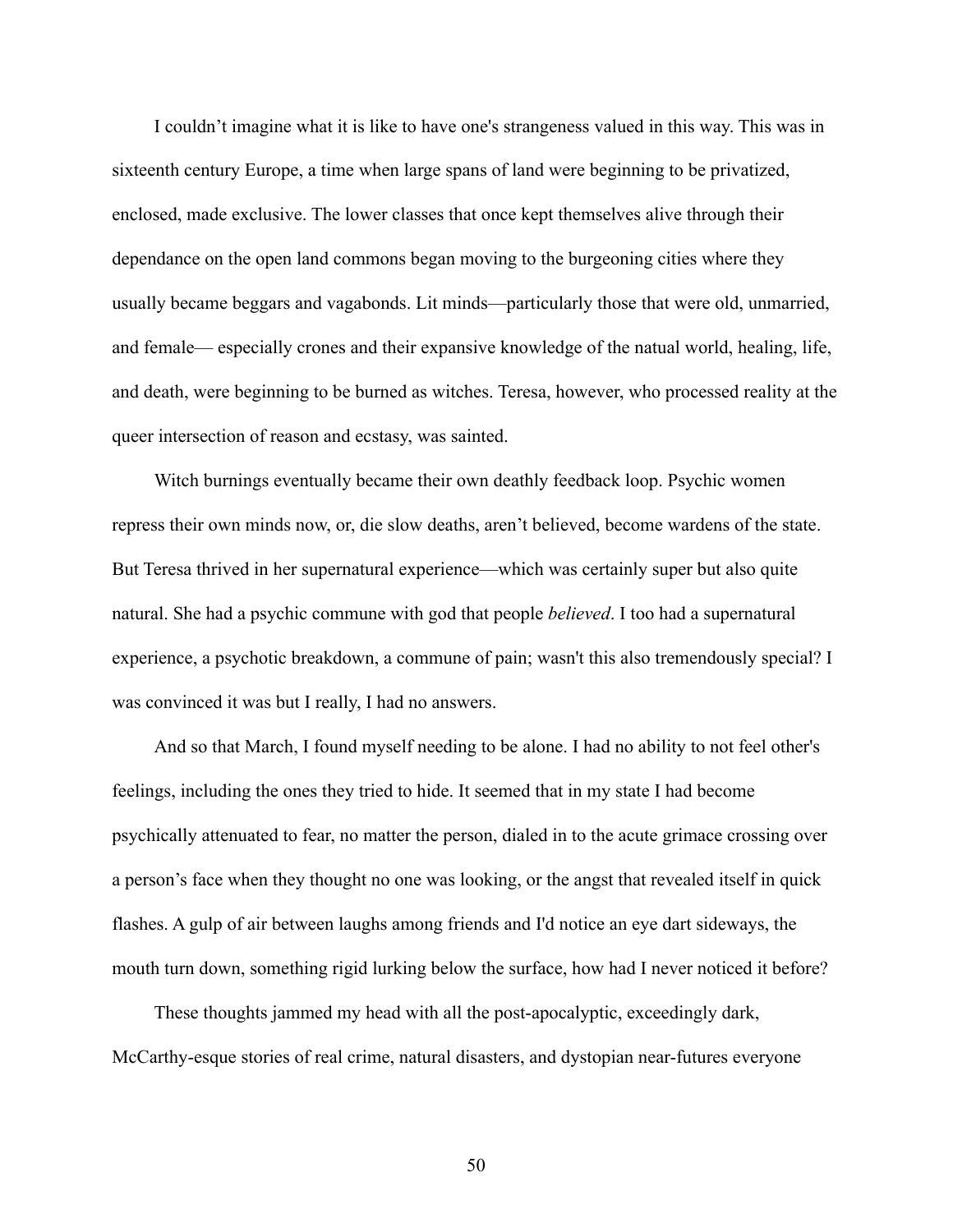I couldn't imagine what it is like to have one's strangeness valued in this way. This was in sixteenth century Europe, a time when large spans of land were beginning to be privatized, enclosed, made exclusive. The lower classes that once kept themselves alive through their dependance on the open land commons began moving to the burgeoning cities where they usually became beggars and vagabonds. Lit minds—particularly those that were old, unmarried, and female— especially crones and their expansive knowledge of the natual world, healing, life, and death, were beginning to be burned as witches. Teresa, however, who processed reality at the queer intersection of reason and ecstasy, was sainted.

Witch burnings eventually became their own deathly feedback loop. Psychic women repress their own minds now, or, die slow deaths, aren't believed, become wardens of the state. But Teresa thrived in her supernatural experience—which was certainly super but also quite natural. She had a psychic commune with god that people *believed*. I too had a supernatural experience, a psychotic breakdown, a commune of pain; wasn't this also tremendously special? I was convinced it was but I really, I had no answers.

And so that March, I found myself needing to be alone. I had no ability to not feel other's feelings, including the ones they tried to hide. It seemed that in my state I had become psychically attenuated to fear, no matter the person, dialed in to the acute grimace crossing over a person's face when they thought no one was looking, or the angst that revealed itself in quick flashes. A gulp of air between laughs among friends and I'd notice an eye dart sideways, the mouth turn down, something rigid lurking below the surface, how had I never noticed it before?

These thoughts jammed my head with all the post-apocalyptic, exceedingly dark, McCarthy-esque stories of real crime, natural disasters, and dystopian near-futures everyone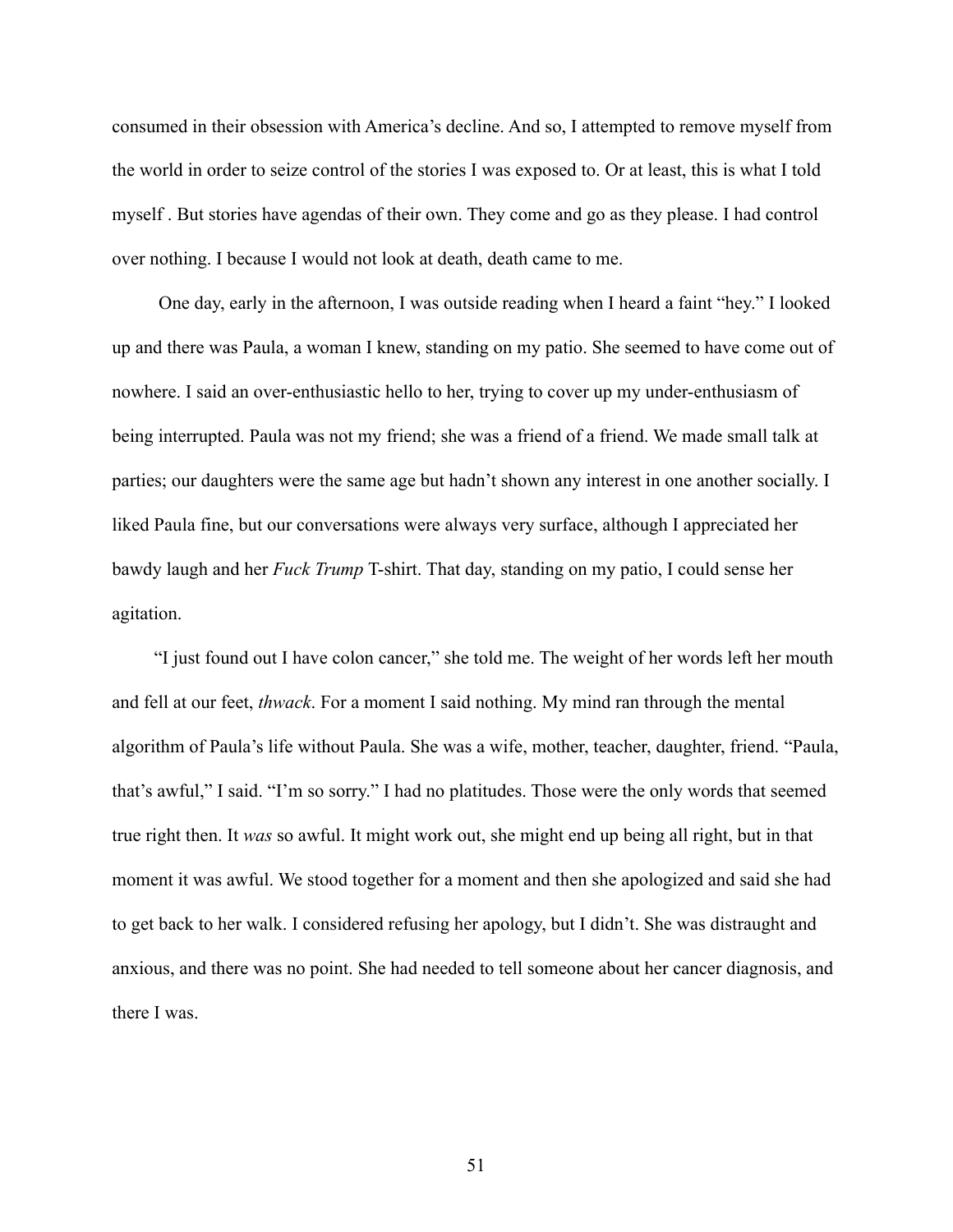consumed in their obsession with America's decline. And so, I attempted to remove myself from the world in order to seize control of the stories I was exposed to. Or at least, this is what I told myself . But stories have agendas of their own. They come and go as they please. I had control over nothing. I because I would not look at death, death came to me.

One day, early in the afternoon, I was outside reading when I heard a faint "hey." I looked up and there was Paula, a woman I knew, standing on my patio. She seemed to have come out of nowhere. I said an over-enthusiastic hello to her, trying to cover up my under-enthusiasm of being interrupted. Paula was not my friend; she was a friend of a friend. We made small talk at parties; our daughters were the same age but hadn't shown any interest in one another socially. I liked Paula fine, but our conversations were always very surface, although I appreciated her bawdy laugh and her *Fuck Trump* T-shirt. That day, standing on my patio, I could sense her agitation.

"I just found out I have colon cancer," she told me. The weight of her words left her mouth and fell at our feet, *thwack*. For a moment I said nothing. My mind ran through the mental algorithm of Paula's life without Paula. She was a wife, mother, teacher, daughter, friend. "Paula, that's awful," I said. "I'm so sorry." I had no platitudes. Those were the only words that seemed true right then. It *was* so awful. It might work out, she might end up being all right, but in that moment it was awful. We stood together for a moment and then she apologized and said she had to get back to her walk. I considered refusing her apology, but I didn't. She was distraught and anxious, and there was no point. She had needed to tell someone about her cancer diagnosis, and there I was.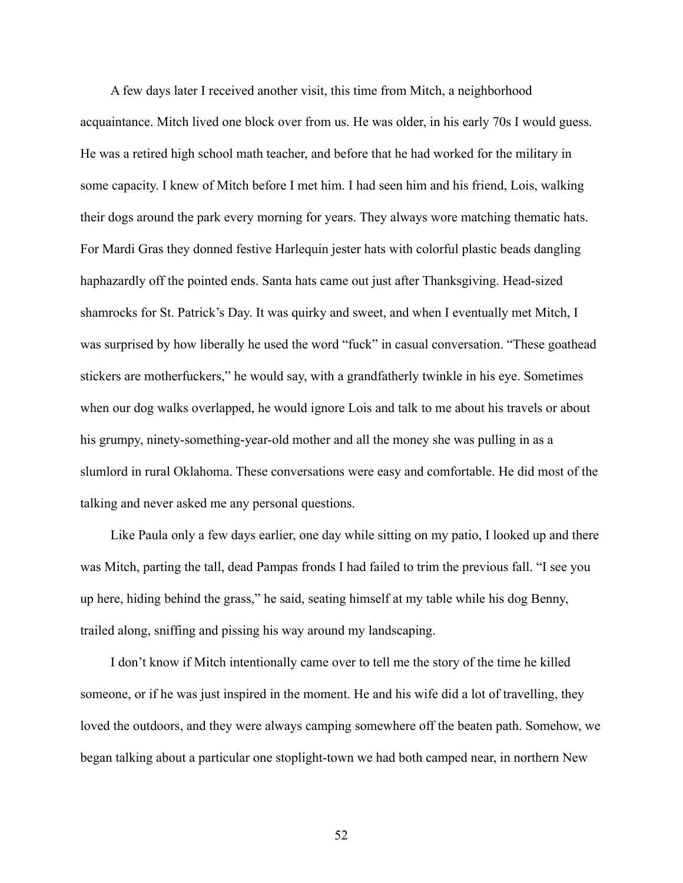A few days later I received another visit, this time from Mitch, a neighborhood acquaintance. Mitch lived one block over from us. He was older, in his early 70s I would guess. He was a retired high school math teacher, and before that he had worked for the military in some capacity. I knew of Mitch before I met him. I had seen him and his friend, Lois, walking their dogs around the park every morning for years. They always wore matching thematic hats. For Mardi Gras they donned festive Harlequin jester hats with colorful plastic beads dangling haphazardly off the pointed ends. Santa hats came out just after Thanksgiving. Head-sized shamrocks for St. Patrick's Day. It was quirky and sweet, and when I eventually met Mitch, I was surprised by how liberally he used the word "fuck" in casual conversation. "These goathead stickers are motherfuckers," he would say, with a grandfatherly twinkle in his eye. Sometimes when our dog walks overlapped, he would ignore Lois and talk to me about his travels or about his grumpy, ninety-something-year-old mother and all the money she was pulling in as a slumlord in rural Oklahoma. These conversations were easy and comfortable. He did most of the talking and never asked me any personal questions.

Like Paula only a few days earlier, one day while sitting on my patio, I looked up and there was Mitch, parting the tall, dead Pampas fronds I had failed to trim the previous fall. "I see you up here, hiding behind the grass," he said, seating himself at my table while his dog Benny, trailed along, sniffing and pissing his way around my landscaping.

I don't know if Mitch intentionally came over to tell me the story of the time he killed someone, or if he was just inspired in the moment. He and his wife did a lot of travelling, they loved the outdoors, and they were always camping somewhere off the beaten path. Somehow, we began talking about a particular one stoplight-town we had both camped near, in northern New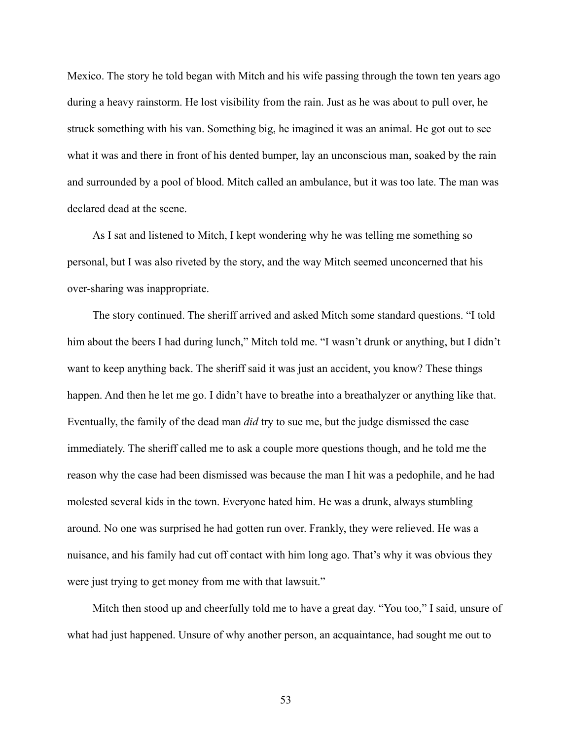Mexico. The story he told began with Mitch and his wife passing through the town ten years ago during a heavy rainstorm. He lost visibility from the rain. Just as he was about to pull over, he struck something with his van. Something big, he imagined it was an animal. He got out to see what it was and there in front of his dented bumper, lay an unconscious man, soaked by the rain and surrounded by a pool of blood. Mitch called an ambulance, but it was too late. The man was declared dead at the scene.

As I sat and listened to Mitch, I kept wondering why he was telling me something so personal, but I was also riveted by the story, and the way Mitch seemed unconcerned that his over-sharing was inappropriate.

The story continued. The sheriff arrived and asked Mitch some standard questions. "I told him about the beers I had during lunch," Mitch told me. "I wasn't drunk or anything, but I didn't want to keep anything back. The sheriff said it was just an accident, you know? These things happen. And then he let me go. I didn't have to breathe into a breathalyzer or anything like that. Eventually, the family of the dead man *did* try to sue me, but the judge dismissed the case immediately. The sheriff called me to ask a couple more questions though, and he told me the reason why the case had been dismissed was because the man I hit was a pedophile, and he had molested several kids in the town. Everyone hated him. He was a drunk, always stumbling around. No one was surprised he had gotten run over. Frankly, they were relieved. He was a nuisance, and his family had cut off contact with him long ago. That's why it was obvious they were just trying to get money from me with that lawsuit."

Mitch then stood up and cheerfully told me to have a great day. "You too," I said, unsure of what had just happened. Unsure of why another person, an acquaintance, had sought me out to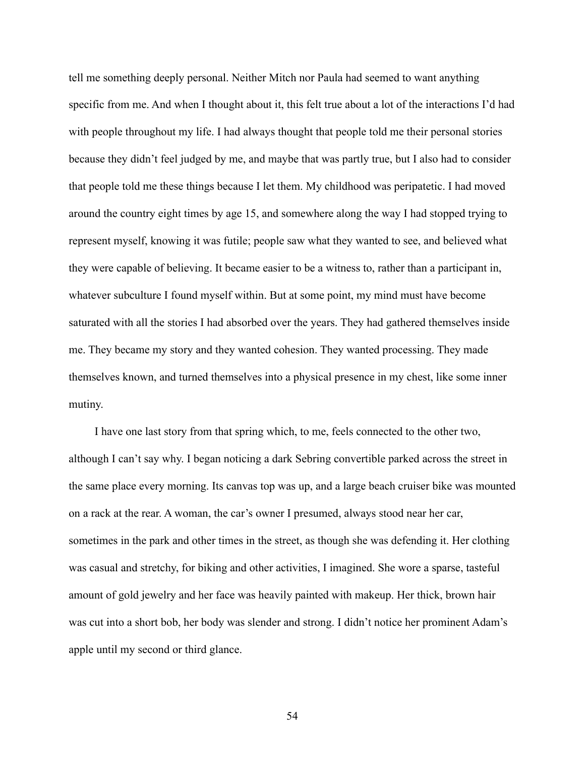tell me something deeply personal. Neither Mitch nor Paula had seemed to want anything specific from me. And when I thought about it, this felt true about a lot of the interactions I'd had with people throughout my life. I had always thought that people told me their personal stories because they didn't feel judged by me, and maybe that was partly true, but I also had to consider that people told me these things because I let them. My childhood was peripatetic. I had moved around the country eight times by age 15, and somewhere along the way I had stopped trying to represent myself, knowing it was futile; people saw what they wanted to see, and believed what they were capable of believing. It became easier to be a witness to, rather than a participant in, whatever subculture I found myself within. But at some point, my mind must have become saturated with all the stories I had absorbed over the years. They had gathered themselves inside me. They became my story and they wanted cohesion. They wanted processing. They made themselves known, and turned themselves into a physical presence in my chest, like some inner mutiny.

I have one last story from that spring which, to me, feels connected to the other two, although I can't say why. I began noticing a dark Sebring convertible parked across the street in the same place every morning. Its canvas top was up, and a large beach cruiser bike was mounted on a rack at the rear. A woman, the car's owner I presumed, always stood near her car, sometimes in the park and other times in the street, as though she was defending it. Her clothing was casual and stretchy, for biking and other activities, I imagined. She wore a sparse, tasteful amount of gold jewelry and her face was heavily painted with makeup. Her thick, brown hair was cut into a short bob, her body was slender and strong. I didn't notice her prominent Adam's apple until my second or third glance.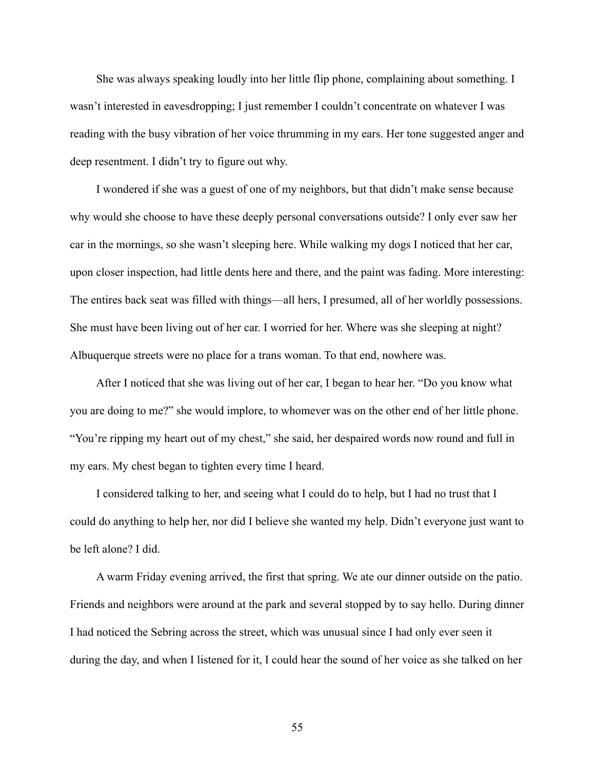She was always speaking loudly into her little flip phone, complaining about something. I wasn't interested in eavesdropping; I just remember I couldn't concentrate on whatever I was reading with the busy vibration of her voice thrumming in my ears. Her tone suggested anger and deep resentment. I didn't try to figure out why.

I wondered if she was a guest of one of my neighbors, but that didn't make sense because why would she choose to have these deeply personal conversations outside? I only ever saw her car in the mornings, so she wasn't sleeping here. While walking my dogs I noticed that her car, upon closer inspection, had little dents here and there, and the paint was fading. More interesting: The entires back seat was filled with things—all hers, I presumed, all of her worldly possessions. She must have been living out of her car. I worried for her. Where was she sleeping at night? Albuquerque streets were no place for a trans woman. To that end, nowhere was.

After I noticed that she was living out of her car, I began to hear her. "Do you know what you are doing to me?" she would implore, to whomever was on the other end of her little phone. "You're ripping my heart out of my chest," she said, her despaired words now round and full in my ears. My chest began to tighten every time I heard.

I considered talking to her, and seeing what I could do to help, but I had no trust that I could do anything to help her, nor did I believe she wanted my help. Didn't everyone just want to be left alone? I did.

A warm Friday evening arrived, the first that spring. We ate our dinner outside on the patio. Friends and neighbors were around at the park and several stopped by to say hello. During dinner I had noticed the Sebring across the street, which was unusual since I had only ever seen it during the day, and when I listened for it, I could hear the sound of her voice as she talked on her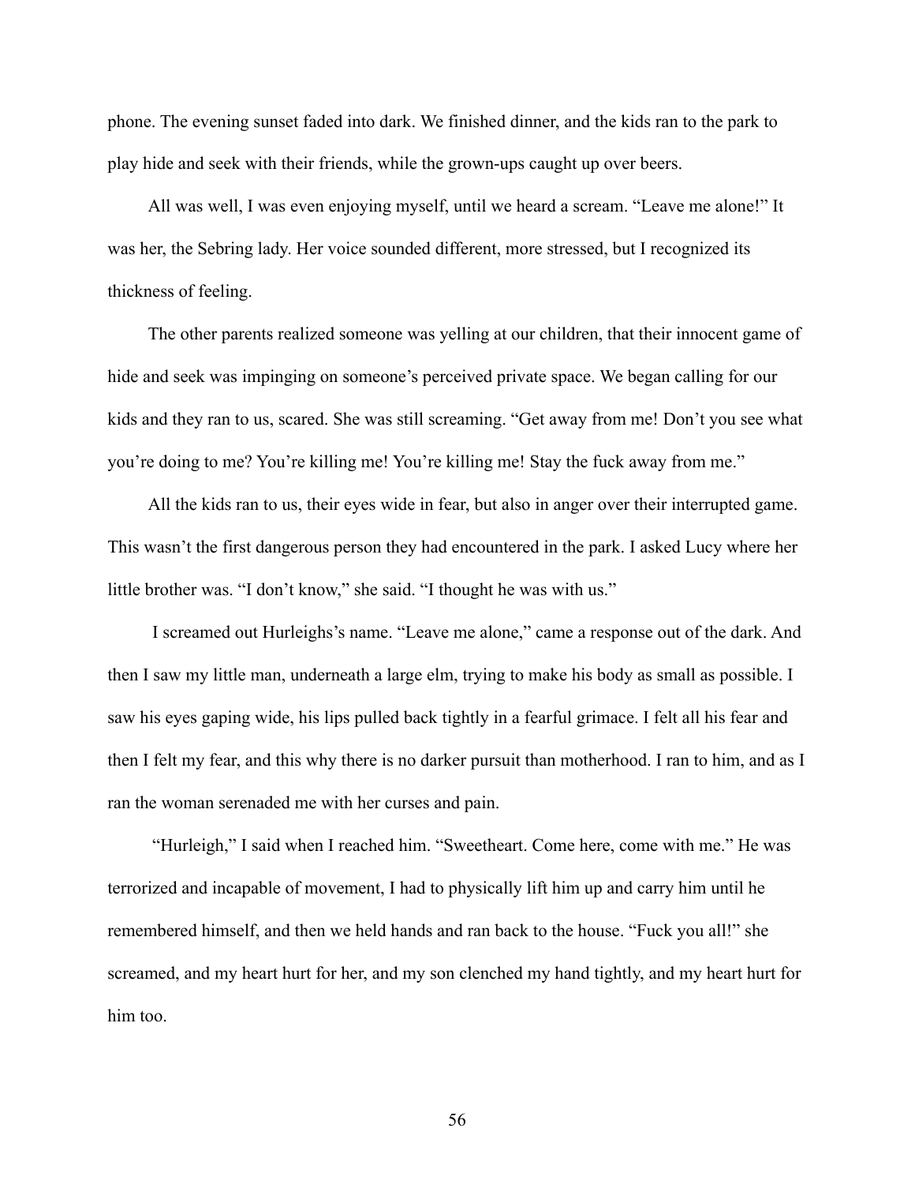phone. The evening sunset faded into dark. We finished dinner, and the kids ran to the park to play hide and seek with their friends, while the grown-ups caught up over beers.

All was well, I was even enjoying myself, until we heard a scream. "Leave me alone!" It was her, the Sebring lady. Her voice sounded different, more stressed, but I recognized its thickness of feeling.

The other parents realized someone was yelling at our children, that their innocent game of hide and seek was impinging on someone's perceived private space. We began calling for our kids and they ran to us, scared. She was still screaming. "Get away from me! Don't you see what you're doing to me? You're killing me! You're killing me! Stay the fuck away from me."

All the kids ran to us, their eyes wide in fear, but also in anger over their interrupted game. This wasn't the first dangerous person they had encountered in the park. I asked Lucy where her little brother was. "I don't know," she said. "I thought he was with us."

I screamed out Hurleighs's name. "Leave me alone," came a response out of the dark. And then I saw my little man, underneath a large elm, trying to make his body as small as possible. I saw his eyes gaping wide, his lips pulled back tightly in a fearful grimace. I felt all his fear and then I felt my fear, and this why there is no darker pursuit than motherhood. I ran to him, and as I ran the woman serenaded me with her curses and pain.

"Hurleigh," I said when I reached him. "Sweetheart. Come here, come with me." He was terrorized and incapable of movement, I had to physically lift him up and carry him until he remembered himself, and then we held hands and ran back to the house. "Fuck you all!" she screamed, and my heart hurt for her, and my son clenched my hand tightly, and my heart hurt for him too.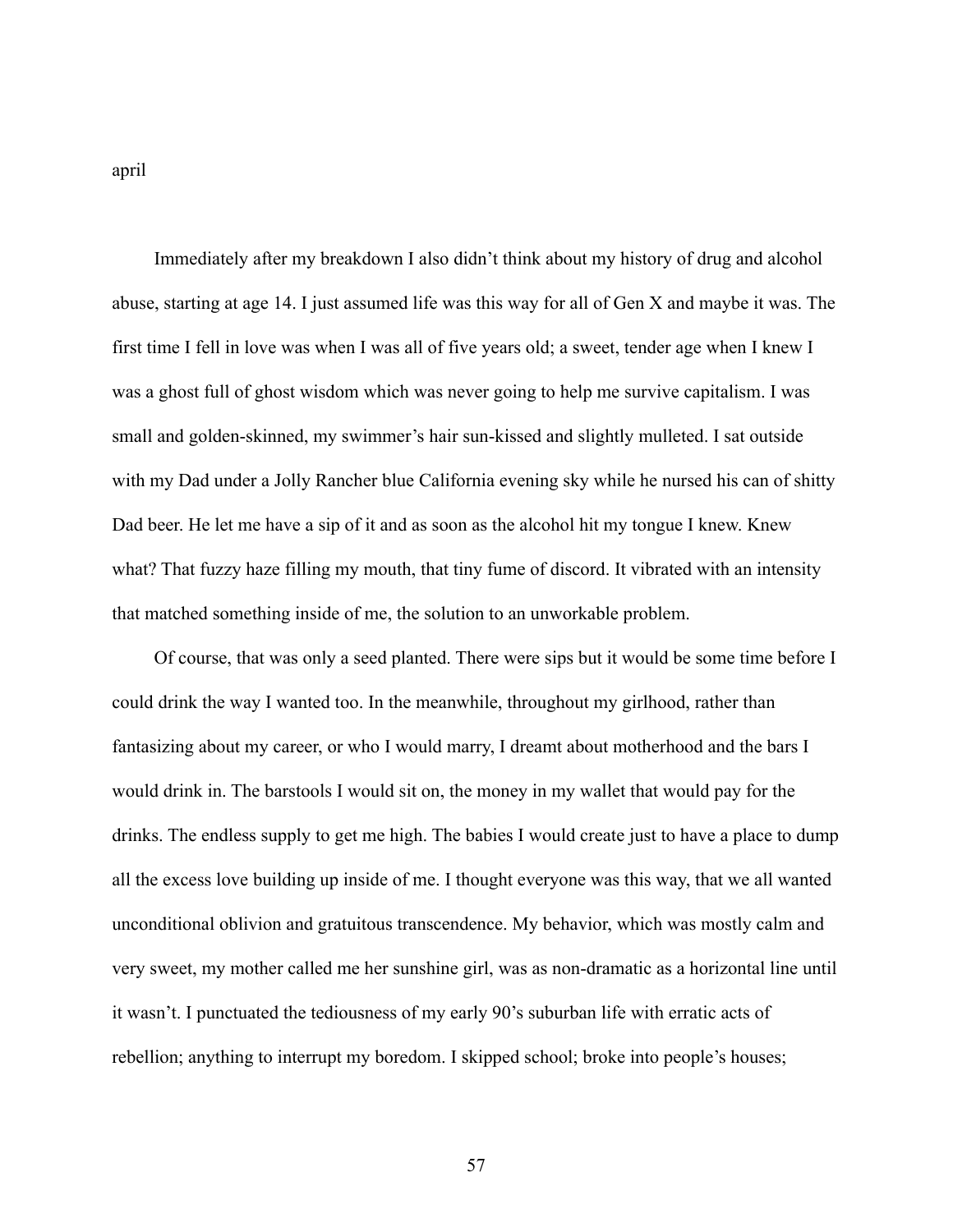april

Immediately after my breakdown I also didn't think about my history of drug and alcohol abuse, starting at age 14. I just assumed life was this way for all of Gen X and maybe it was. The first time I fell in love was when I was all of five years old; a sweet, tender age when I knew I was a ghost full of ghost wisdom which was never going to help me survive capitalism. I was small and golden-skinned, my swimmer's hair sun-kissed and slightly mulleted. I sat outside with my Dad under a Jolly Rancher blue California evening sky while he nursed his can of shitty Dad beer. He let me have a sip of it and as soon as the alcohol hit my tongue I knew. Knew what? That fuzzy haze filling my mouth, that tiny fume of discord. It vibrated with an intensity that matched something inside of me, the solution to an unworkable problem.

Of course, that was only a seed planted. There were sips but it would be some time before I could drink the way I wanted too. In the meanwhile, throughout my girlhood, rather than fantasizing about my career, or who I would marry, I dreamt about motherhood and the bars I would drink in. The barstools I would sit on, the money in my wallet that would pay for the drinks. The endless supply to get me high. The babies I would create just to have a place to dump all the excess love building up inside of me. I thought everyone was this way, that we all wanted unconditional oblivion and gratuitous transcendence. My behavior, which was mostly calm and very sweet, my mother called me her sunshine girl, was as non-dramatic as a horizontal line until it wasn't. I punctuated the tediousness of my early 90's suburban life with erratic acts of rebellion; anything to interrupt my boredom. I skipped school; broke into people's houses;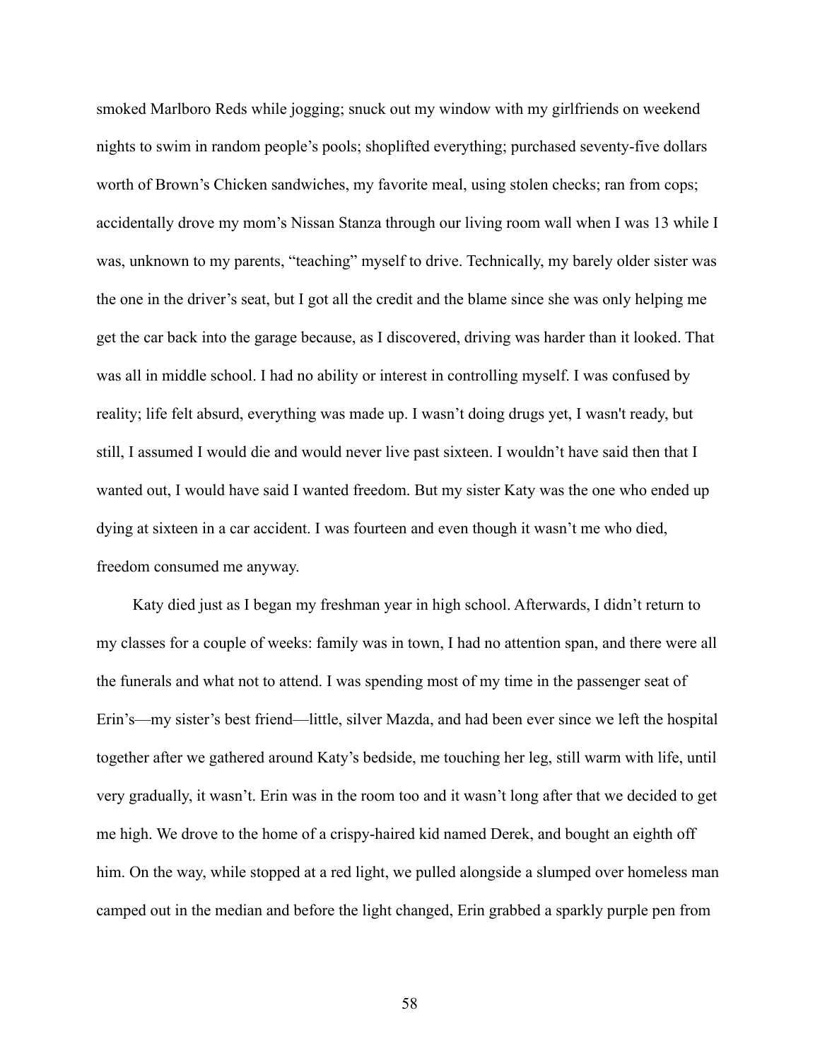smoked Marlboro Reds while jogging; snuck out my window with my girlfriends on weekend nights to swim in random people's pools; shoplifted everything; purchased seventy-five dollars worth of Brown's Chicken sandwiches, my favorite meal, using stolen checks; ran from cops; accidentally drove my mom's Nissan Stanza through our living room wall when I was 13 while I was, unknown to my parents, "teaching" myself to drive. Technically, my barely older sister was the one in the driver's seat, but I got all the credit and the blame since she was only helping me get the car back into the garage because, as I discovered, driving was harder than it looked. That was all in middle school. I had no ability or interest in controlling myself. I was confused by reality; life felt absurd, everything was made up. I wasn't doing drugs yet, I wasn't ready, but still, I assumed I would die and would never live past sixteen. I wouldn't have said then that I wanted out, I would have said I wanted freedom. But my sister Katy was the one who ended up dying at sixteen in a car accident. I was fourteen and even though it wasn't me who died, freedom consumed me anyway.

Katy died just as I began my freshman year in high school. Afterwards, I didn't return to my classes for a couple of weeks: family was in town, I had no attention span, and there were all the funerals and what not to attend. I was spending most of my time in the passenger seat of Erin's—my sister's best friend—little, silver Mazda, and had been ever since we left the hospital together after we gathered around Katy's bedside, me touching her leg, still warm with life, until very gradually, it wasn't. Erin was in the room too and it wasn't long after that we decided to get me high. We drove to the home of a crispy-haired kid named Derek, and bought an eighth off him. On the way, while stopped at a red light, we pulled alongside a slumped over homeless man camped out in the median and before the light changed, Erin grabbed a sparkly purple pen from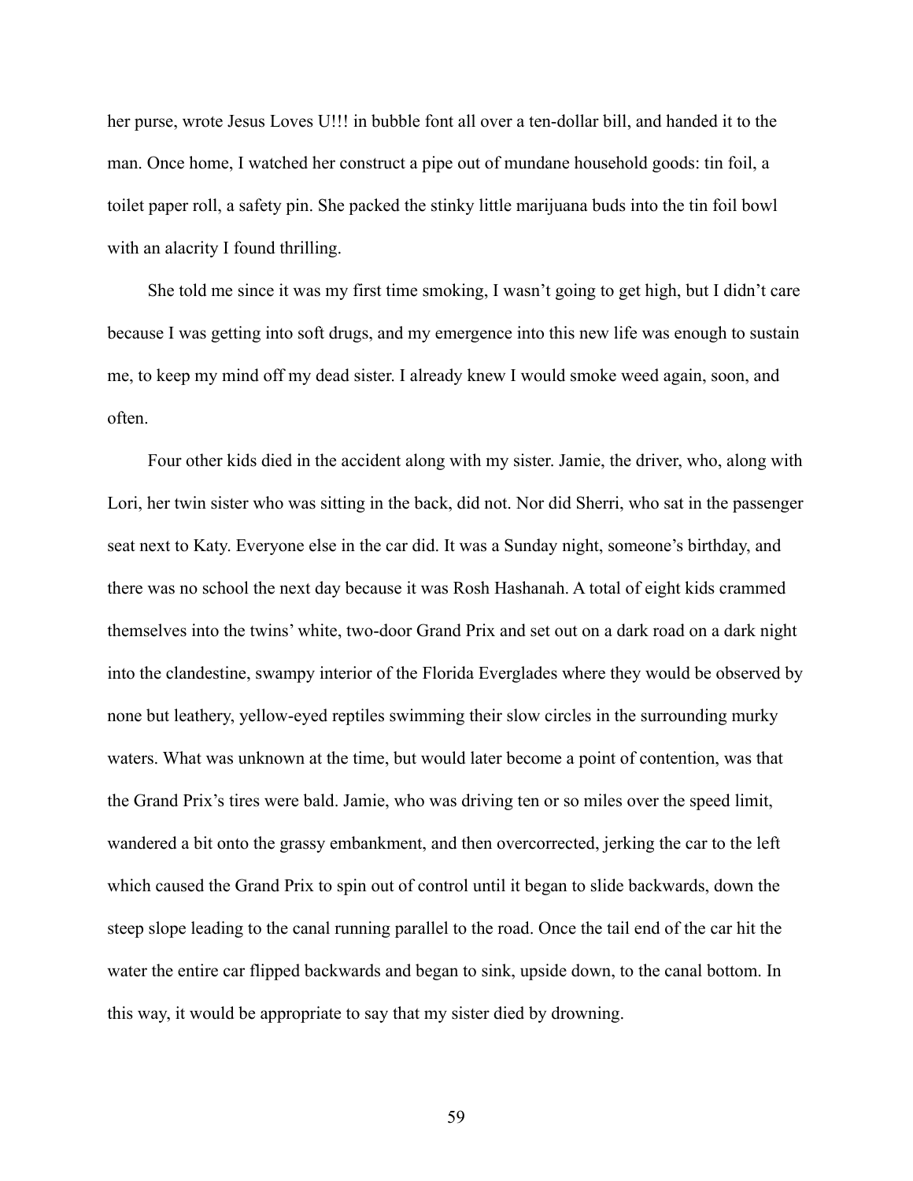her purse, wrote Jesus Loves U!!! in bubble font all over a ten-dollar bill, and handed it to the man. Once home, I watched her construct a pipe out of mundane household goods: tin foil, a toilet paper roll, a safety pin. She packed the stinky little marijuana buds into the tin foil bowl with an alacrity I found thrilling.

She told me since it was my first time smoking, I wasn't going to get high, but I didn't care because I was getting into soft drugs, and my emergence into this new life was enough to sustain me, to keep my mind off my dead sister. I already knew I would smoke weed again, soon, and often.

Four other kids died in the accident along with my sister. Jamie, the driver, who, along with Lori, her twin sister who was sitting in the back, did not. Nor did Sherri, who sat in the passenger seat next to Katy. Everyone else in the car did. It was a Sunday night, someone's birthday, and there was no school the next day because it was Rosh Hashanah. A total of eight kids crammed themselves into the twins' white, two-door Grand Prix and set out on a dark road on a dark night into the clandestine, swampy interior of the Florida Everglades where they would be observed by none but leathery, yellow-eyed reptiles swimming their slow circles in the surrounding murky waters. What was unknown at the time, but would later become a point of contention, was that the Grand Prix's tires were bald. Jamie, who was driving ten or so miles over the speed limit, wandered a bit onto the grassy embankment, and then overcorrected, jerking the car to the left which caused the Grand Prix to spin out of control until it began to slide backwards, down the steep slope leading to the canal running parallel to the road. Once the tail end of the car hit the water the entire car flipped backwards and began to sink, upside down, to the canal bottom. In this way, it would be appropriate to say that my sister died by drowning.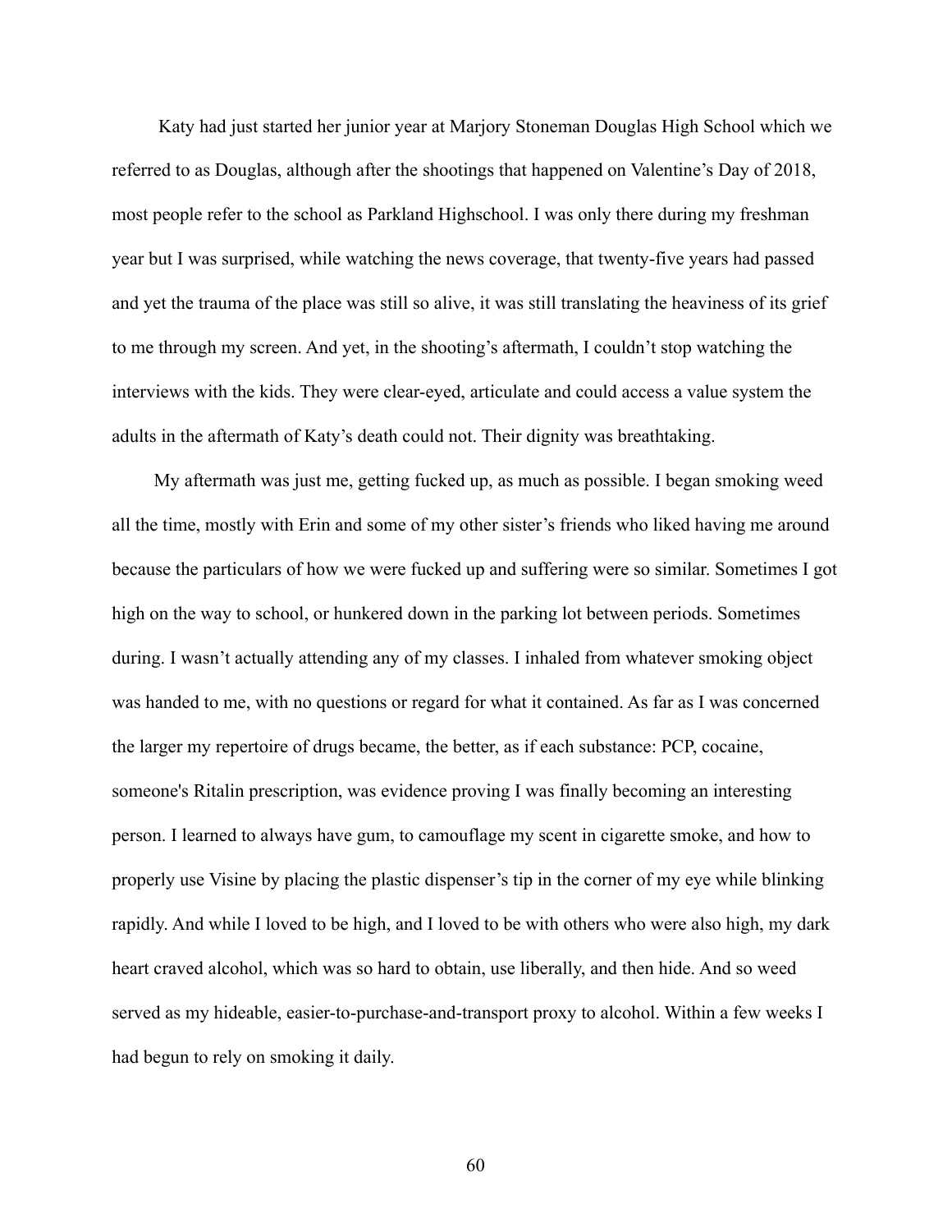Katy had just started her junior year at Marjory Stoneman Douglas High School which we referred to as Douglas, although after the shootings that happened on Valentine's Day of 2018, most people refer to the school as Parkland Highschool. I was only there during my freshman year but I was surprised, while watching the news coverage, that twenty-five years had passed and yet the trauma of the place was still so alive, it was still translating the heaviness of its grief to me through my screen. And yet, in the shooting's aftermath, I couldn't stop watching the interviews with the kids. They were clear-eyed, articulate and could access a value system the adults in the aftermath of Katy's death could not. Their dignity was breathtaking.

My aftermath was just me, getting fucked up, as much as possible. I began smoking weed all the time, mostly with Erin and some of my other sister's friends who liked having me around because the particulars of how we were fucked up and suffering were so similar. Sometimes I got high on the way to school, or hunkered down in the parking lot between periods. Sometimes during. I wasn't actually attending any of my classes. I inhaled from whatever smoking object was handed to me, with no questions or regard for what it contained. As far as I was concerned the larger my repertoire of drugs became, the better, as if each substance: PCP, cocaine, someone's Ritalin prescription, was evidence proving I was finally becoming an interesting person. I learned to always have gum, to camouflage my scent in cigarette smoke, and how to properly use Visine by placing the plastic dispenser's tip in the corner of my eye while blinking rapidly. And while I loved to be high, and I loved to be with others who were also high, my dark heart craved alcohol, which was so hard to obtain, use liberally, and then hide. And so weed served as my hideable, easier-to-purchase-and-transport proxy to alcohol. Within a few weeks I had begun to rely on smoking it daily.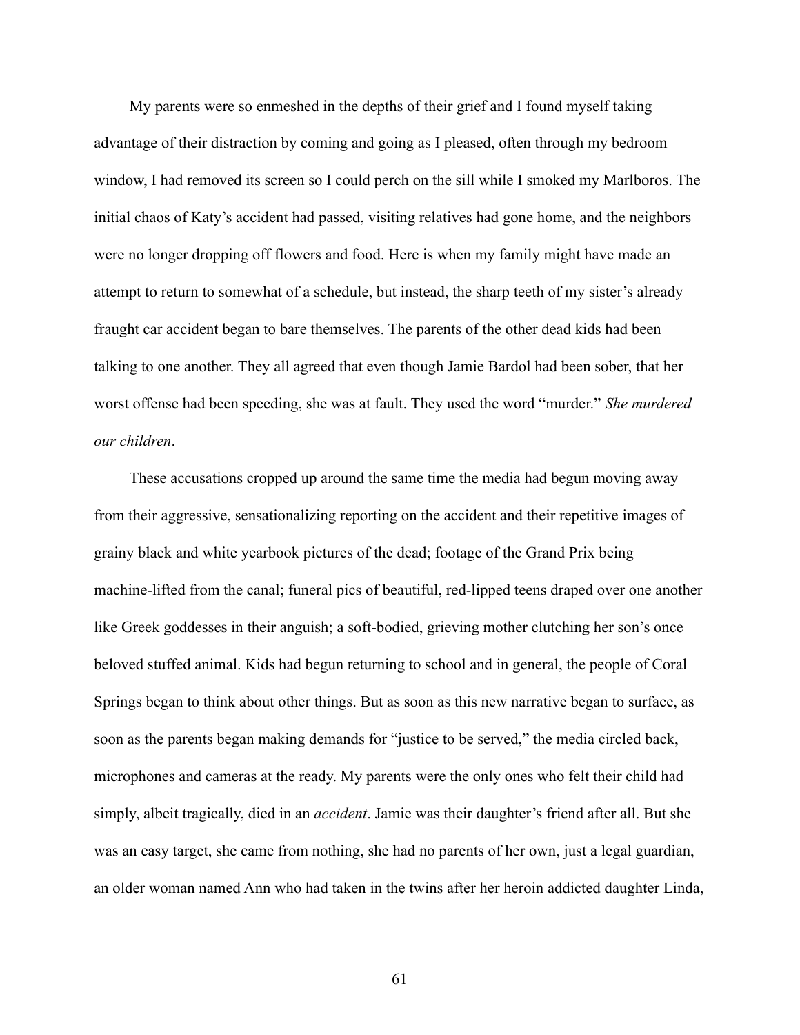My parents were so enmeshed in the depths of their grief and I found myself taking advantage of their distraction by coming and going as I pleased, often through my bedroom window, I had removed its screen so I could perch on the sill while I smoked my Marlboros. The initial chaos of Katy's accident had passed, visiting relatives had gone home, and the neighbors were no longer dropping off flowers and food. Here is when my family might have made an attempt to return to somewhat of a schedule, but instead, the sharp teeth of my sister's already fraught car accident began to bare themselves. The parents of the other dead kids had been talking to one another. They all agreed that even though Jamie Bardol had been sober, that her worst offense had been speeding, she was at fault. They used the word "murder." *She murdered our children*.

These accusations cropped up around the same time the media had begun moving away from their aggressive, sensationalizing reporting on the accident and their repetitive images of grainy black and white yearbook pictures of the dead; footage of the Grand Prix being machine-lifted from the canal; funeral pics of beautiful, red-lipped teens draped over one another like Greek goddesses in their anguish; a soft-bodied, grieving mother clutching her son's once beloved stuffed animal. Kids had begun returning to school and in general, the people of Coral Springs began to think about other things. But as soon as this new narrative began to surface, as soon as the parents began making demands for "justice to be served," the media circled back, microphones and cameras at the ready. My parents were the only ones who felt their child had simply, albeit tragically, died in an *accident*. Jamie was their daughter's friend after all. But she was an easy target, she came from nothing, she had no parents of her own, just a legal guardian, an older woman named Ann who had taken in the twins after her heroin addicted daughter Linda,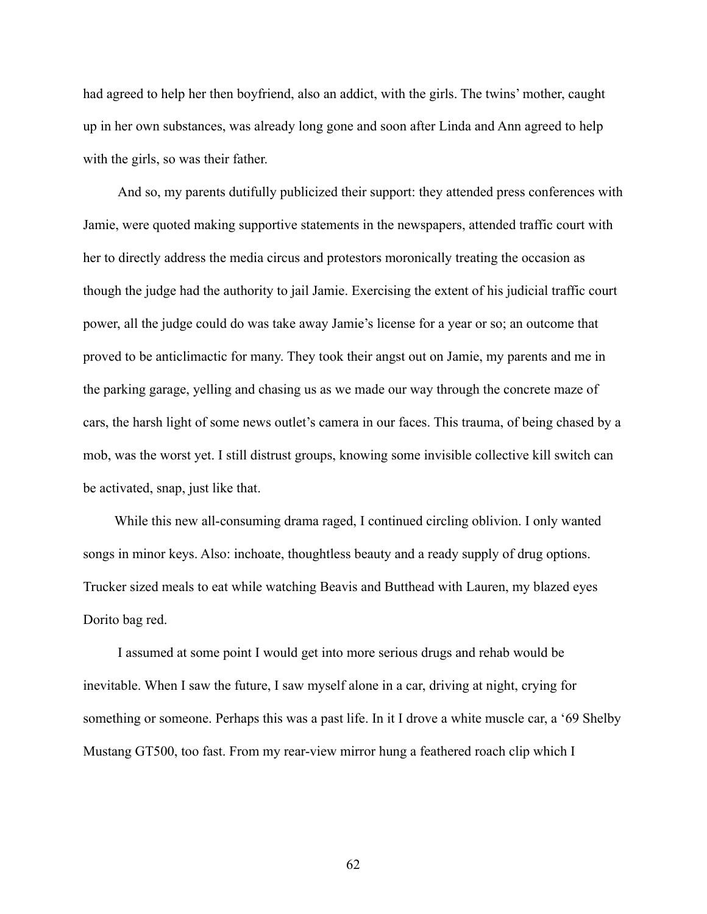had agreed to help her then boyfriend, also an addict, with the girls. The twins' mother, caught up in her own substances, was already long gone and soon after Linda and Ann agreed to help with the girls, so was their father.

And so, my parents dutifully publicized their support: they attended press conferences with Jamie, were quoted making supportive statements in the newspapers, attended traffic court with her to directly address the media circus and protestors moronically treating the occasion as though the judge had the authority to jail Jamie. Exercising the extent of his judicial traffic court power, all the judge could do was take away Jamie's license for a year or so; an outcome that proved to be anticlimactic for many. They took their angst out on Jamie, my parents and me in the parking garage, yelling and chasing us as we made our way through the concrete maze of cars, the harsh light of some news outlet's camera in our faces. This trauma, of being chased by a mob, was the worst yet. I still distrust groups, knowing some invisible collective kill switch can be activated, snap, just like that.

While this new all-consuming drama raged, I continued circling oblivion. I only wanted songs in minor keys. Also: inchoate, thoughtless beauty and a ready supply of drug options. Trucker sized meals to eat while watching Beavis and Butthead with Lauren, my blazed eyes Dorito bag red.

I assumed at some point I would get into more serious drugs and rehab would be inevitable. When I saw the future, I saw myself alone in a car, driving at night, crying for something or someone. Perhaps this was a past life. In it I drove a white muscle car, a '69 Shelby Mustang GT500, too fast. From my rear-view mirror hung a feathered roach clip which I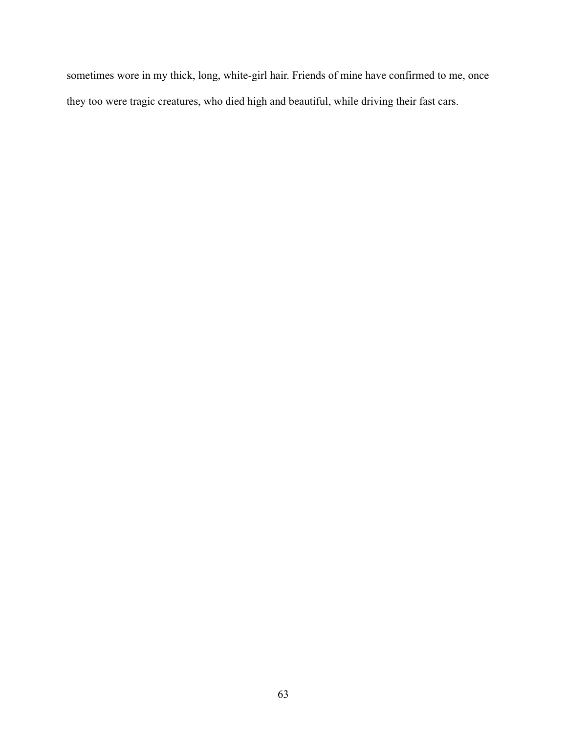sometimes wore in my thick, long, white-girl hair. Friends of mine have confirmed to me, once they too were tragic creatures, who died high and beautiful, while driving their fast cars.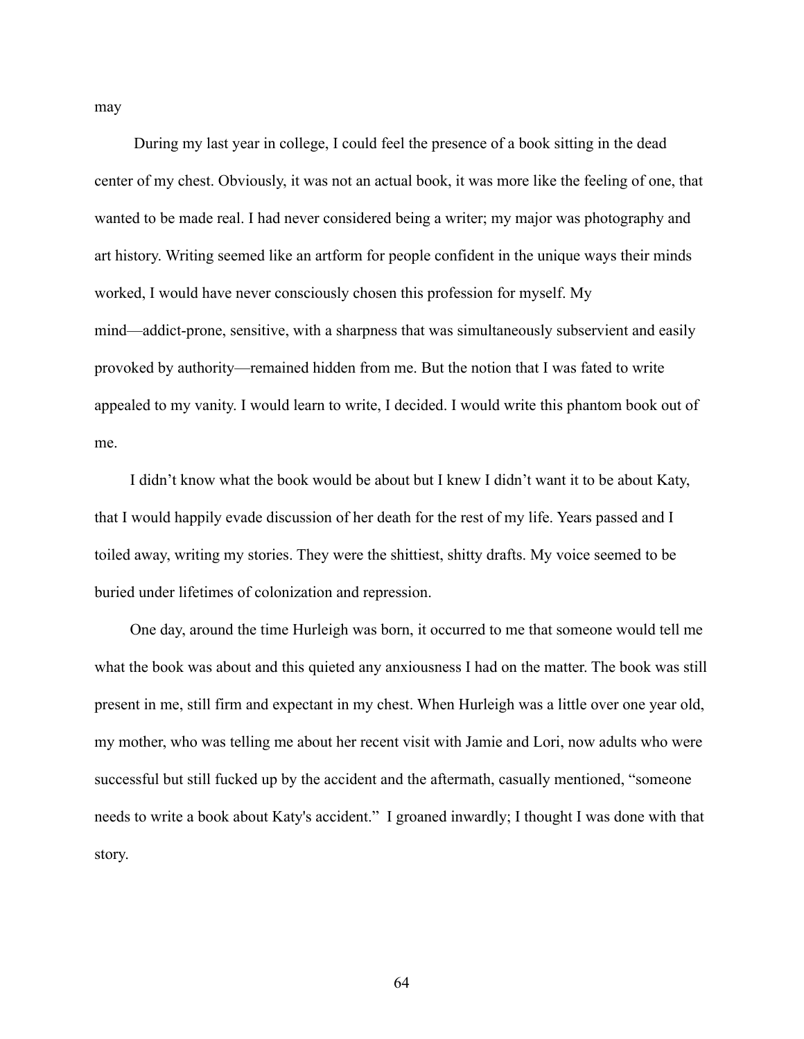may

During my last year in college, I could feel the presence of a book sitting in the dead center of my chest. Obviously, it was not an actual book, it was more like the feeling of one, that wanted to be made real. I had never considered being a writer; my major was photography and art history. Writing seemed like an artform for people confident in the unique ways their minds worked, I would have never consciously chosen this profession for myself. My mind—addict-prone, sensitive, with a sharpness that was simultaneously subservient and easily provoked by authority—remained hidden from me. But the notion that I was fated to write appealed to my vanity. I would learn to write, I decided. I would write this phantom book out of me.

I didn't know what the book would be about but I knew I didn't want it to be about Katy, that I would happily evade discussion of her death for the rest of my life. Years passed and I toiled away, writing my stories. They were the shittiest, shitty drafts. My voice seemed to be buried under lifetimes of colonization and repression.

One day, around the time Hurleigh was born, it occurred to me that someone would tell me what the book was about and this quieted any anxiousness I had on the matter. The book was still present in me, still firm and expectant in my chest. When Hurleigh was a little over one year old, my mother, who was telling me about her recent visit with Jamie and Lori, now adults who were successful but still fucked up by the accident and the aftermath, casually mentioned, "someone needs to write a book about Katy's accident." I groaned inwardly; I thought I was done with that story.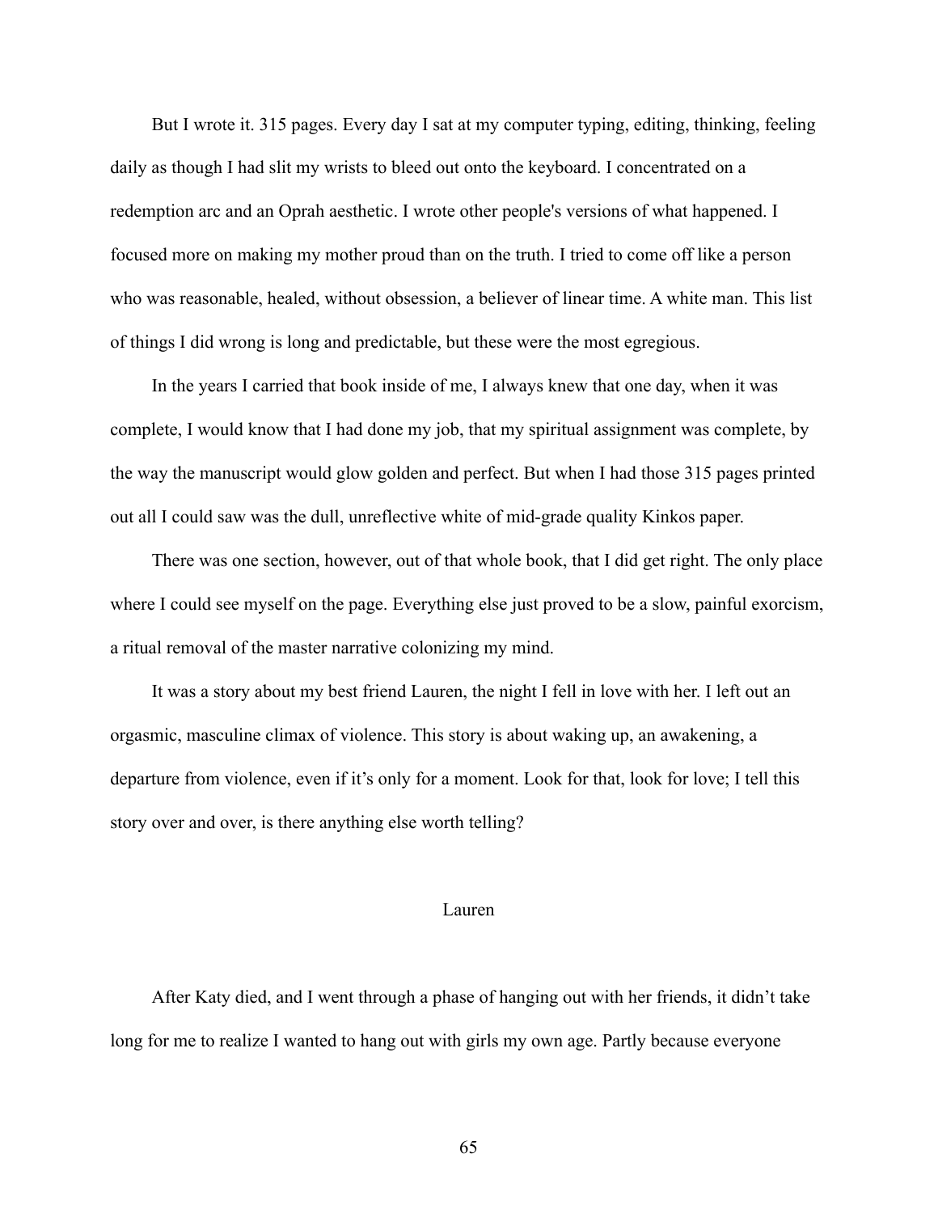But I wrote it. 315 pages. Every day I sat at my computer typing, editing, thinking, feeling daily as though I had slit my wrists to bleed out onto the keyboard. I concentrated on a redemption arc and an Oprah aesthetic. I wrote other people's versions of what happened. I focused more on making my mother proud than on the truth. I tried to come off like a person who was reasonable, healed, without obsession, a believer of linear time. A white man. This list of things I did wrong is long and predictable, but these were the most egregious.

In the years I carried that book inside of me, I always knew that one day, when it was complete, I would know that I had done my job, that my spiritual assignment was complete, by the way the manuscript would glow golden and perfect. But when I had those 315 pages printed out all I could saw was the dull, unreflective white of mid-grade quality Kinkos paper.

There was one section, however, out of that whole book, that I did get right. The only place where I could see myself on the page. Everything else just proved to be a slow, painful exorcism, a ritual removal of the master narrative colonizing my mind.

It was a story about my best friend Lauren, the night I fell in love with her. I left out an orgasmic, masculine climax of violence. This story is about waking up, an awakening, a departure from violence, even if it's only for a moment. Look for that, look for love; I tell this story over and over, is there anything else worth telling?

## Lauren

After Katy died, and I went through a phase of hanging out with her friends, it didn't take long for me to realize I wanted to hang out with girls my own age. Partly because everyone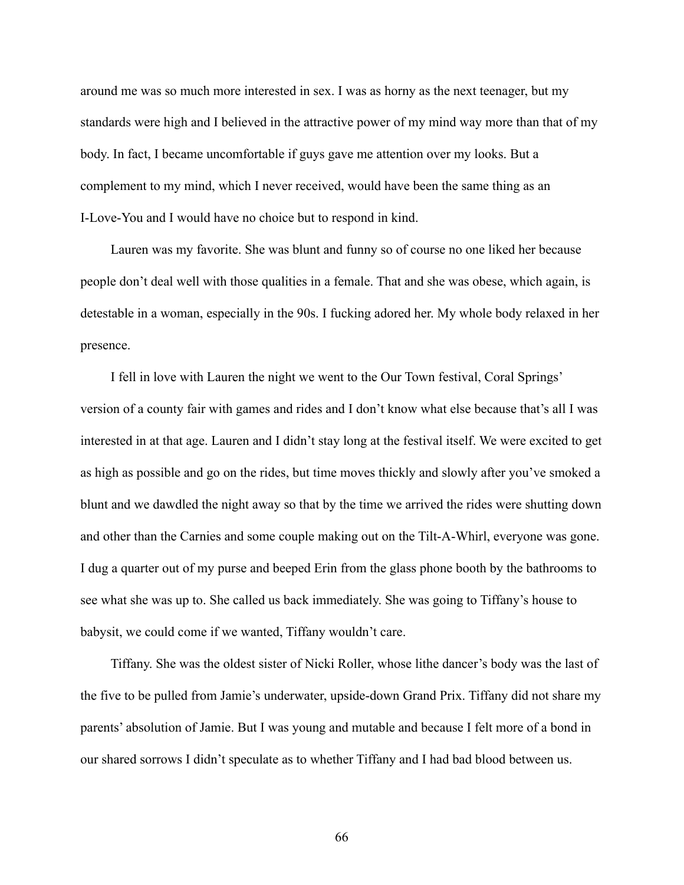around me was so much more interested in sex. I was as horny as the next teenager, but my standards were high and I believed in the attractive power of my mind way more than that of my body. In fact, I became uncomfortable if guys gave me attention over my looks. But a complement to my mind, which I never received, would have been the same thing as an I-Love-You and I would have no choice but to respond in kind.

Lauren was my favorite. She was blunt and funny so of course no one liked her because people don't deal well with those qualities in a female. That and she was obese, which again, is detestable in a woman, especially in the 90s. I fucking adored her. My whole body relaxed in her presence.

I fell in love with Lauren the night we went to the Our Town festival, Coral Springs' version of a county fair with games and rides and I don't know what else because that's all I was interested in at that age. Lauren and I didn't stay long at the festival itself. We were excited to get as high as possible and go on the rides, but time moves thickly and slowly after you've smoked a blunt and we dawdled the night away so that by the time we arrived the rides were shutting down and other than the Carnies and some couple making out on the Tilt-A-Whirl, everyone was gone. I dug a quarter out of my purse and beeped Erin from the glass phone booth by the bathrooms to see what she was up to. She called us back immediately. She was going to Tiffany's house to babysit, we could come if we wanted, Tiffany wouldn't care.

Tiffany. She was the oldest sister of Nicki Roller, whose lithe dancer's body was the last of the five to be pulled from Jamie's underwater, upside-down Grand Prix. Tiffany did not share my parents' absolution of Jamie. But I was young and mutable and because I felt more of a bond in our shared sorrows I didn't speculate as to whether Tiffany and I had bad blood between us.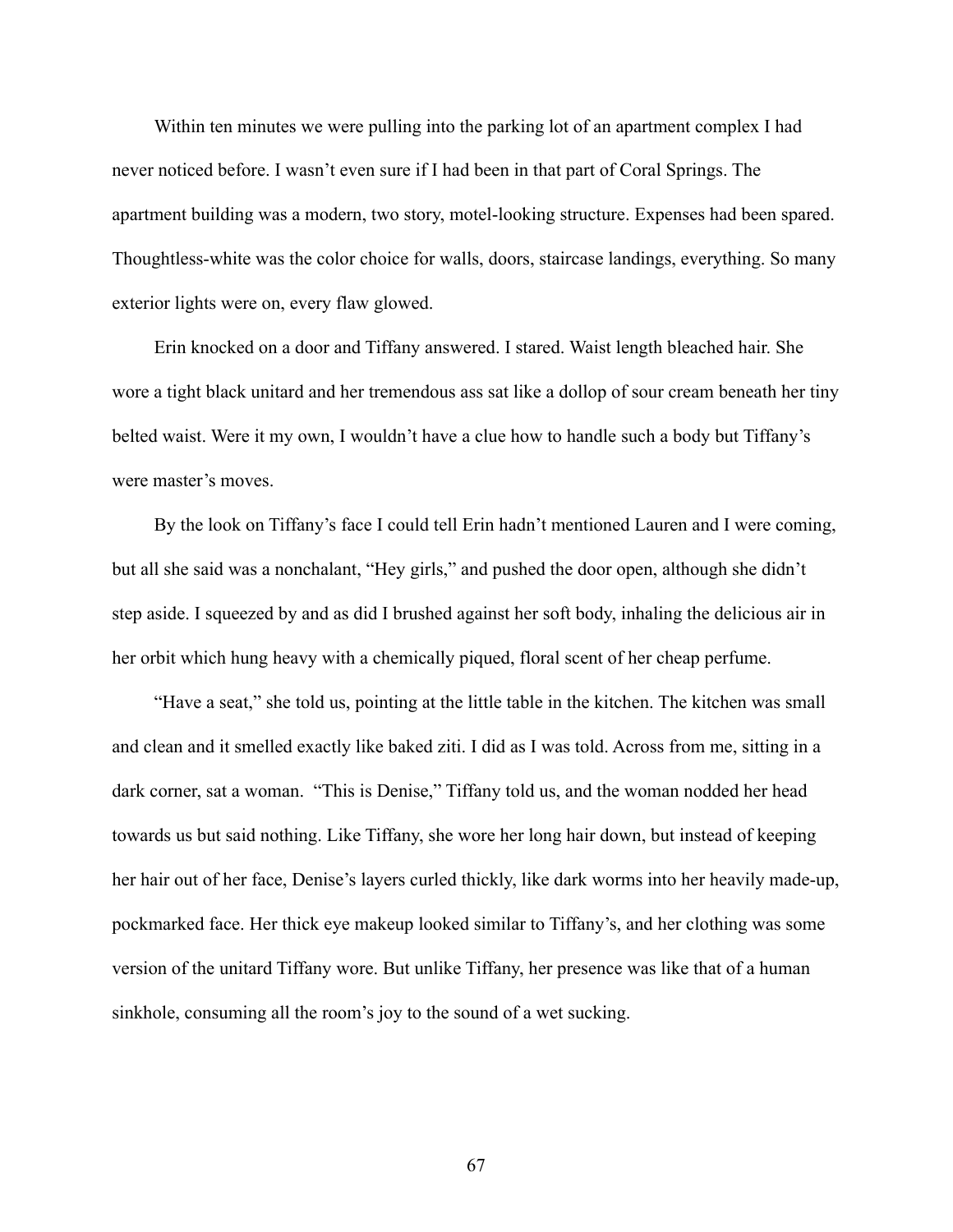Within ten minutes we were pulling into the parking lot of an apartment complex I had never noticed before. I wasn't even sure if I had been in that part of Coral Springs. The apartment building was a modern, two story, motel-looking structure. Expenses had been spared. Thoughtless-white was the color choice for walls, doors, staircase landings, everything. So many exterior lights were on, every flaw glowed.

Erin knocked on a door and Tiffany answered. I stared. Waist length bleached hair. She wore a tight black unitard and her tremendous ass sat like a dollop of sour cream beneath her tiny belted waist. Were it my own, I wouldn't have a clue how to handle such a body but Tiffany's were master's moves.

By the look on Tiffany's face I could tell Erin hadn't mentioned Lauren and I were coming, but all she said was a nonchalant, "Hey girls," and pushed the door open, although she didn't step aside. I squeezed by and as did I brushed against her soft body, inhaling the delicious air in her orbit which hung heavy with a chemically piqued, floral scent of her cheap perfume.

"Have a seat," she told us, pointing at the little table in the kitchen. The kitchen was small and clean and it smelled exactly like baked ziti. I did as I was told. Across from me, sitting in a dark corner, sat a woman. "This is Denise," Tiffany told us, and the woman nodded her head towards us but said nothing. Like Tiffany, she wore her long hair down, but instead of keeping her hair out of her face, Denise's layers curled thickly, like dark worms into her heavily made-up, pockmarked face. Her thick eye makeup looked similar to Tiffany's, and her clothing was some version of the unitard Tiffany wore. But unlike Tiffany, her presence was like that of a human sinkhole, consuming all the room's joy to the sound of a wet sucking.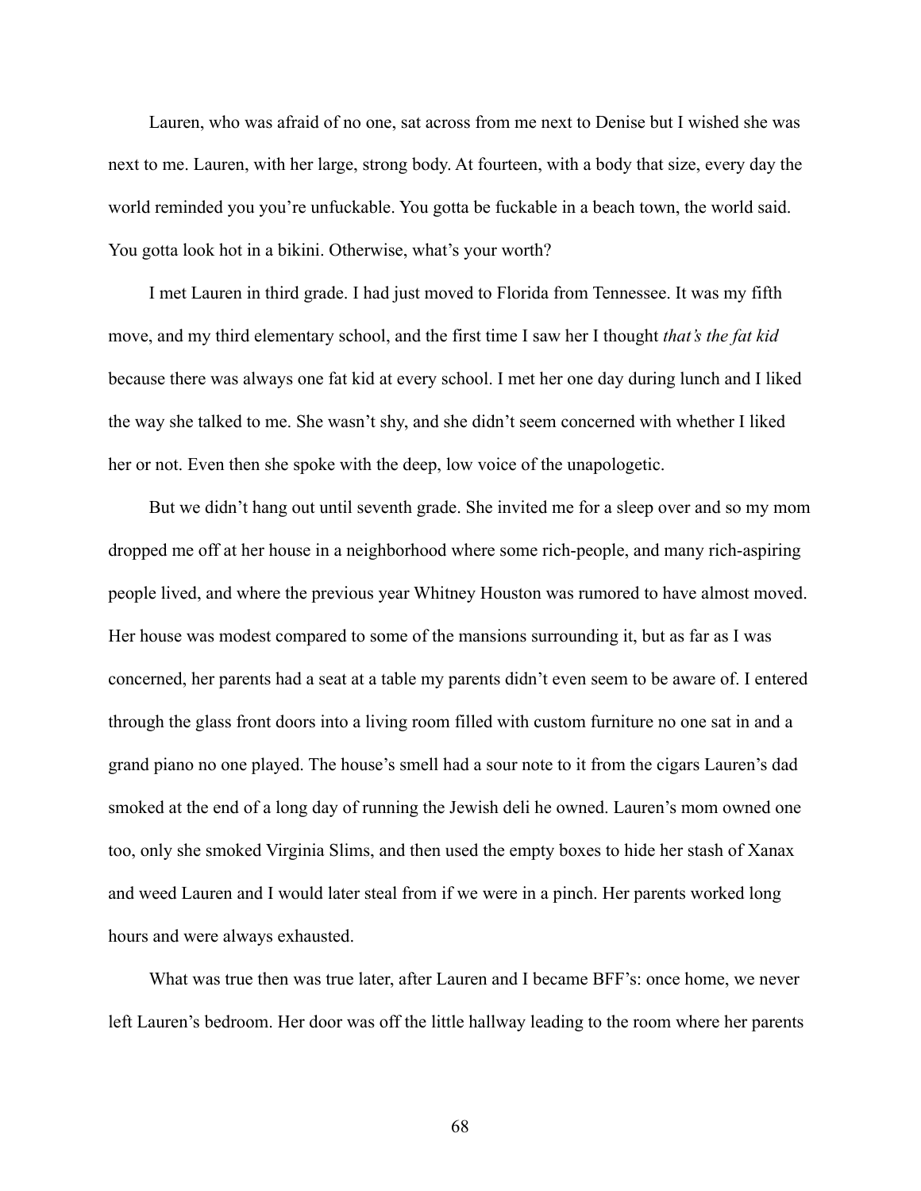Lauren, who was afraid of no one, sat across from me next to Denise but I wished she was next to me. Lauren, with her large, strong body. At fourteen, with a body that size, every day the world reminded you you're unfuckable. You gotta be fuckable in a beach town, the world said. You gotta look hot in a bikini. Otherwise, what's your worth?

I met Lauren in third grade. I had just moved to Florida from Tennessee. It was my fifth move, and my third elementary school, and the first time I saw her I thought *that's the fat kid* because there was always one fat kid at every school. I met her one day during lunch and I liked the way she talked to me. She wasn't shy, and she didn't seem concerned with whether I liked her or not. Even then she spoke with the deep, low voice of the unapologetic.

But we didn't hang out until seventh grade. She invited me for a sleep over and so my mom dropped me off at her house in a neighborhood where some rich-people, and many rich-aspiring people lived, and where the previous year Whitney Houston was rumored to have almost moved. Her house was modest compared to some of the mansions surrounding it, but as far as I was concerned, her parents had a seat at a table my parents didn't even seem to be aware of. I entered through the glass front doors into a living room filled with custom furniture no one sat in and a grand piano no one played. The house's smell had a sour note to it from the cigars Lauren's dad smoked at the end of a long day of running the Jewish deli he owned. Lauren's mom owned one too, only she smoked Virginia Slims, and then used the empty boxes to hide her stash of Xanax and weed Lauren and I would later steal from if we were in a pinch. Her parents worked long hours and were always exhausted.

What was true then was true later, after Lauren and I became BFF's: once home, we never left Lauren's bedroom. Her door was off the little hallway leading to the room where her parents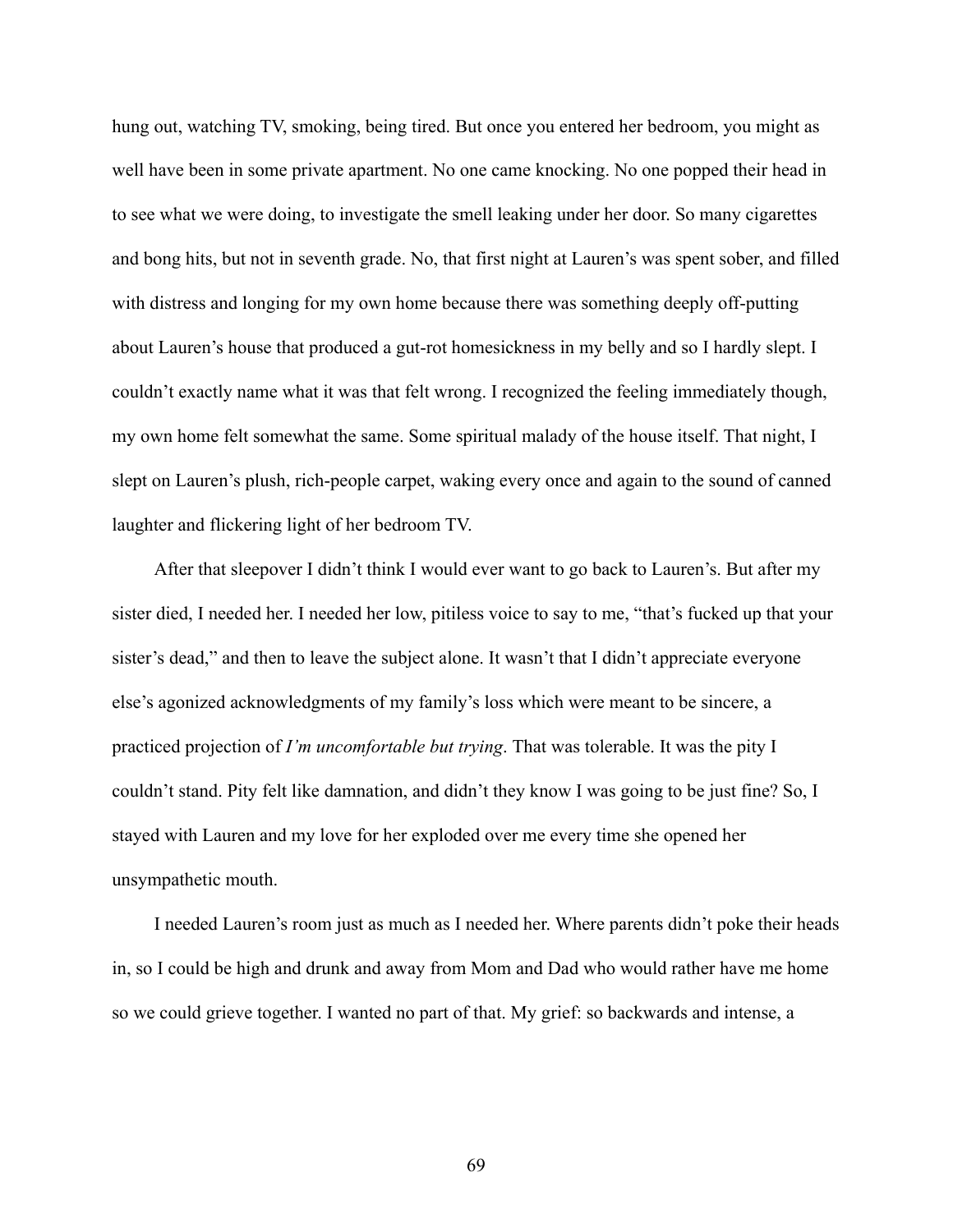hung out, watching TV, smoking, being tired. But once you entered her bedroom, you might as well have been in some private apartment. No one came knocking. No one popped their head in to see what we were doing, to investigate the smell leaking under her door. So many cigarettes and bong hits, but not in seventh grade. No, that first night at Lauren's was spent sober, and filled with distress and longing for my own home because there was something deeply off-putting about Lauren's house that produced a gut-rot homesickness in my belly and so I hardly slept. I couldn't exactly name what it was that felt wrong. I recognized the feeling immediately though, my own home felt somewhat the same. Some spiritual malady of the house itself. That night, I slept on Lauren's plush, rich-people carpet, waking every once and again to the sound of canned laughter and flickering light of her bedroom TV.

After that sleepover I didn't think I would ever want to go back to Lauren's. But after my sister died, I needed her. I needed her low, pitiless voice to say to me, "that's fucked up that your sister's dead," and then to leave the subject alone. It wasn't that I didn't appreciate everyone else's agonized acknowledgments of my family's loss which were meant to be sincere, a practiced projection of *I'm uncomfortable but trying*. That was tolerable. It was the pity I couldn't stand. Pity felt like damnation, and didn't they know I was going to be just fine? So, I stayed with Lauren and my love for her exploded over me every time she opened her unsympathetic mouth.

I needed Lauren's room just as much as I needed her. Where parents didn't poke their heads in, so I could be high and drunk and away from Mom and Dad who would rather have me home so we could grieve together. I wanted no part of that. My grief: so backwards and intense, a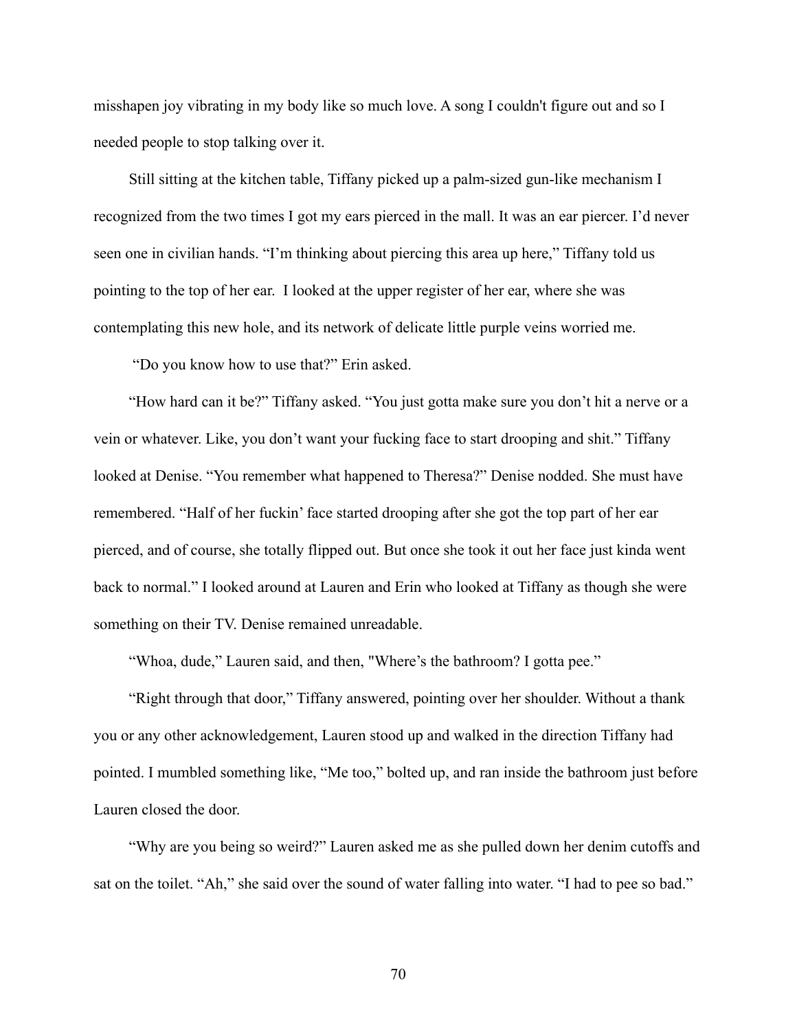misshapen joy vibrating in my body like so much love. A song I couldn't figure out and so I needed people to stop talking over it.

Still sitting at the kitchen table, Tiffany picked up a palm-sized gun-like mechanism I recognized from the two times I got my ears pierced in the mall. It was an ear piercer. I'd never seen one in civilian hands. "I'm thinking about piercing this area up here," Tiffany told us pointing to the top of her ear. I looked at the upper register of her ear, where she was contemplating this new hole, and its network of delicate little purple veins worried me.

"Do you know how to use that?" Erin asked.

"How hard can it be?" Tiffany asked. "You just gotta make sure you don't hit a nerve or a vein or whatever. Like, you don't want your fucking face to start drooping and shit." Tiffany looked at Denise. "You remember what happened to Theresa?" Denise nodded. She must have remembered. "Half of her fuckin' face started drooping after she got the top part of her ear pierced, and of course, she totally flipped out. But once she took it out her face just kinda went back to normal." I looked around at Lauren and Erin who looked at Tiffany as though she were something on their TV. Denise remained unreadable.

"Whoa, dude," Lauren said, and then, "Where's the bathroom? I gotta pee."

"Right through that door," Tiffany answered, pointing over her shoulder. Without a thank you or any other acknowledgement, Lauren stood up and walked in the direction Tiffany had pointed. I mumbled something like, "Me too," bolted up, and ran inside the bathroom just before Lauren closed the door.

"Why are you being so weird?" Lauren asked me as she pulled down her denim cutoffs and sat on the toilet. "Ah," she said over the sound of water falling into water. "I had to pee so bad."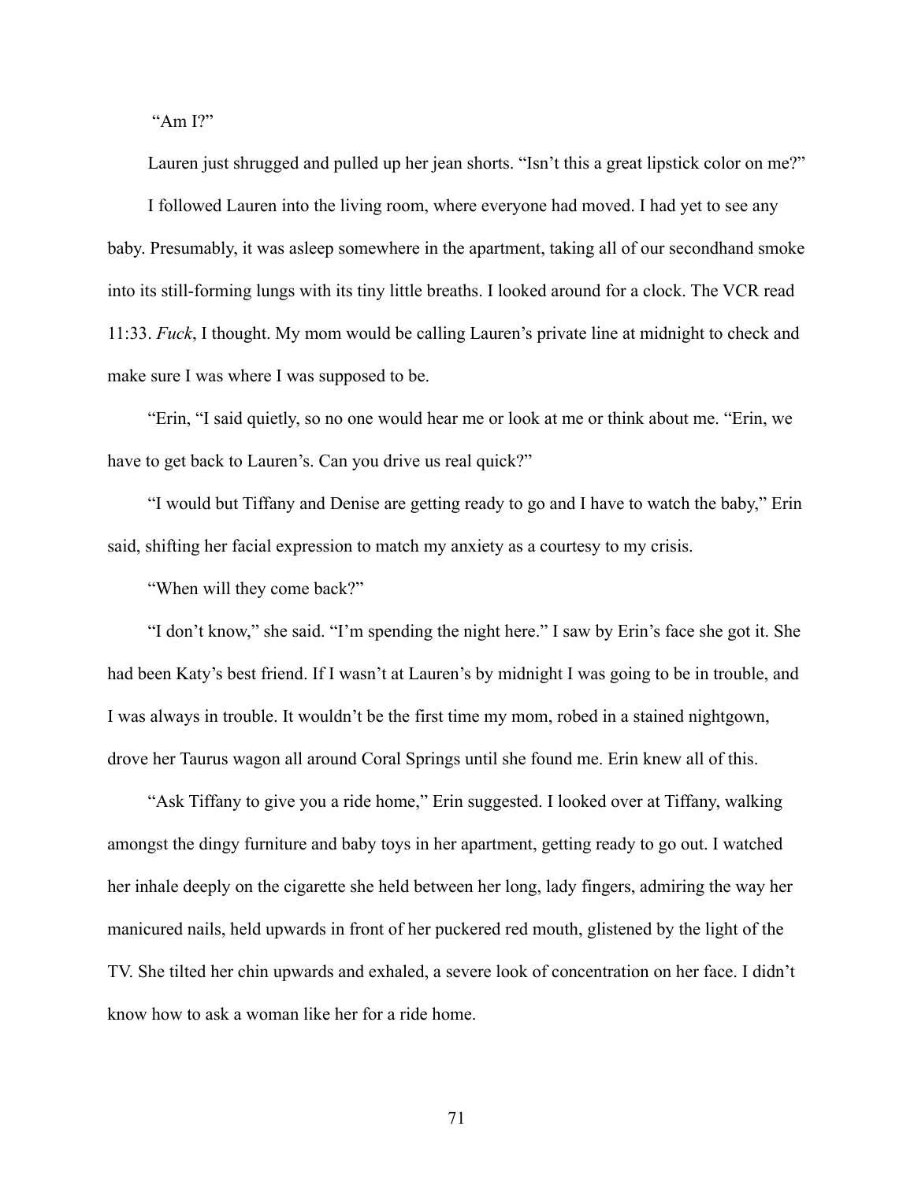"Am I?"

Lauren just shrugged and pulled up her jean shorts. "Isn't this a great lipstick color on me?"

I followed Lauren into the living room, where everyone had moved. I had yet to see any baby. Presumably, it was asleep somewhere in the apartment, taking all of our secondhand smoke into its still-forming lungs with its tiny little breaths. I looked around for a clock. The VCR read 11:33. *Fuck*, I thought. My mom would be calling Lauren's private line at midnight to check and make sure I was where I was supposed to be.

"Erin, "I said quietly, so no one would hear me or look at me or think about me. "Erin, we have to get back to Lauren's. Can you drive us real quick?"

"I would but Tiffany and Denise are getting ready to go and I have to watch the baby," Erin said, shifting her facial expression to match my anxiety as a courtesy to my crisis.

"When will they come back?"

"I don't know," she said. "I'm spending the night here." I saw by Erin's face she got it. She had been Katy's best friend. If I wasn't at Lauren's by midnight I was going to be in trouble, and I was always in trouble. It wouldn't be the first time my mom, robed in a stained nightgown, drove her Taurus wagon all around Coral Springs until she found me. Erin knew all of this.

"Ask Tiffany to give you a ride home," Erin suggested. I looked over at Tiffany, walking amongst the dingy furniture and baby toys in her apartment, getting ready to go out. I watched her inhale deeply on the cigarette she held between her long, lady fingers, admiring the way her manicured nails, held upwards in front of her puckered red mouth, glistened by the light of the TV. She tilted her chin upwards and exhaled, a severe look of concentration on her face. I didn't know how to ask a woman like her for a ride home.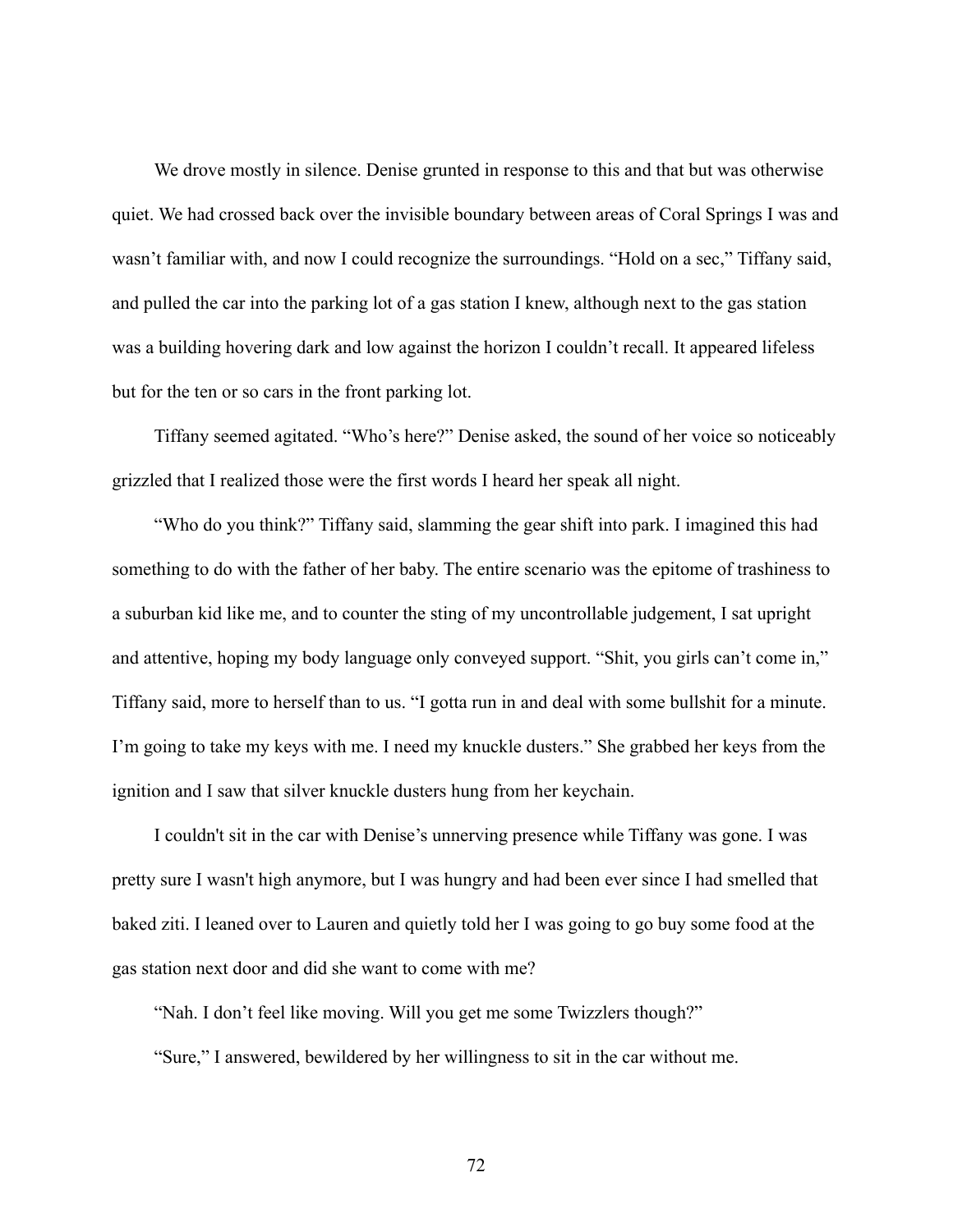We drove mostly in silence. Denise grunted in response to this and that but was otherwise quiet. We had crossed back over the invisible boundary between areas of Coral Springs I was and wasn't familiar with, and now I could recognize the surroundings. "Hold on a sec," Tiffany said, and pulled the car into the parking lot of a gas station I knew, although next to the gas station was a building hovering dark and low against the horizon I couldn't recall. It appeared lifeless but for the ten or so cars in the front parking lot.

Tiffany seemed agitated. "Who's here?" Denise asked, the sound of her voice so noticeably grizzled that I realized those were the first words I heard her speak all night.

"Who do you think?" Tiffany said, slamming the gear shift into park. I imagined this had something to do with the father of her baby. The entire scenario was the epitome of trashiness to a suburban kid like me, and to counter the sting of my uncontrollable judgement, I sat upright and attentive, hoping my body language only conveyed support. "Shit, you girls can't come in," Tiffany said, more to herself than to us. "I gotta run in and deal with some bullshit for a minute. I'm going to take my keys with me. I need my knuckle dusters." She grabbed her keys from the ignition and I saw that silver knuckle dusters hung from her keychain.

I couldn't sit in the car with Denise's unnerving presence while Tiffany was gone. I was pretty sure I wasn't high anymore, but I was hungry and had been ever since I had smelled that baked ziti. I leaned over to Lauren and quietly told her I was going to go buy some food at the gas station next door and did she want to come with me?

"Nah. I don't feel like moving. Will you get me some Twizzlers though?"

"Sure," I answered, bewildered by her willingness to sit in the car without me.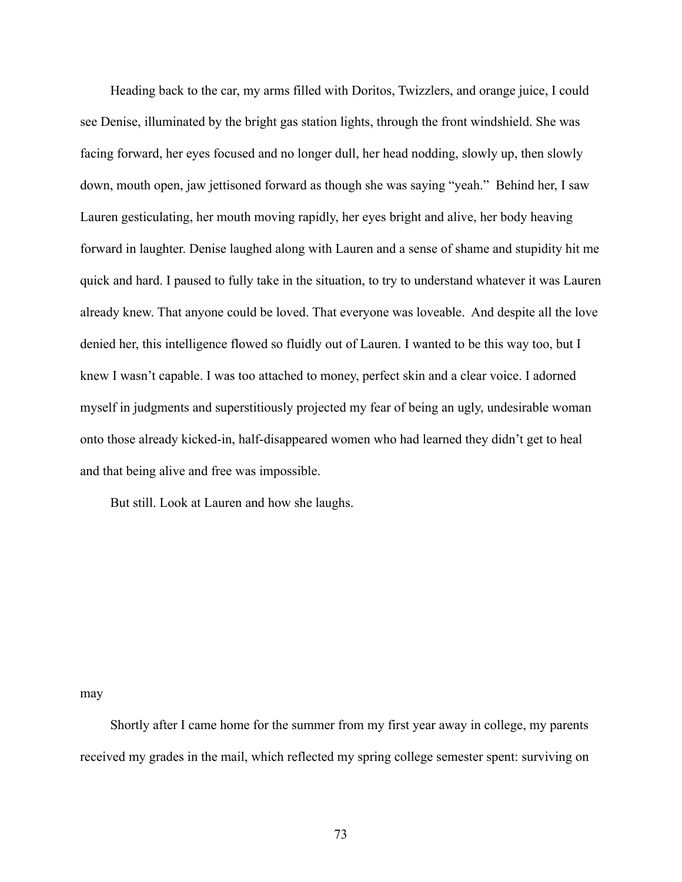Heading back to the car, my arms filled with Doritos, Twizzlers, and orange juice, I could see Denise, illuminated by the bright gas station lights, through the front windshield. She was facing forward, her eyes focused and no longer dull, her head nodding, slowly up, then slowly down, mouth open, jaw jettisoned forward as though she was saying "yeah." Behind her, I saw Lauren gesticulating, her mouth moving rapidly, her eyes bright and alive, her body heaving forward in laughter. Denise laughed along with Lauren and a sense of shame and stupidity hit me quick and hard. I paused to fully take in the situation, to try to understand whatever it was Lauren already knew. That anyone could be loved. That everyone was loveable. And despite all the love denied her, this intelligence flowed so fluidly out of Lauren. I wanted to be this way too, but I knew I wasn't capable. I was too attached to money, perfect skin and a clear voice. I adorned myself in judgments and superstitiously projected my fear of being an ugly, undesirable woman onto those already kicked-in, half-disappeared women who had learned they didn't get to heal and that being alive and free was impossible.

But still. Look at Lauren and how she laughs.

may

Shortly after I came home for the summer from my first year away in college, my parents received my grades in the mail, which reflected my spring college semester spent: surviving on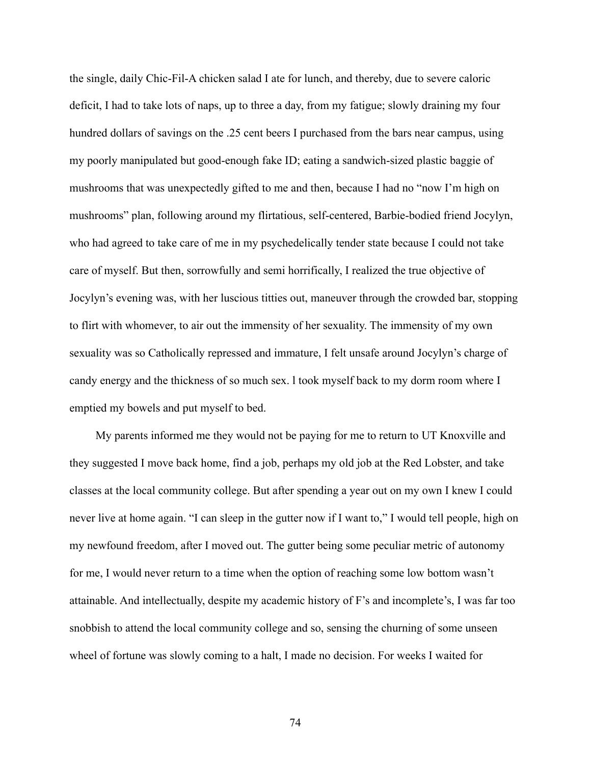the single, daily Chic-Fil-A chicken salad I ate for lunch, and thereby, due to severe caloric deficit, I had to take lots of naps, up to three a day, from my fatigue; slowly draining my four hundred dollars of savings on the .25 cent beers I purchased from the bars near campus, using my poorly manipulated but good-enough fake ID; eating a sandwich-sized plastic baggie of mushrooms that was unexpectedly gifted to me and then, because I had no "now I'm high on mushrooms" plan, following around my flirtatious, self-centered, Barbie-bodied friend Jocylyn, who had agreed to take care of me in my psychedelically tender state because I could not take care of myself. But then, sorrowfully and semi horrifically, I realized the true objective of Jocylyn's evening was, with her luscious titties out, maneuver through the crowded bar, stopping to flirt with whomever, to air out the immensity of her sexuality. The immensity of my own sexuality was so Catholically repressed and immature, I felt unsafe around Jocylyn's charge of candy energy and the thickness of so much sex. I took myself back to my dorm room where I emptied my bowels and put myself to bed.

My parents informed me they would not be paying for me to return to UT Knoxville and they suggested I move back home, find a job, perhaps my old job at the Red Lobster, and take classes at the local community college. But after spending a year out on my own I knew I could never live at home again. "I can sleep in the gutter now if I want to," I would tell people, high on my newfound freedom, after I moved out. The gutter being some peculiar metric of autonomy for me, I would never return to a time when the option of reaching some low bottom wasn't attainable. And intellectually, despite my academic history of F's and incomplete's, I was far too snobbish to attend the local community college and so, sensing the churning of some unseen wheel of fortune was slowly coming to a halt, I made no decision. For weeks I waited for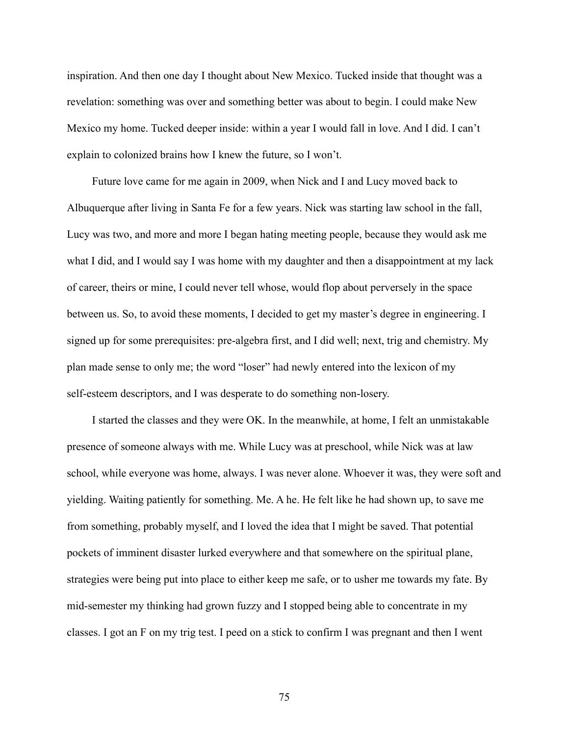inspiration. And then one day I thought about New Mexico. Tucked inside that thought was a revelation: something was over and something better was about to begin. I could make New Mexico my home. Tucked deeper inside: within a year I would fall in love. And I did. I can't explain to colonized brains how I knew the future, so I won't.

Future love came for me again in 2009, when Nick and I and Lucy moved back to Albuquerque after living in Santa Fe for a few years. Nick was starting law school in the fall, Lucy was two, and more and more I began hating meeting people, because they would ask me what I did, and I would say I was home with my daughter and then a disappointment at my lack of career, theirs or mine, I could never tell whose, would flop about perversely in the space between us. So, to avoid these moments, I decided to get my master's degree in engineering. I signed up for some prerequisites: pre-algebra first, and I did well; next, trig and chemistry. My plan made sense to only me; the word "loser" had newly entered into the lexicon of my self-esteem descriptors, and I was desperate to do something non-losery.

I started the classes and they were OK. In the meanwhile, at home, I felt an unmistakable presence of someone always with me. While Lucy was at preschool, while Nick was at law school, while everyone was home, always. I was never alone. Whoever it was, they were soft and yielding. Waiting patiently for something. Me. A he. He felt like he had shown up, to save me from something, probably myself, and I loved the idea that I might be saved. That potential pockets of imminent disaster lurked everywhere and that somewhere on the spiritual plane, strategies were being put into place to either keep me safe, or to usher me towards my fate. By mid-semester my thinking had grown fuzzy and I stopped being able to concentrate in my classes. I got an F on my trig test. I peed on a stick to confirm I was pregnant and then I went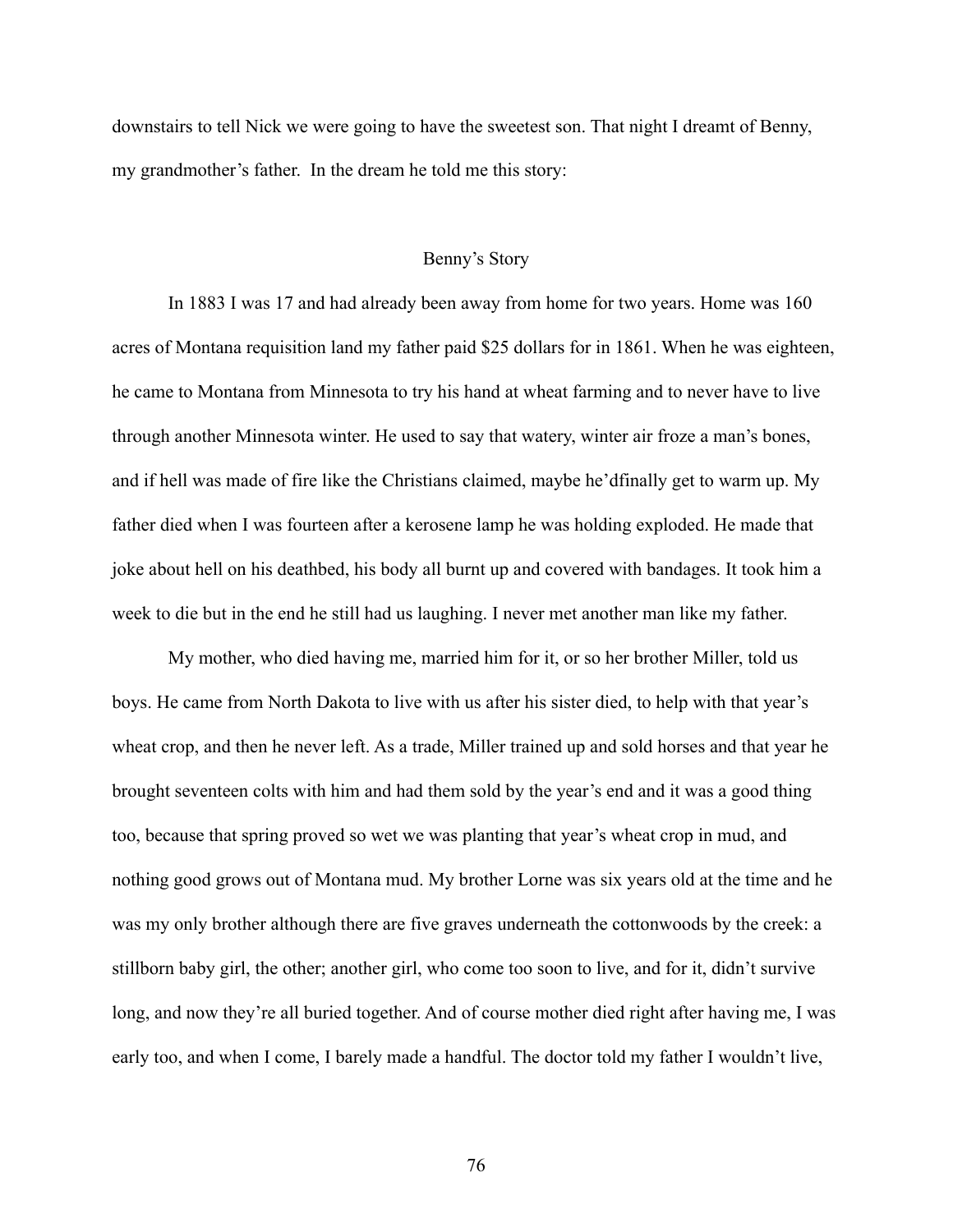downstairs to tell Nick we were going to have the sweetest son. That night I dreamt of Benny, my grandmother's father. In the dream he told me this story:

## Benny's Story

In 1883 I was 17 and had already been away from home for two years. Home was 160 acres of Montana requisition land my father paid $25 dollars for in 1861. When he was eighteen, he came to Montana from Minnesota to try his hand at wheat farming and to never have to live through another Minnesota winter. He used to say that watery, winter air froze a man's bones, and if hell was made of fire like the Christians claimed, maybe he'dfinally get to warm up. My father died when I was fourteen after a kerosene lamp he was holding exploded. He made that joke about hell on his deathbed, his body all burnt up and covered with bandages. It took him a week to die but in the end he still had us laughing. I never met another man like my father.

My mother, who died having me, married him for it, or so her brother Miller, told us boys. He came from North Dakota to live with us after his sister died, to help with that year's wheat crop, and then he never left. As a trade, Miller trained up and sold horses and that year he brought seventeen colts with him and had them sold by the year's end and it was a good thing too, because that spring proved so wet we was planting that year's wheat crop in mud, and nothing good grows out of Montana mud. My brother Lorne was six years old at the time and he was my only brother although there are five graves underneath the cottonwoods by the creek: a stillborn baby girl, the other; another girl, who come too soon to live, and for it, didn't survive long, and now they're all buried together. And of course mother died right after having me, I was early too, and when I come, I barely made a handful. The doctor told my father I wouldn't live,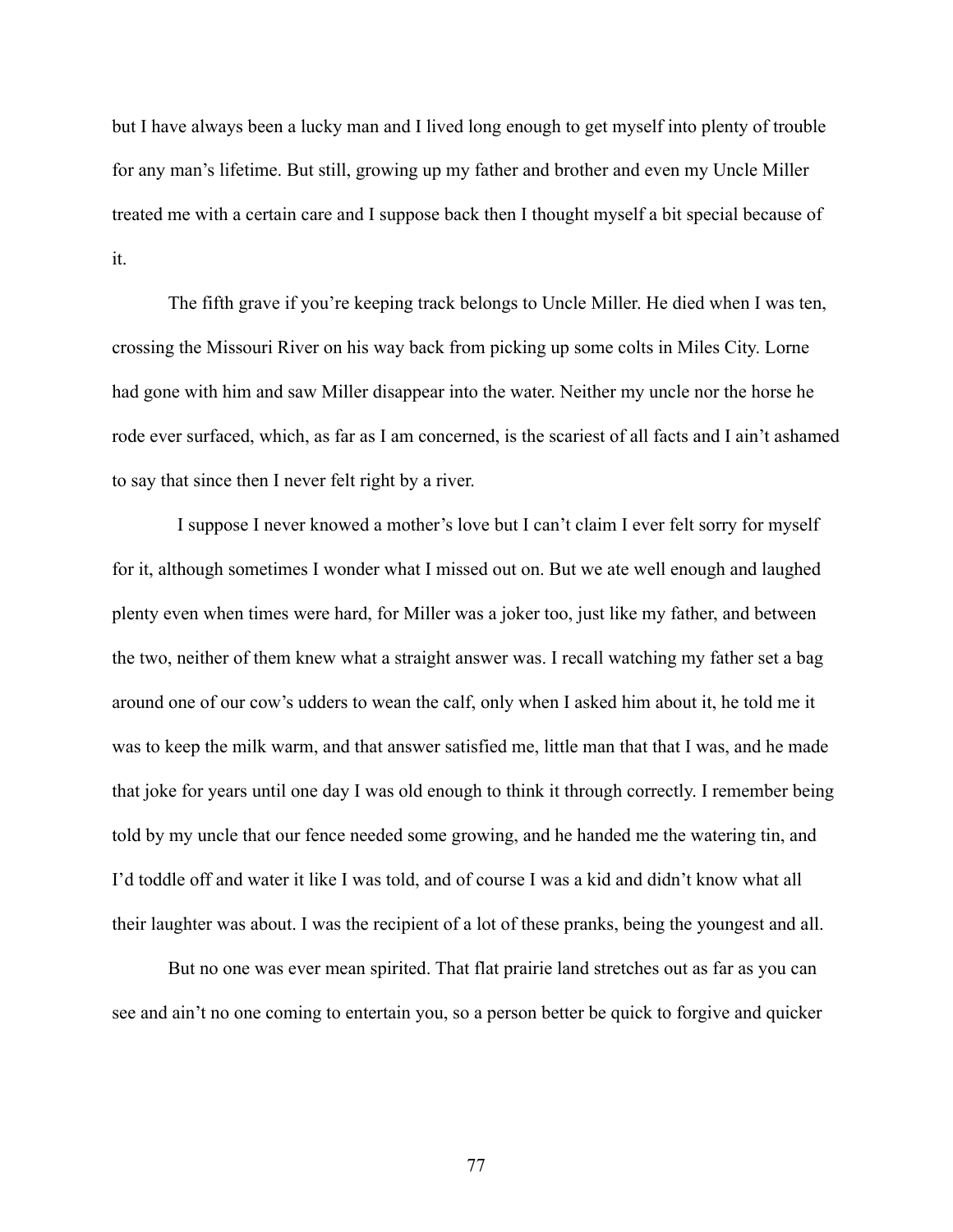but I have always been a lucky man and I lived long enough to get myself into plenty of trouble for any man's lifetime. But still, growing up my father and brother and even my Uncle Miller treated me with a certain care and I suppose back then I thought myself a bit special because of it.

The fifth grave if you're keeping track belongs to Uncle Miller. He died when I was ten, crossing the Missouri River on his way back from picking up some colts in Miles City. Lorne had gone with him and saw Miller disappear into the water. Neither my uncle nor the horse he rode ever surfaced, which, as far as I am concerned, is the scariest of all facts and I ain't ashamed to say that since then I never felt right by a river.

I suppose I never knowed a mother's love but I can't claim I ever felt sorry for myself for it, although sometimes I wonder what I missed out on. But we ate well enough and laughed plenty even when times were hard, for Miller was a joker too, just like my father, and between the two, neither of them knew what a straight answer was. I recall watching my father set a bag around one of our cow's udders to wean the calf, only when I asked him about it, he told me it was to keep the milk warm, and that answer satisfied me, little man that that I was, and he made that joke for years until one day I was old enough to think it through correctly. I remember being told by my uncle that our fence needed some growing, and he handed me the watering tin, and I'd toddle off and water it like I was told, and of course I was a kid and didn't know what all their laughter was about. I was the recipient of a lot of these pranks, being the youngest and all.

But no one was ever mean spirited. That flat prairie land stretches out as far as you can see and ain't no one coming to entertain you, so a person better be quick to forgive and quicker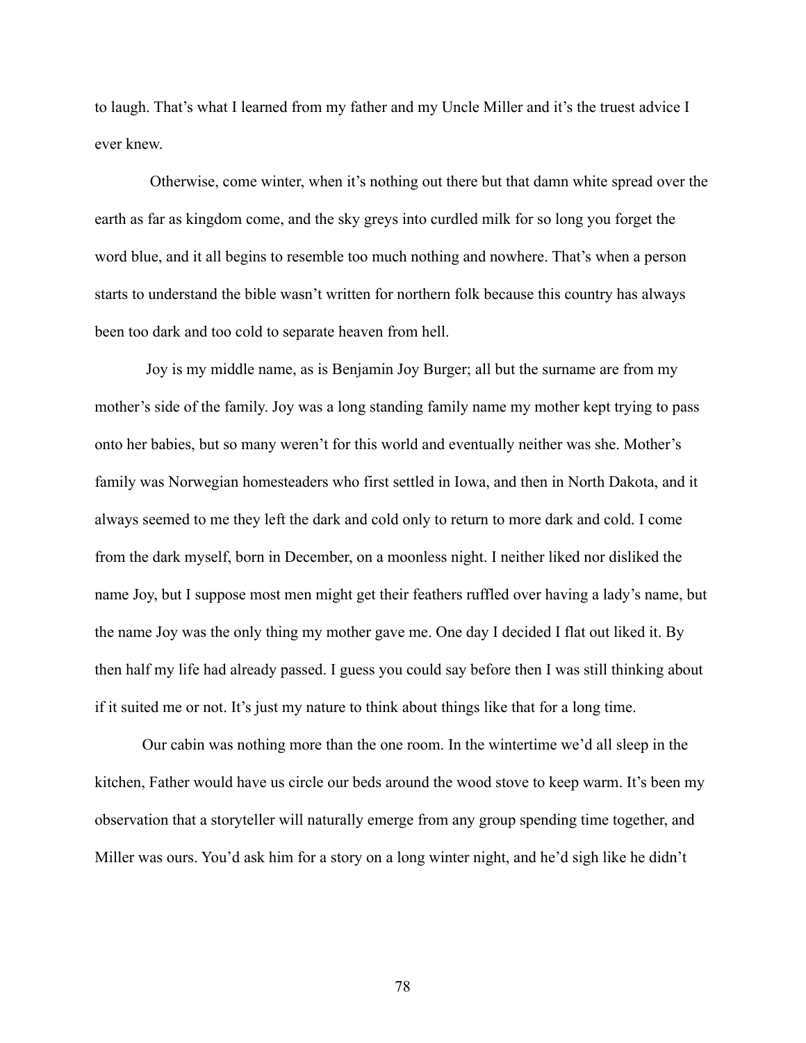to laugh. That's what I learned from my father and my Uncle Miller and it's the truest advice I ever knew.

Otherwise, come winter, when it's nothing out there but that damn white spread over the earth as far as kingdom come, and the sky greys into curdled milk for so long you forget the word blue, and it all begins to resemble too much nothing and nowhere. That's when a person starts to understand the bible wasn't written for northern folk because this country has always been too dark and too cold to separate heaven from hell.

Joy is my middle name, as is Benjamin Joy Burger; all but the surname are from my mother's side of the family. Joy was a long standing family name my mother kept trying to pass onto her babies, but so many weren't for this world and eventually neither was she. Mother's family was Norwegian homesteaders who first settled in Iowa, and then in North Dakota, and it always seemed to me they left the dark and cold only to return to more dark and cold. I come from the dark myself, born in December, on a moonless night. I neither liked nor disliked the name Joy, but I suppose most men might get their feathers ruffled over having a lady's name, but the name Joy was the only thing my mother gave me. One day I decided I flat out liked it. By then half my life had already passed. I guess you could say before then I was still thinking about if it suited me or not. It's just my nature to think about things like that for a long time.

Our cabin was nothing more than the one room. In the wintertime we'd all sleep in the kitchen, Father would have us circle our beds around the wood stove to keep warm. It's been my observation that a storyteller will naturally emerge from any group spending time together, and Miller was ours. You'd ask him for a story on a long winter night, and he'd sigh like he didn't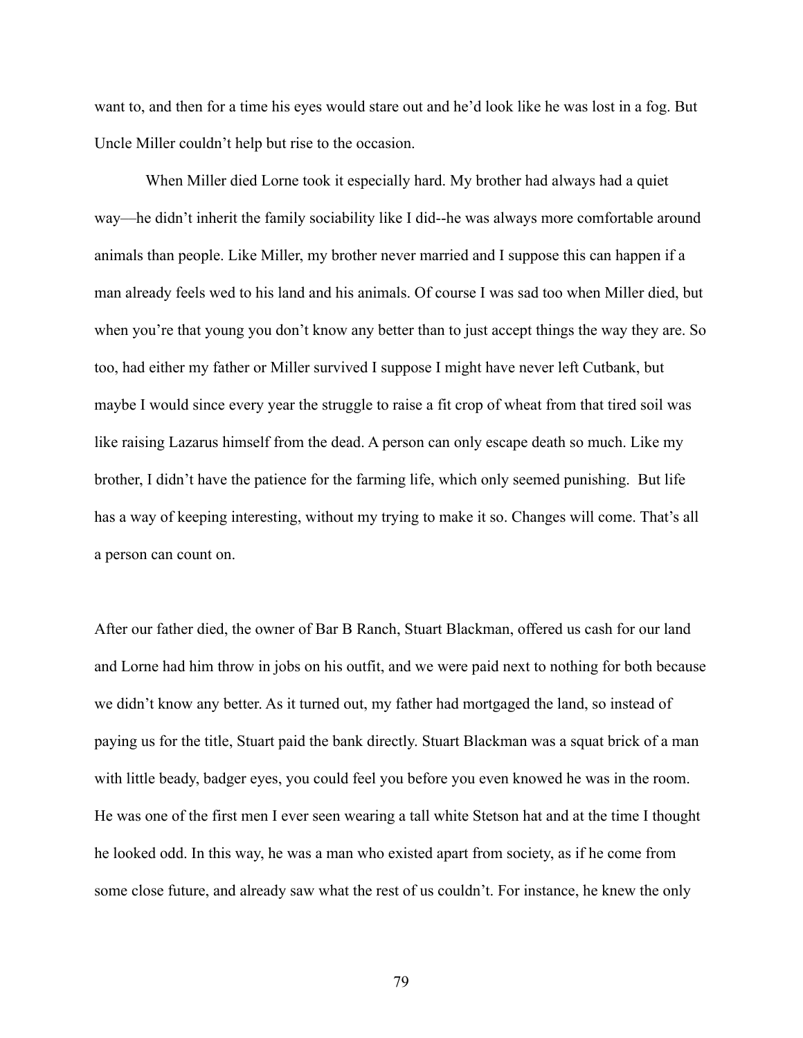want to, and then for a time his eyes would stare out and he'd look like he was lost in a fog. But Uncle Miller couldn't help but rise to the occasion.

When Miller died Lorne took it especially hard. My brother had always had a quiet way—he didn't inherit the family sociability like I did--he was always more comfortable around animals than people. Like Miller, my brother never married and I suppose this can happen if a man already feels wed to his land and his animals. Of course I was sad too when Miller died, but when you're that young you don't know any better than to just accept things the way they are. So too, had either my father or Miller survived I suppose I might have never left Cutbank, but maybe I would since every year the struggle to raise a fit crop of wheat from that tired soil was like raising Lazarus himself from the dead. A person can only escape death so much. Like my brother, I didn't have the patience for the farming life, which only seemed punishing. But life has a way of keeping interesting, without my trying to make it so. Changes will come. That's all a person can count on.

After our father died, the owner of Bar B Ranch, Stuart Blackman, offered us cash for our land and Lorne had him throw in jobs on his outfit, and we were paid next to nothing for both because we didn't know any better. As it turned out, my father had mortgaged the land, so instead of paying us for the title, Stuart paid the bank directly. Stuart Blackman was a squat brick of a man with little beady, badger eyes, you could feel you before you even knowed he was in the room. He was one of the first men I ever seen wearing a tall white Stetson hat and at the time I thought he looked odd. In this way, he was a man who existed apart from society, as if he come from some close future, and already saw what the rest of us couldn't. For instance, he knew the only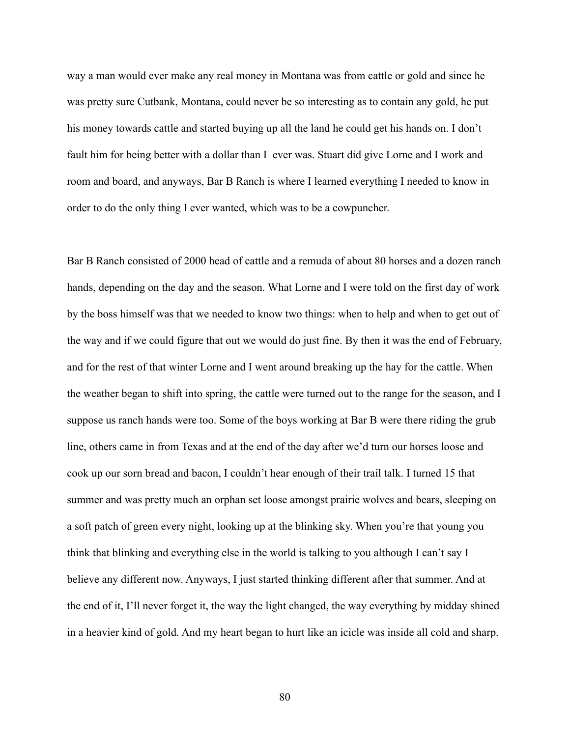way a man would ever make any real money in Montana was from cattle or gold and since he was pretty sure Cutbank, Montana, could never be so interesting as to contain any gold, he put his money towards cattle and started buying up all the land he could get his hands on. I don't fault him for being better with a dollar than I ever was. Stuart did give Lorne and I work and room and board, and anyways, Bar B Ranch is where I learned everything I needed to know in order to do the only thing I ever wanted, which was to be a cowpuncher.

Bar B Ranch consisted of 2000 head of cattle and a remuda of about 80 horses and a dozen ranch hands, depending on the day and the season. What Lorne and I were told on the first day of work by the boss himself was that we needed to know two things: when to help and when to get out of the way and if we could figure that out we would do just fine. By then it was the end of February, and for the rest of that winter Lorne and I went around breaking up the hay for the cattle. When the weather began to shift into spring, the cattle were turned out to the range for the season, and I suppose us ranch hands were too. Some of the boys working at Bar B were there riding the grub line, others came in from Texas and at the end of the day after we'd turn our horses loose and cook up our sorn bread and bacon, I couldn't hear enough of their trail talk. I turned 15 that summer and was pretty much an orphan set loose amongst prairie wolves and bears, sleeping on a soft patch of green every night, looking up at the blinking sky. When you're that young you think that blinking and everything else in the world is talking to you although I can't say I believe any different now. Anyways, I just started thinking different after that summer. And at the end of it, I'll never forget it, the way the light changed, the way everything by midday shined in a heavier kind of gold. And my heart began to hurt like an icicle was inside all cold and sharp.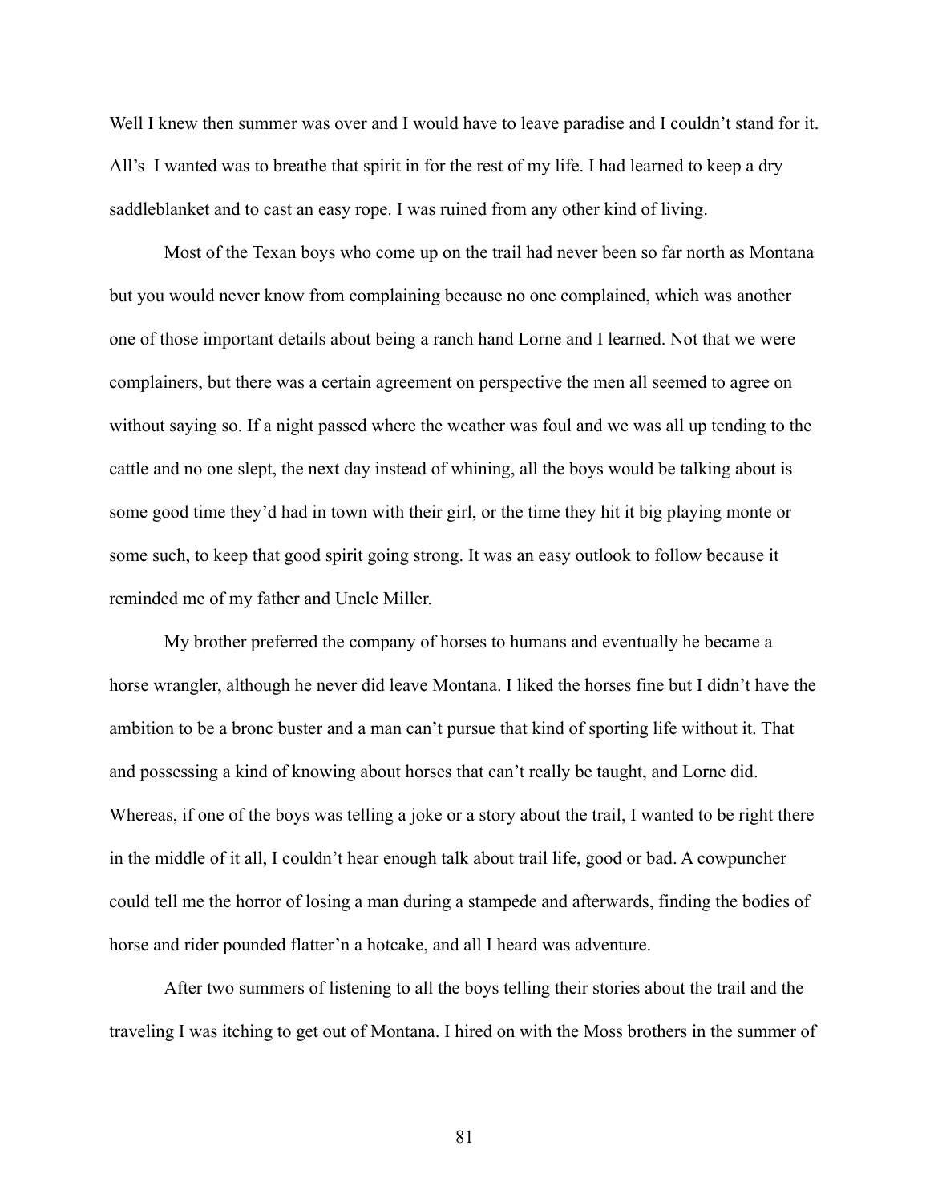Well I knew then summer was over and I would have to leave paradise and I couldn't stand for it. All's  I wanted was to breathe that spirit in for the rest of my life. I had learned to keep a dry saddleblanket and to cast an easy rope. I was ruined from any other kind of living.

Most of the Texan boys who come up on the trail had never been so far north as Montana but you would never know from complaining because no one complained, which was another one of those important details about being a ranch hand Lorne and I learned. Not that we were complainers, but there was a certain agreement on perspective the men all seemed to agree on without saying so. If a night passed where the weather was foul and we was all up tending to the cattle and no one slept, the next day instead of whining, all the boys would be talking about is some good time they'd had in town with their girl, or the time they hit it big playing monte or some such, to keep that good spirit going strong. It was an easy outlook to follow because it reminded me of my father and Uncle Miller.

My brother preferred the company of horses to humans and eventually he became a horse wrangler, although he never did leave Montana. I liked the horses fine but I didn't have the ambition to be a bronc buster and a man can't pursue that kind of sporting life without it. That and possessing a kind of knowing about horses that can't really be taught, and Lorne did. Whereas, if one of the boys was telling a joke or a story about the trail, I wanted to be right there in the middle of it all, I couldn't hear enough talk about trail life, good or bad. A cowpuncher could tell me the horror of losing a man during a stampede and afterwards, finding the bodies of horse and rider pounded flatter'n a hotcake, and all I heard was adventure.

After two summers of listening to all the boys telling their stories about the trail and the traveling I was itching to get out of Montana. I hired on with the Moss brothers in the summer of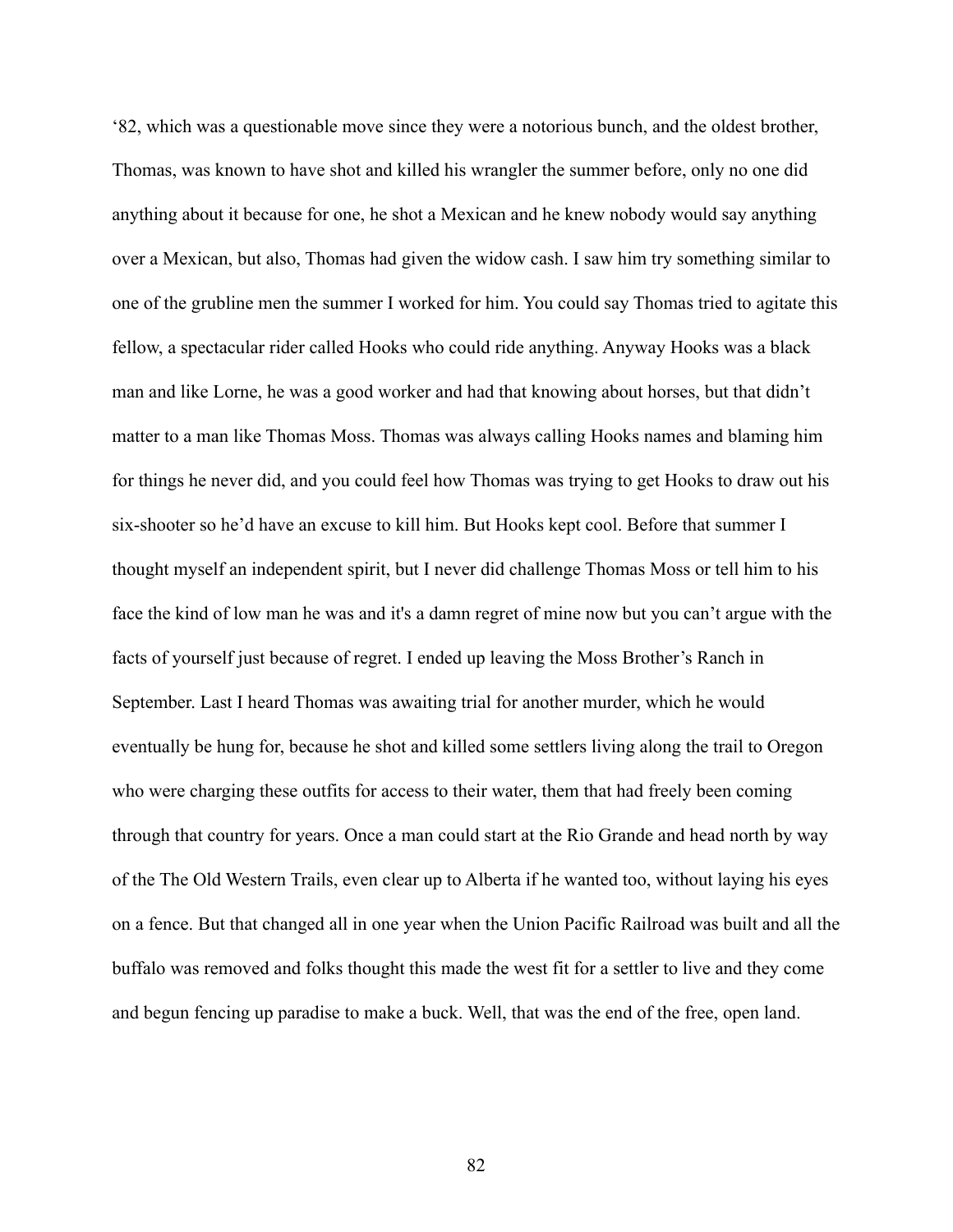‘82, which was a questionable move since they were a notorious bunch, and the oldest brother, Thomas, was known to have shot and killed his wrangler the summer before, only no one did anything about it because for one, he shot a Mexican and he knew nobody would say anything over a Mexican, but also, Thomas had given the widow cash. I saw him try something similar to one of the grubline men the summer I worked for him. You could say Thomas tried to agitate this fellow, a spectacular rider called Hooks who could ride anything. Anyway Hooks was a black man and like Lorne, he was a good worker and had that knowing about horses, but that didn’t matter to a man like Thomas Moss. Thomas was always calling Hooks names and blaming him for things he never did, and you could feel how Thomas was trying to get Hooks to draw out his six-shooter so he’d have an excuse to kill him. But Hooks kept cool. Before that summer I thought myself an independent spirit, but I never did challenge Thomas Moss or tell him to his face the kind of low man he was and it's a damn regret of mine now but you can’t argue with the facts of yourself just because of regret. I ended up leaving the Moss Brother’s Ranch in September. Last I heard Thomas was awaiting trial for another murder, which he would eventually be hung for, because he shot and killed some settlers living along the trail to Oregon who were charging these outfits for access to their water, them that had freely been coming through that country for years. Once a man could start at the Rio Grande and head north by way of the The Old Western Trails, even clear up to Alberta if he wanted too, without laying his eyes on a fence. But that changed all in one year when the Union Pacific Railroad was built and all the buffalo was removed and folks thought this made the west fit for a settler to live and they come and begun fencing up paradise to make a buck. Well, that was the end of the free, open land.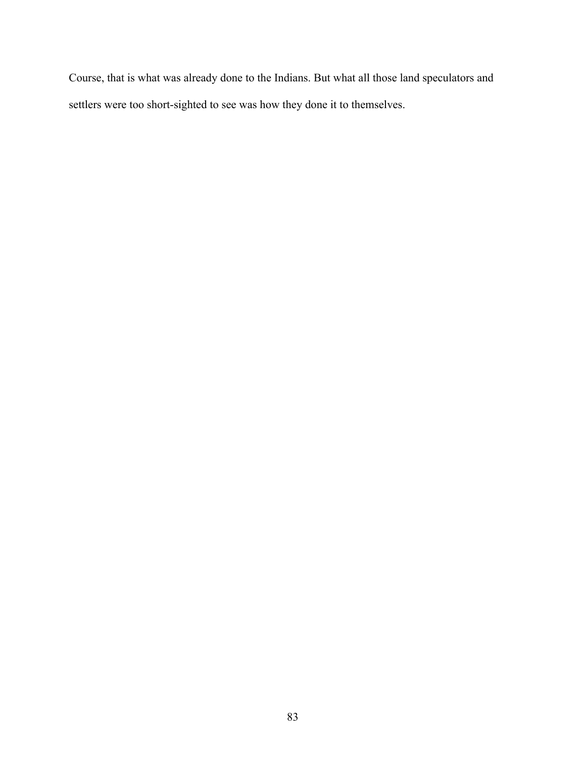Course, that is what was already done to the Indians. But what all those land speculators and settlers were too short-sighted to see was how they done it to themselves.